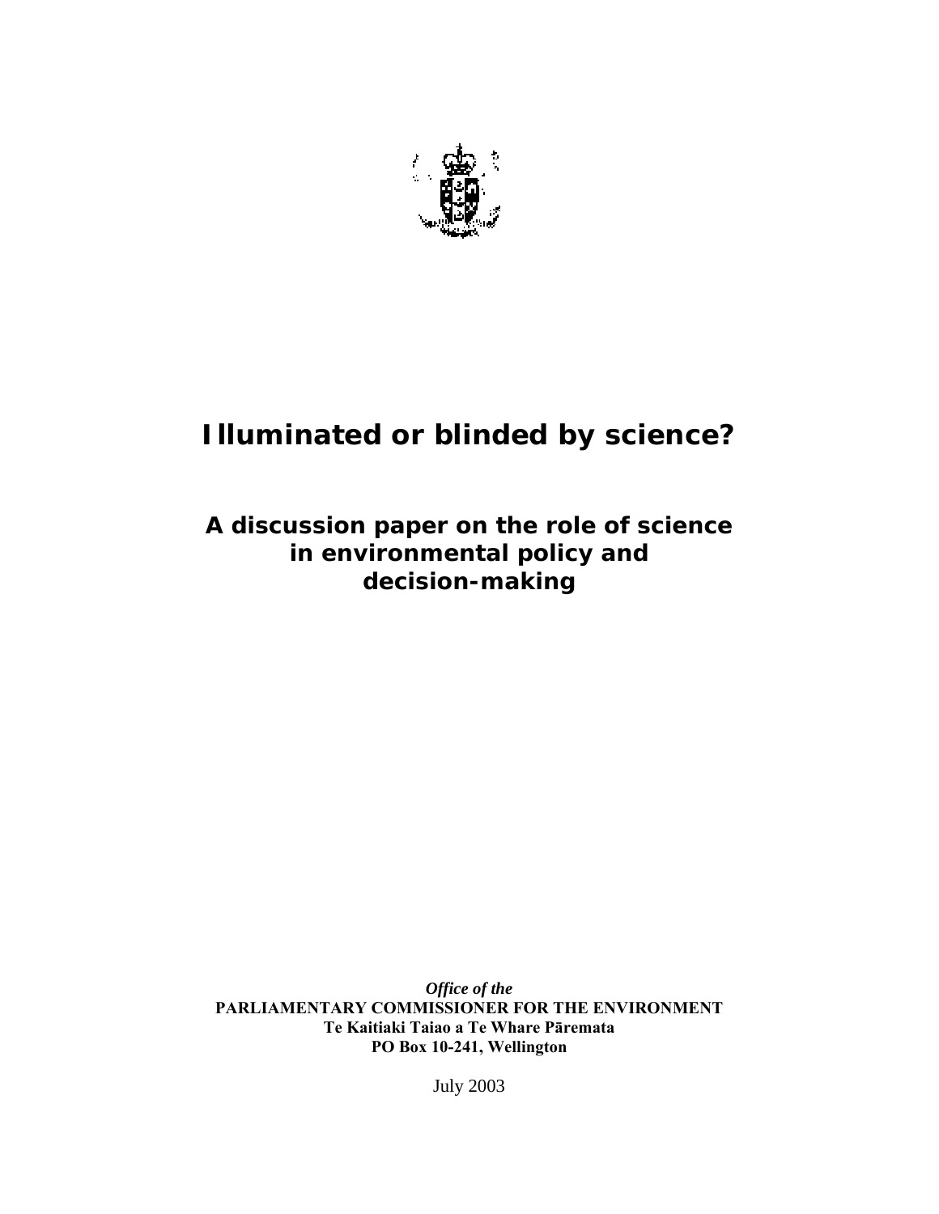# Illuminated or blinded by science?

## A discussion paper on the role of science in environmental policy and decision-making

*Office of the*
**PARLIAMENTARY COMMISSIONER FOR THE ENVIRONMENT**
**Te Kaitiaki Taiao a Te Whare Pāremata**
**PO Box 10-241, Wellington**

July 2003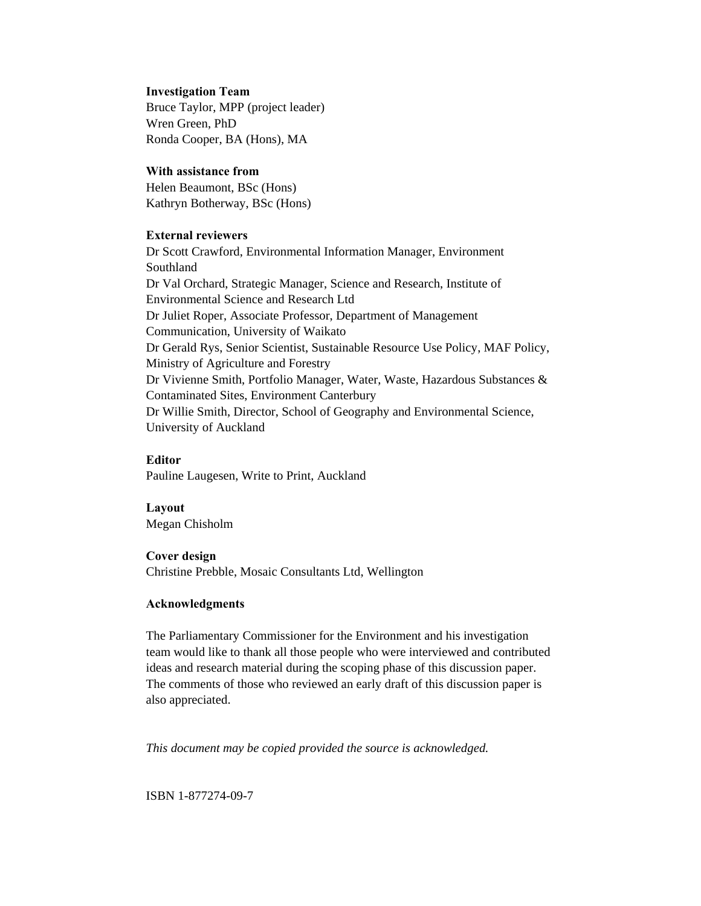**Investigation Team**
Bruce Taylor, MPP (project leader)
Wren Green, PhD
Ronda Cooper, BA (Hons), MA

**With assistance from**
Helen Beaumont, BSc (Hons)
Kathryn Botherway, BSc (Hons)

**External reviewers**
Dr Scott Crawford, Environmental Information Manager, Environment Southland
Dr Val Orchard, Strategic Manager, Science and Research, Institute of Environmental Science and Research Ltd
Dr Juliet Roper, Associate Professor, Department of Management Communication, University of Waikato
Dr Gerald Rys, Senior Scientist, Sustainable Resource Use Policy, MAF Policy, Ministry of Agriculture and Forestry
Dr Vivienne Smith, Portfolio Manager, Water, Waste, Hazardous Substances & Contaminated Sites, Environment Canterbury
Dr Willie Smith, Director, School of Geography and Environmental Science, University of Auckland

**Editor**
Pauline Laugesen, Write to Print, Auckland

**Layout**
Megan Chisholm

**Cover design**
Christine Prebble, Mosaic Consultants Ltd, Wellington

**Acknowledgments**

The Parliamentary Commissioner for the Environment and his investigation team would like to thank all those people who were interviewed and contributed ideas and research material during the scoping phase of this discussion paper. The comments of those who reviewed an early draft of this discussion paper is also appreciated.

*This document may be copied provided the source is acknowledged.*

ISBN 1-877274-09-7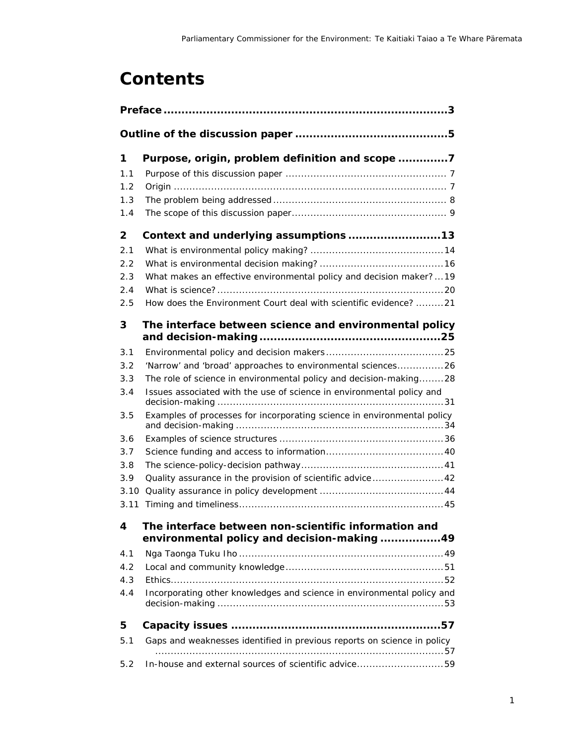# Contents

**Preface** ... **3**

**Outline of the discussion paper** ... **5**

**1 Purpose, origin, problem definition and scope** ... **7**

1.1 Purpose of this discussion paper ... 7
1.2 Origin ... 7
1.3 The problem being addressed ... 8
1.4 The scope of this discussion paper ... 9

**2 Context and underlying assumptions** ... **13**

2.1 What is environmental policy making? ... 14
2.2 What is environmental decision making? ... 16
2.3 What makes an effective environmental policy and decision maker? ... 19
2.4 What is science? ... 20
2.5 How does the Environment Court deal with scientific evidence? ... 21

**3 The interface between science and environmental policy and decision-making** ... **25**

3.1 Environmental policy and decision makers ... 25
3.2 'Narrow' and 'broad' approaches to environmental sciences ... 26
3.3 The role of science in environmental policy and decision-making ... 28
3.4 Issues associated with the use of science in environmental policy and decision-making ... 31
3.5 Examples of processes for incorporating science in environmental policy and decision-making ... 34
3.6 Examples of science structures ... 36
3.7 Science funding and access to information ... 40
3.8 The science-policy-decision pathway ... 41
3.9 Quality assurance in the provision of scientific advice ... 42
3.10 Quality assurance in policy development ... 44
3.11 Timing and timeliness ... 45

**4 The interface between non-scientific information and environmental policy and decision-making** ... **49**

4.1 Nga Taonga Tuku Iho ... 49
4.2 Local and community knowledge ... 51
4.3 Ethics ... 52
4.4 Incorporating other knowledges and science in environmental policy and decision-making ... 53

**5 Capacity issues** ... **57**

5.1 Gaps and weaknesses identified in previous reports on science in policy ... 57
5.2 In-house and external sources of scientific advice ... 59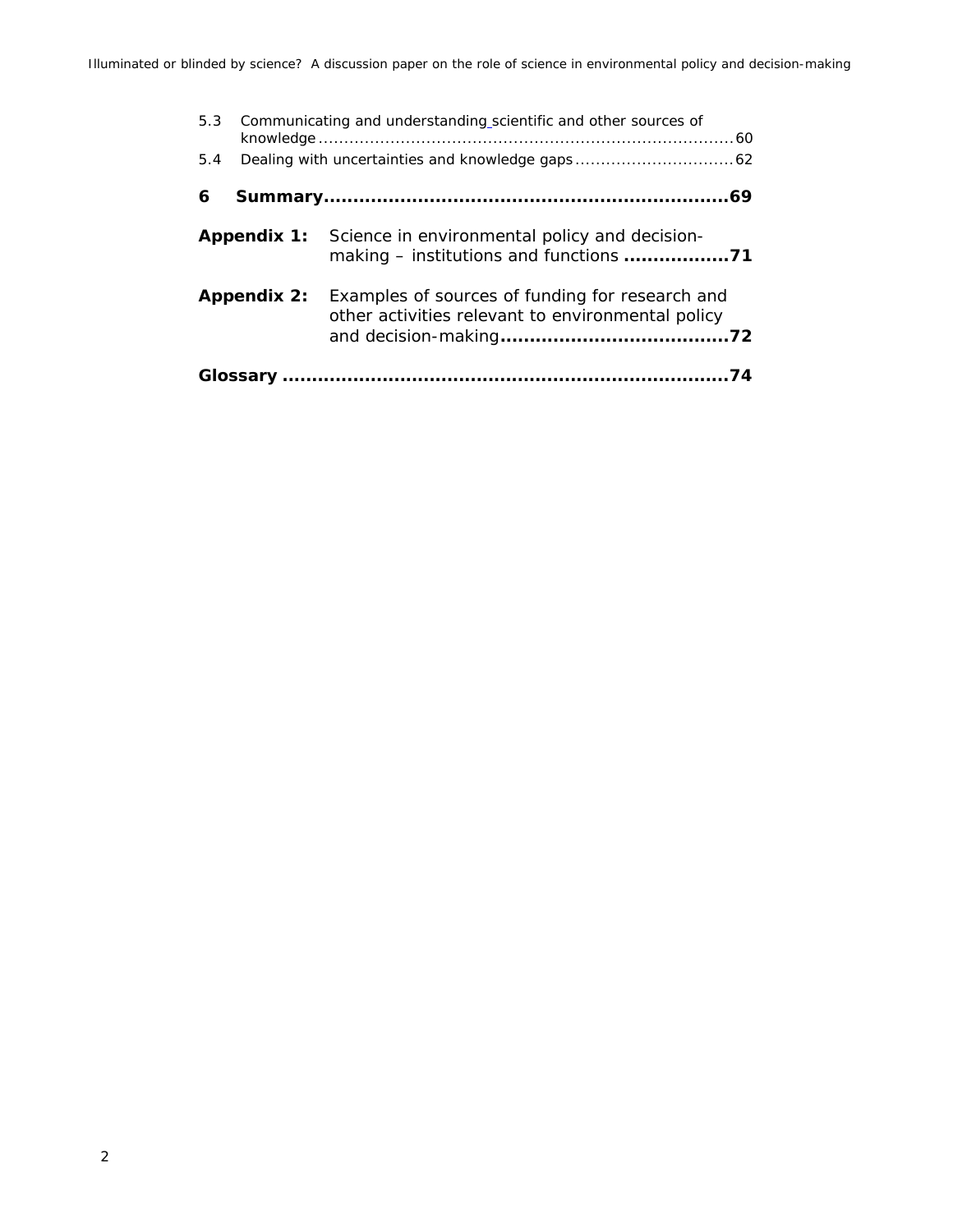5.3 Communicating and understanding scientific and other sources of knowledge ........ 60
5.4 Dealing with uncertainties and knowledge gaps ........ 62

**6 Summary ........ 69**

**Appendix 1:** Science in environmental policy and decision-making – institutions and functions **........ 71**

**Appendix 2:** Examples of sources of funding for research and other activities relevant to environmental policy and decision-making **........ 72**

**Glossary ........ 74**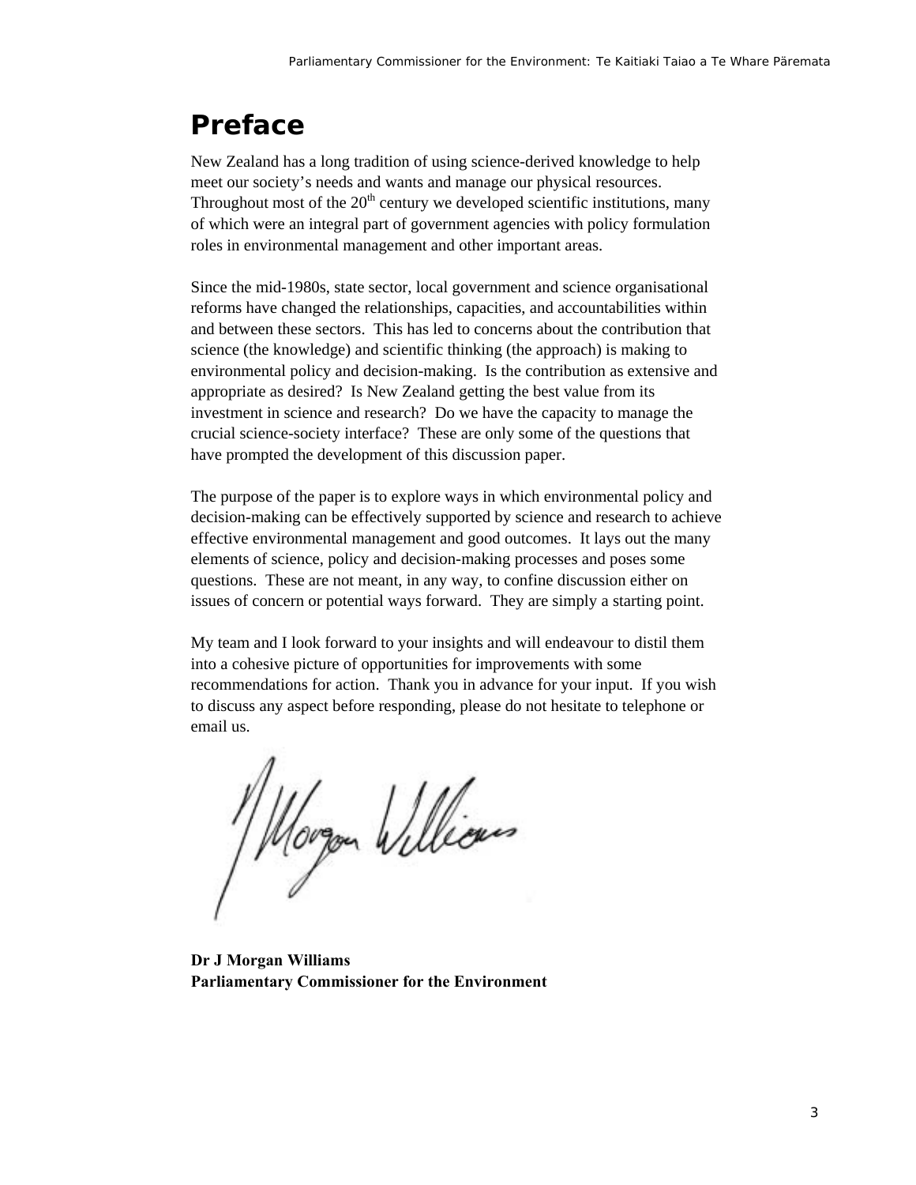# Preface

New Zealand has a long tradition of using science-derived knowledge to help meet our society's needs and wants and manage our physical resources. Throughout most of the 20th century we developed scientific institutions, many of which were an integral part of government agencies with policy formulation roles in environmental management and other important areas.

Since the mid-1980s, state sector, local government and science organisational reforms have changed the relationships, capacities, and accountabilities within and between these sectors. This has led to concerns about the contribution that science (the knowledge) and scientific thinking (the approach) is making to environmental policy and decision-making. Is the contribution as extensive and appropriate as desired? Is New Zealand getting the best value from its investment in science and research? Do we have the capacity to manage the crucial science-society interface? These are only some of the questions that have prompted the development of this discussion paper.

The purpose of the paper is to explore ways in which environmental policy and decision-making can be effectively supported by science and research to achieve effective environmental management and good outcomes. It lays out the many elements of science, policy and decision-making processes and poses some questions. These are not meant, in any way, to confine discussion either on issues of concern or potential ways forward. They are simply a starting point.

My team and I look forward to your insights and will endeavour to distil them into a cohesive picture of opportunities for improvements with some recommendations for action. Thank you in advance for your input. If you wish to discuss any aspect before responding, please do not hesitate to telephone or email us.

**Dr J Morgan Williams**
**Parliamentary Commissioner for the Environment**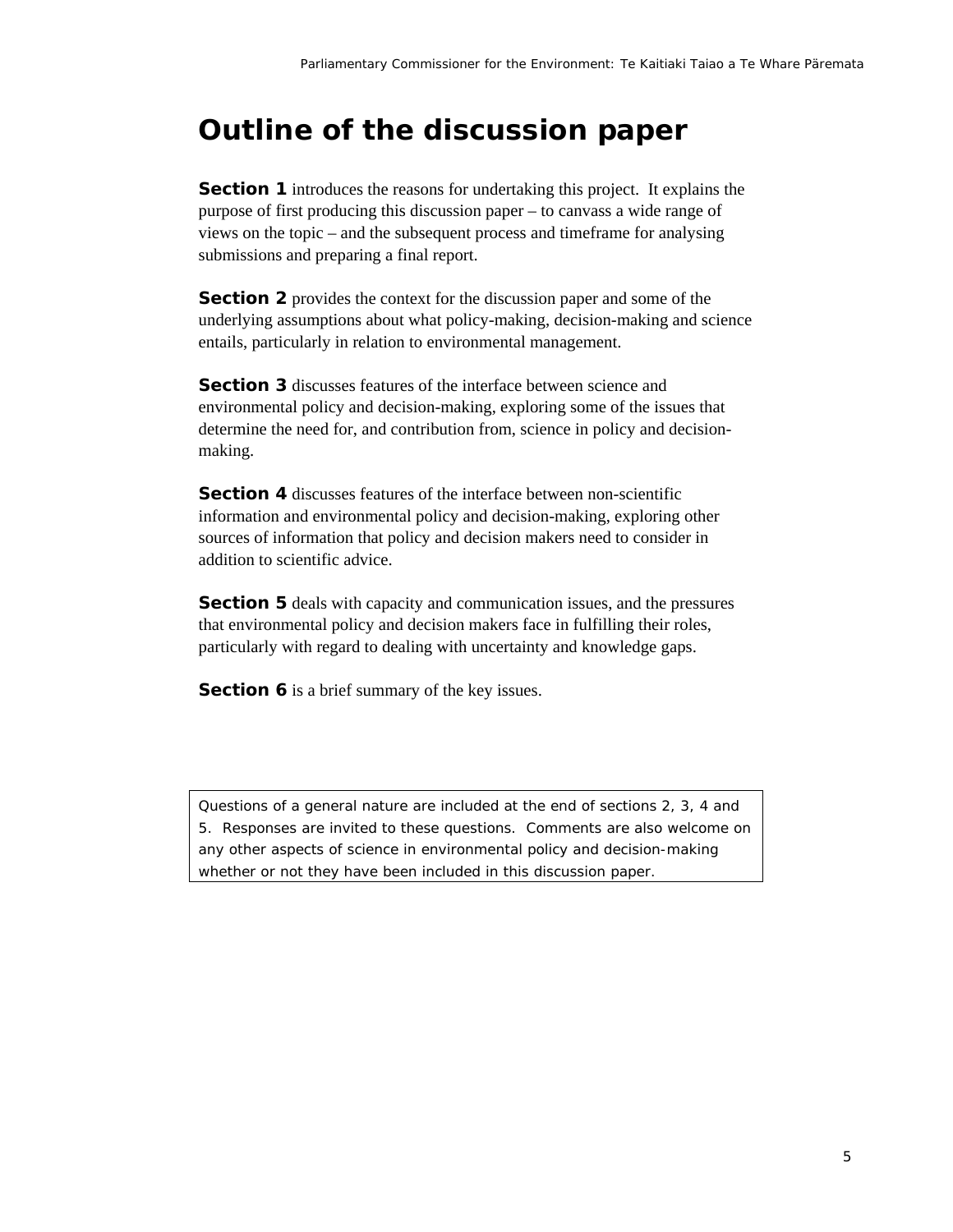# Outline of the discussion paper

**Section 1** introduces the reasons for undertaking this project. It explains the purpose of first producing this discussion paper – to canvass a wide range of views on the topic – and the subsequent process and timeframe for analysing submissions and preparing a final report.

**Section 2** provides the context for the discussion paper and some of the underlying assumptions about what policy-making, decision-making and science entails, particularly in relation to environmental management.

**Section 3** discusses features of the interface between science and environmental policy and decision-making, exploring some of the issues that determine the need for, and contribution from, science in policy and decision-making.

**Section 4** discusses features of the interface between non-scientific information and environmental policy and decision-making, exploring other sources of information that policy and decision makers need to consider in addition to scientific advice.

**Section 5** deals with capacity and communication issues, and the pressures that environmental policy and decision makers face in fulfilling their roles, particularly with regard to dealing with uncertainty and knowledge gaps.

**Section 6** is a brief summary of the key issues.

Questions of a general nature are included at the end of sections 2, 3, 4 and 5. Responses are invited to these questions. Comments are also welcome on any other aspects of science in environmental policy and decision-making whether or not they have been included in this discussion paper.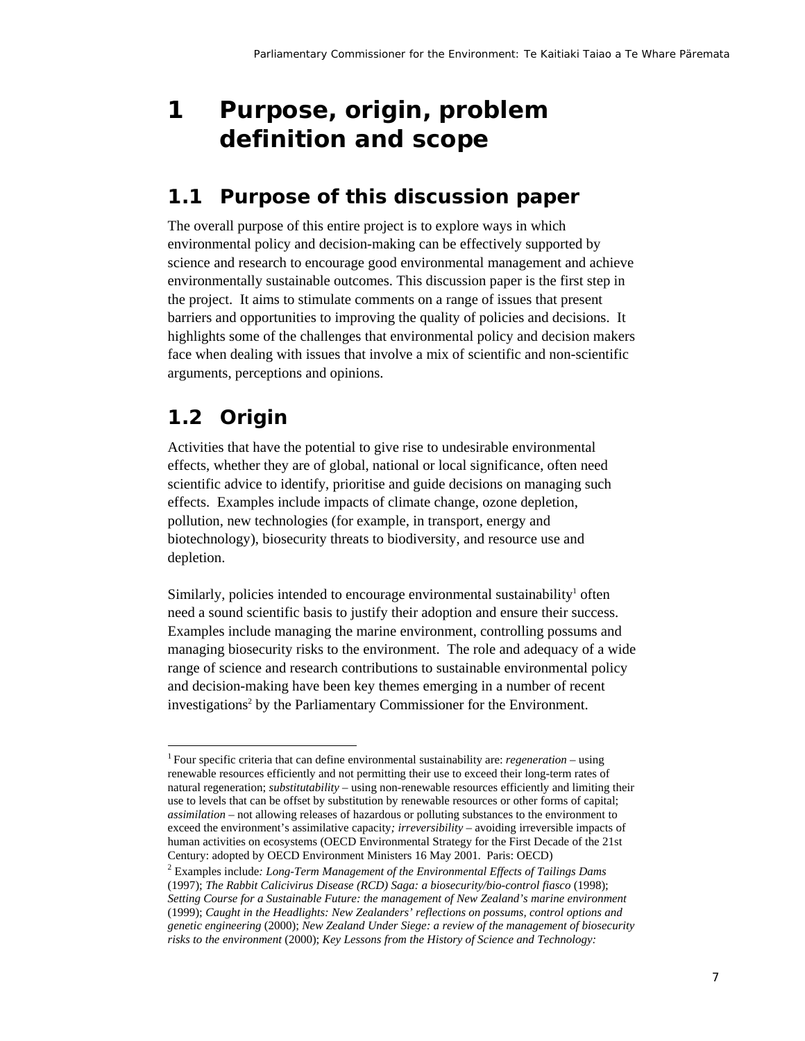# 1 Purpose, origin, problem definition and scope

## 1.1 Purpose of this discussion paper

The overall purpose of this entire project is to explore ways in which environmental policy and decision-making can be effectively supported by science and research to encourage good environmental management and achieve environmentally sustainable outcomes. This discussion paper is the first step in the project. It aims to stimulate comments on a range of issues that present barriers and opportunities to improving the quality of policies and decisions. It highlights some of the challenges that environmental policy and decision makers face when dealing with issues that involve a mix of scientific and non-scientific arguments, perceptions and opinions.

## 1.2 Origin

Activities that have the potential to give rise to undesirable environmental effects, whether they are of global, national or local significance, often need scientific advice to identify, prioritise and guide decisions on managing such effects. Examples include impacts of climate change, ozone depletion, pollution, new technologies (for example, in transport, energy and biotechnology), biosecurity threats to biodiversity, and resource use and depletion.

Similarly, policies intended to encourage environmental sustainability[1] often need a sound scientific basis to justify their adoption and ensure their success. Examples include managing the marine environment, controlling possums and managing biosecurity risks to the environment. The role and adequacy of a wide range of science and research contributions to sustainable environmental policy and decision-making have been key themes emerging in a number of recent investigations[2] by the Parliamentary Commissioner for the Environment.

---

[1] Four specific criteria that can define environmental sustainability are: *regeneration* – using renewable resources efficiently and not permitting their use to exceed their long-term rates of natural regeneration; *substitutability* – using non-renewable resources efficiently and limiting their use to levels that can be offset by substitution by renewable resources or other forms of capital; *assimilation* – not allowing releases of hazardous or polluting substances to the environment to exceed the environment's assimilative capacity*; irreversibility* – avoiding irreversible impacts of human activities on ecosystems (OECD Environmental Strategy for the First Decade of the 21st Century: adopted by OECD Environment Ministers 16 May 2001. Paris: OECD)

[2] Examples include*: Long-Term Management of the Environmental Effects of Tailings Dams* (1997); *The Rabbit Calicivirus Disease (RCD) Saga: a biosecurity/bio-control fiasco* (1998); *Setting Course for a Sustainable Future: the management of New Zealand's marine environment* (1999); *Caught in the Headlights: New Zealanders' reflections on possums, control options and genetic engineering* (2000); *New Zealand Under Siege: a review of the management of biosecurity risks to the environment* (2000); *Key Lessons from the History of Science and Technology:*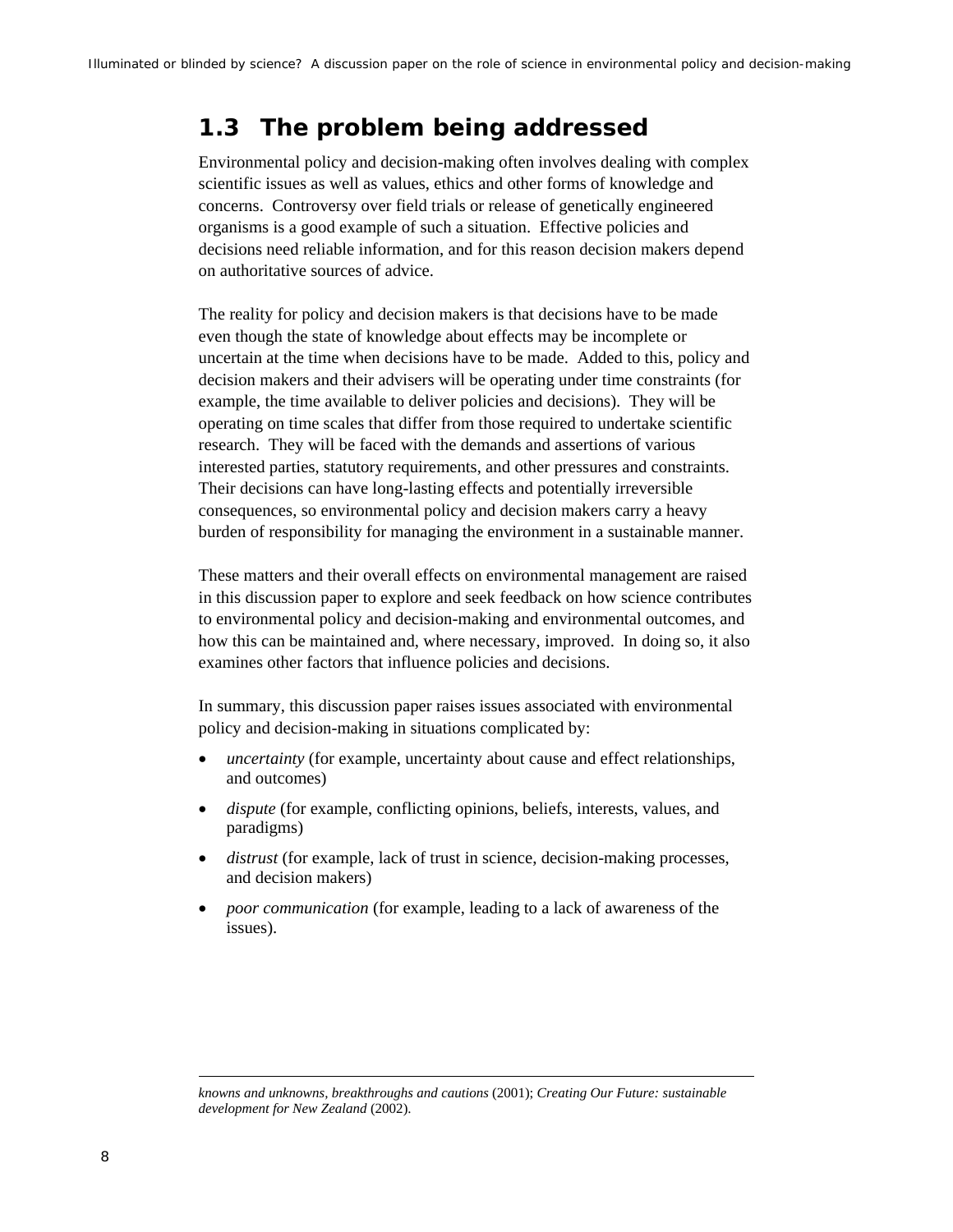## 1.3 The problem being addressed

Environmental policy and decision-making often involves dealing with complex scientific issues as well as values, ethics and other forms of knowledge and concerns. Controversy over field trials or release of genetically engineered organisms is a good example of such a situation. Effective policies and decisions need reliable information, and for this reason decision makers depend on authoritative sources of advice.

The reality for policy and decision makers is that decisions have to be made even though the state of knowledge about effects may be incomplete or uncertain at the time when decisions have to be made. Added to this, policy and decision makers and their advisers will be operating under time constraints (for example, the time available to deliver policies and decisions). They will be operating on time scales that differ from those required to undertake scientific research. They will be faced with the demands and assertions of various interested parties, statutory requirements, and other pressures and constraints. Their decisions can have long-lasting effects and potentially irreversible consequences, so environmental policy and decision makers carry a heavy burden of responsibility for managing the environment in a sustainable manner.

These matters and their overall effects on environmental management are raised in this discussion paper to explore and seek feedback on how science contributes to environmental policy and decision-making and environmental outcomes, and how this can be maintained and, where necessary, improved. In doing so, it also examines other factors that influence policies and decisions.

In summary, this discussion paper raises issues associated with environmental policy and decision-making in situations complicated by:

- *uncertainty* (for example, uncertainty about cause and effect relationships, and outcomes)
- *dispute* (for example, conflicting opinions, beliefs, interests, values, and paradigms)
- *distrust* (for example, lack of trust in science, decision-making processes, and decision makers)
- *poor communication* (for example, leading to a lack of awareness of the issues).

---

*knowns and unknowns, breakthroughs and cautions* (2001); *Creating Our Future: sustainable development for New Zealand* (2002).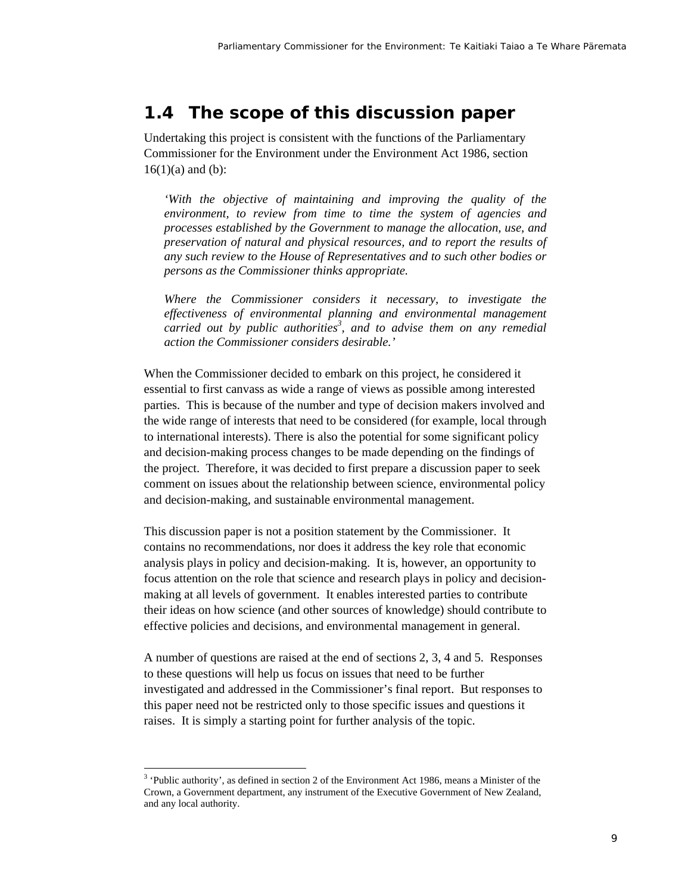## 1.4 The scope of this discussion paper

Undertaking this project is consistent with the functions of the Parliamentary Commissioner for the Environment under the Environment Act 1986, section 16(1)(a) and (b):

> *'With the objective of maintaining and improving the quality of the environment, to review from time to time the system of agencies and processes established by the Government to manage the allocation, use, and preservation of natural and physical resources, and to report the results of any such review to the House of Representatives and to such other bodies or persons as the Commissioner thinks appropriate.*
>
> *Where the Commissioner considers it necessary, to investigate the effectiveness of environmental planning and environmental management carried out by public authorities*[3]*, and to advise them on any remedial action the Commissioner considers desirable.'*

When the Commissioner decided to embark on this project, he considered it essential to first canvass as wide a range of views as possible among interested parties. This is because of the number and type of decision makers involved and the wide range of interests that need to be considered (for example, local through to international interests). There is also the potential for some significant policy and decision-making process changes to be made depending on the findings of the project. Therefore, it was decided to first prepare a discussion paper to seek comment on issues about the relationship between science, environmental policy and decision-making, and sustainable environmental management.

This discussion paper is not a position statement by the Commissioner. It contains no recommendations, nor does it address the key role that economic analysis plays in policy and decision-making. It is, however, an opportunity to focus attention on the role that science and research plays in policy and decision-making at all levels of government. It enables interested parties to contribute their ideas on how science (and other sources of knowledge) should contribute to effective policies and decisions, and environmental management in general.

A number of questions are raised at the end of sections 2, 3, 4 and 5. Responses to these questions will help us focus on issues that need to be further investigated and addressed in the Commissioner's final report. But responses to this paper need not be restricted only to those specific issues and questions it raises. It is simply a starting point for further analysis of the topic.

---

[3] 'Public authority', as defined in section 2 of the Environment Act 1986, means a Minister of the Crown, a Government department, any instrument of the Executive Government of New Zealand, and any local authority.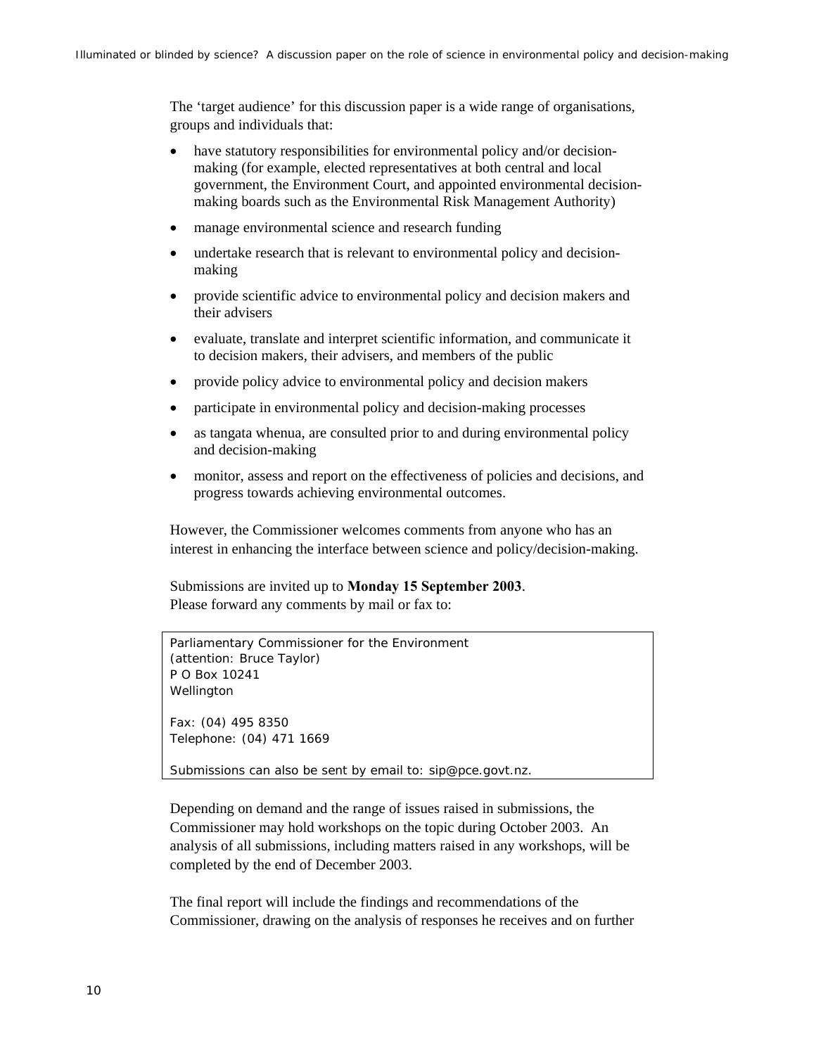The 'target audience' for this discussion paper is a wide range of organisations, groups and individuals that:

- have statutory responsibilities for environmental policy and/or decision-making (for example, elected representatives at both central and local government, the Environment Court, and appointed environmental decision-making boards such as the Environmental Risk Management Authority)
- manage environmental science and research funding
- undertake research that is relevant to environmental policy and decision-making
- provide scientific advice to environmental policy and decision makers and their advisers
- evaluate, translate and interpret scientific information, and communicate it to decision makers, their advisers, and members of the public
- provide policy advice to environmental policy and decision makers
- participate in environmental policy and decision-making processes
- as tangata whenua, are consulted prior to and during environmental policy and decision-making
- monitor, assess and report on the effectiveness of policies and decisions, and progress towards achieving environmental outcomes.

However, the Commissioner welcomes comments from anyone who has an interest in enhancing the interface between science and policy/decision-making.

Submissions are invited up to **Monday 15 September 2003**.
Please forward any comments by mail or fax to:

> Parliamentary Commissioner for the Environment
> (attention: Bruce Taylor)
> P O Box 10241
> Wellington
>
> Fax: (04) 495 8350
> Telephone: (04) 471 1669
>
> Submissions can also be sent by email to: sip@pce.govt.nz.

Depending on demand and the range of issues raised in submissions, the Commissioner may hold workshops on the topic during October 2003. An analysis of all submissions, including matters raised in any workshops, will be completed by the end of December 2003.

The final report will include the findings and recommendations of the Commissioner, drawing on the analysis of responses he receives and on further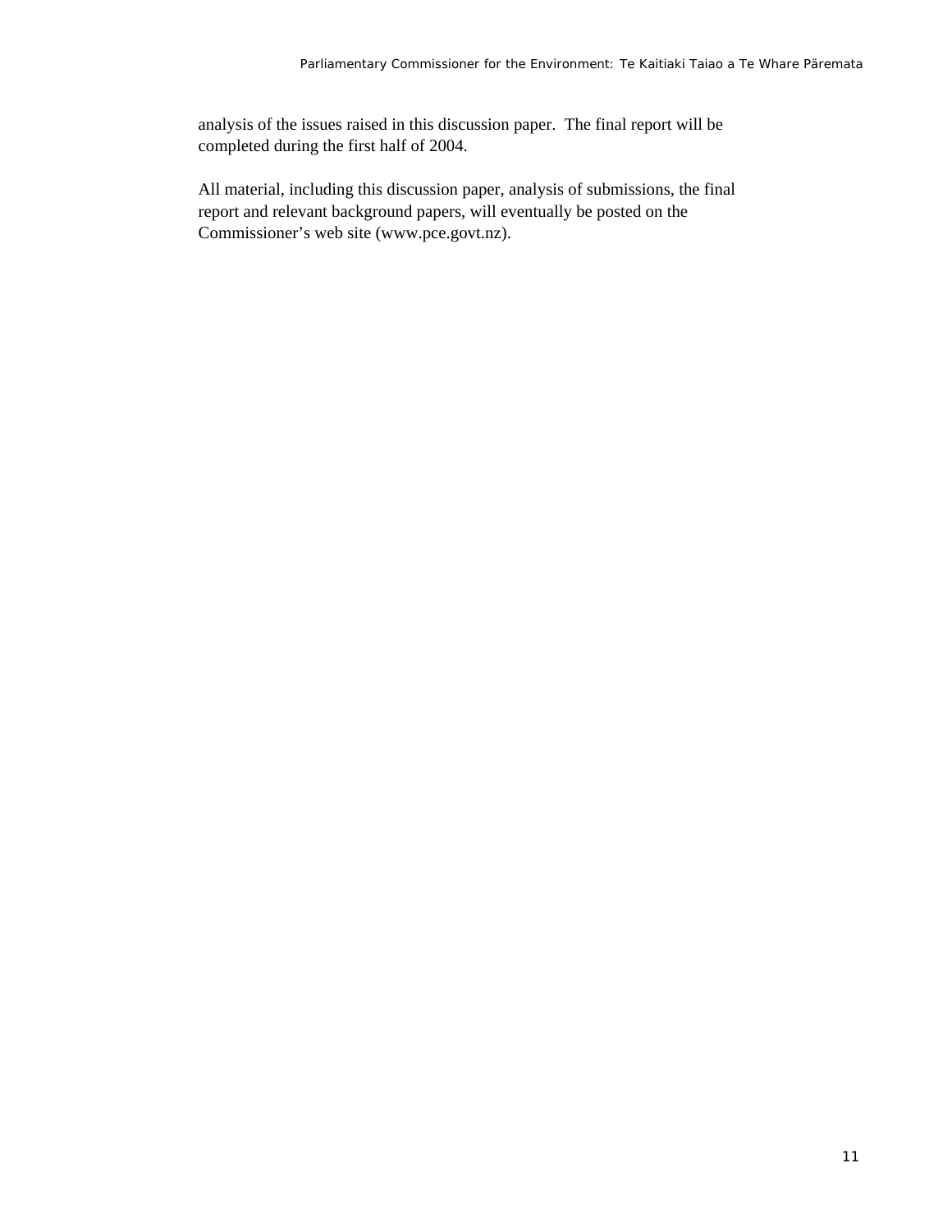analysis of the issues raised in this discussion paper. The final report will be completed during the first half of 2004.

All material, including this discussion paper, analysis of submissions, the final report and relevant background papers, will eventually be posted on the Commissioner's web site (www.pce.govt.nz).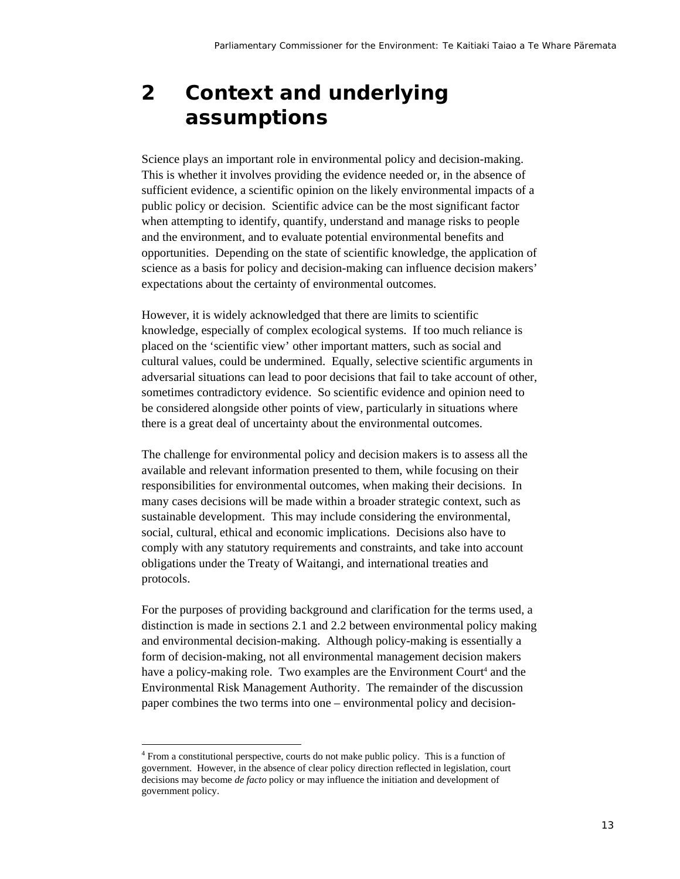# 2 Context and underlying assumptions

Science plays an important role in environmental policy and decision-making. This is whether it involves providing the evidence needed or, in the absence of sufficient evidence, a scientific opinion on the likely environmental impacts of a public policy or decision. Scientific advice can be the most significant factor when attempting to identify, quantify, understand and manage risks to people and the environment, and to evaluate potential environmental benefits and opportunities. Depending on the state of scientific knowledge, the application of science as a basis for policy and decision-making can influence decision makers' expectations about the certainty of environmental outcomes.

However, it is widely acknowledged that there are limits to scientific knowledge, especially of complex ecological systems. If too much reliance is placed on the 'scientific view' other important matters, such as social and cultural values, could be undermined. Equally, selective scientific arguments in adversarial situations can lead to poor decisions that fail to take account of other, sometimes contradictory evidence. So scientific evidence and opinion need to be considered alongside other points of view, particularly in situations where there is a great deal of uncertainty about the environmental outcomes.

The challenge for environmental policy and decision makers is to assess all the available and relevant information presented to them, while focusing on their responsibilities for environmental outcomes, when making their decisions. In many cases decisions will be made within a broader strategic context, such as sustainable development. This may include considering the environmental, social, cultural, ethical and economic implications. Decisions also have to comply with any statutory requirements and constraints, and take into account obligations under the Treaty of Waitangi, and international treaties and protocols.

For the purposes of providing background and clarification for the terms used, a distinction is made in sections 2.1 and 2.2 between environmental policy making and environmental decision-making. Although policy-making is essentially a form of decision-making, not all environmental management decision makers have a policy-making role. Two examples are the Environment Court[4] and the Environmental Risk Management Authority. The remainder of the discussion paper combines the two terms into one – environmental policy and decision-

---

[4] From a constitutional perspective, courts do not make public policy. This is a function of government. However, in the absence of clear policy direction reflected in legislation, court decisions may become *de facto* policy or may influence the initiation and development of government policy.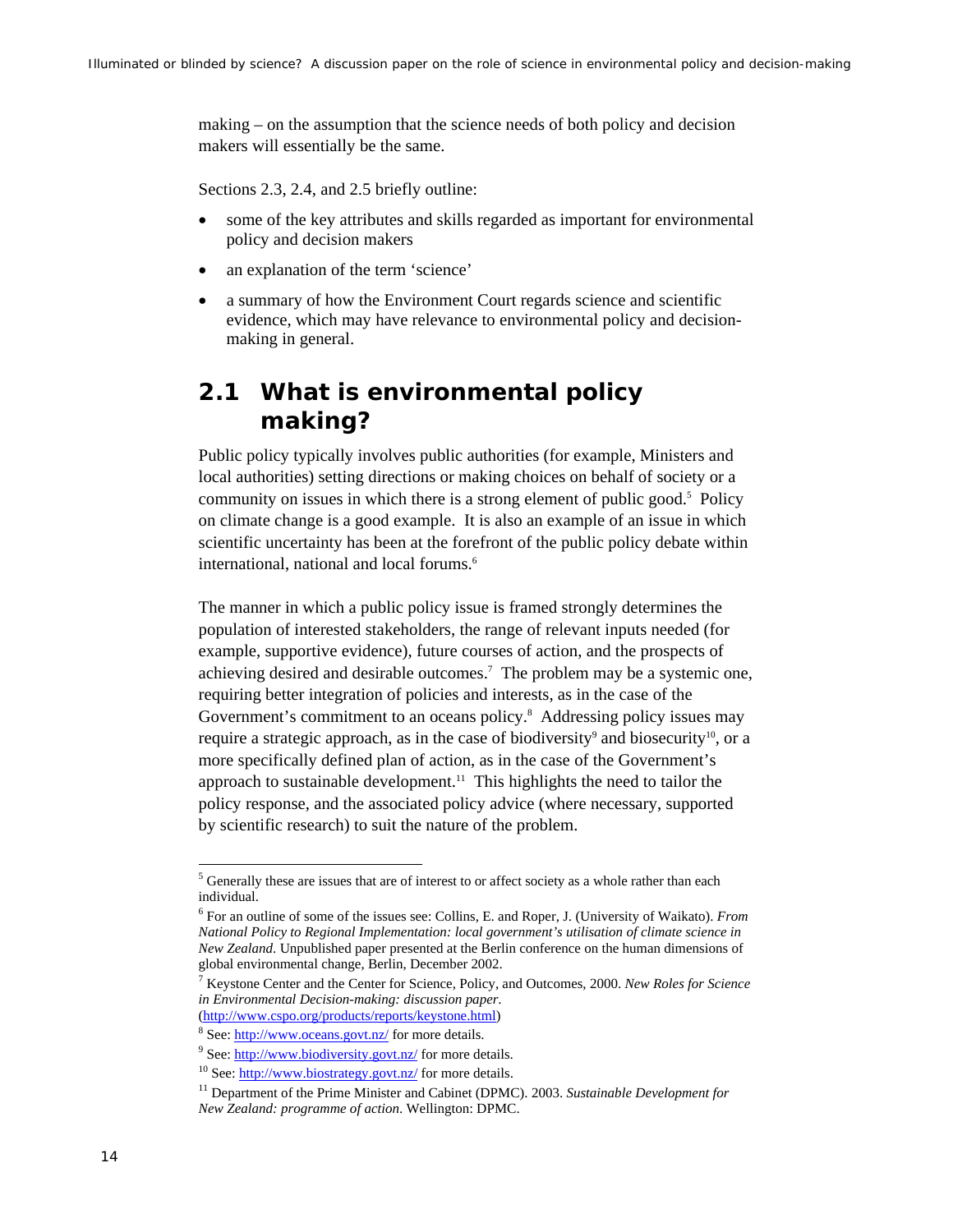making – on the assumption that the science needs of both policy and decision makers will essentially be the same.

Sections 2.3, 2.4, and 2.5 briefly outline:

- some of the key attributes and skills regarded as important for environmental policy and decision makers
- an explanation of the term 'science'
- a summary of how the Environment Court regards science and scientific evidence, which may have relevance to environmental policy and decision-making in general.

## 2.1 What is environmental policy making?

Public policy typically involves public authorities (for example, Ministers and local authorities) setting directions or making choices on behalf of society or a community on issues in which there is a strong element of public good.[5] Policy on climate change is a good example. It is also an example of an issue in which scientific uncertainty has been at the forefront of the public policy debate within international, national and local forums.[6]

The manner in which a public policy issue is framed strongly determines the population of interested stakeholders, the range of relevant inputs needed (for example, supportive evidence), future courses of action, and the prospects of achieving desired and desirable outcomes.[7] The problem may be a systemic one, requiring better integration of policies and interests, as in the case of the Government's commitment to an oceans policy.[8] Addressing policy issues may require a strategic approach, as in the case of biodiversity[9] and biosecurity[10], or a more specifically defined plan of action, as in the case of the Government's approach to sustainable development.[11] This highlights the need to tailor the policy response, and the associated policy advice (where necessary, supported by scientific research) to suit the nature of the problem.

---

[5] Generally these are issues that are of interest to or affect society as a whole rather than each individual.

[6] For an outline of some of the issues see: Collins, E. and Roper, J. (University of Waikato). *From National Policy to Regional Implementation: local government's utilisation of climate science in New Zealand*. Unpublished paper presented at the Berlin conference on the human dimensions of global environmental change, Berlin, December 2002.

[7] Keystone Center and the Center for Science, Policy, and Outcomes, 2000. *New Roles for Science in Environmental Decision-making: discussion paper*. (http://www.cspo.org/products/reports/keystone.html)

[8] See: http://www.oceans.govt.nz/ for more details.

[9] See: http://www.biodiversity.govt.nz/ for more details.

[10] See: http://www.biostrategy.govt.nz/ for more details.

[11] Department of the Prime Minister and Cabinet (DPMC). 2003. *Sustainable Development for New Zealand: programme of action*. Wellington: DPMC.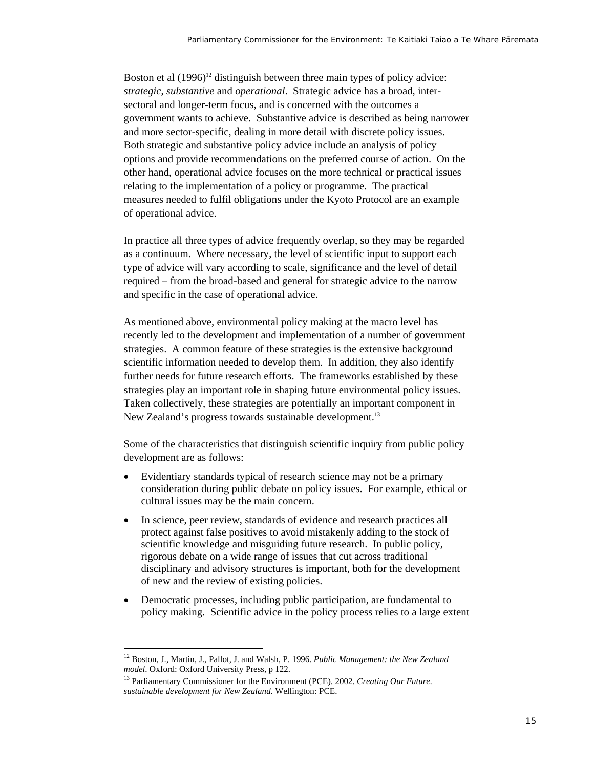Boston et al (1996)[12] distinguish between three main types of policy advice: *strategic*, *substantive* and *operational*. Strategic advice has a broad, inter-sectoral and longer-term focus, and is concerned with the outcomes a government wants to achieve. Substantive advice is described as being narrower and more sector-specific, dealing in more detail with discrete policy issues. Both strategic and substantive policy advice include an analysis of policy options and provide recommendations on the preferred course of action. On the other hand, operational advice focuses on the more technical or practical issues relating to the implementation of a policy or programme. The practical measures needed to fulfil obligations under the Kyoto Protocol are an example of operational advice.

In practice all three types of advice frequently overlap, so they may be regarded as a continuum. Where necessary, the level of scientific input to support each type of advice will vary according to scale, significance and the level of detail required – from the broad-based and general for strategic advice to the narrow and specific in the case of operational advice.

As mentioned above, environmental policy making at the macro level has recently led to the development and implementation of a number of government strategies. A common feature of these strategies is the extensive background scientific information needed to develop them. In addition, they also identify further needs for future research efforts. The frameworks established by these strategies play an important role in shaping future environmental policy issues. Taken collectively, these strategies are potentially an important component in New Zealand's progress towards sustainable development.[13]

Some of the characteristics that distinguish scientific inquiry from public policy development are as follows:

- Evidentiary standards typical of research science may not be a primary consideration during public debate on policy issues. For example, ethical or cultural issues may be the main concern.
- In science, peer review, standards of evidence and research practices all protect against false positives to avoid mistakenly adding to the stock of scientific knowledge and misguiding future research. In public policy, rigorous debate on a wide range of issues that cut across traditional disciplinary and advisory structures is important, both for the development of new and the review of existing policies.
- Democratic processes, including public participation, are fundamental to policy making. Scientific advice in the policy process relies to a large extent

[12] Boston, J., Martin, J., Pallot, J. and Walsh, P. 1996. *Public Management: the New Zealand model*. Oxford: Oxford University Press, p 122.

[13] Parliamentary Commissioner for the Environment (PCE). 2002. *Creating Our Future. sustainable development for New Zealand.* Wellington: PCE.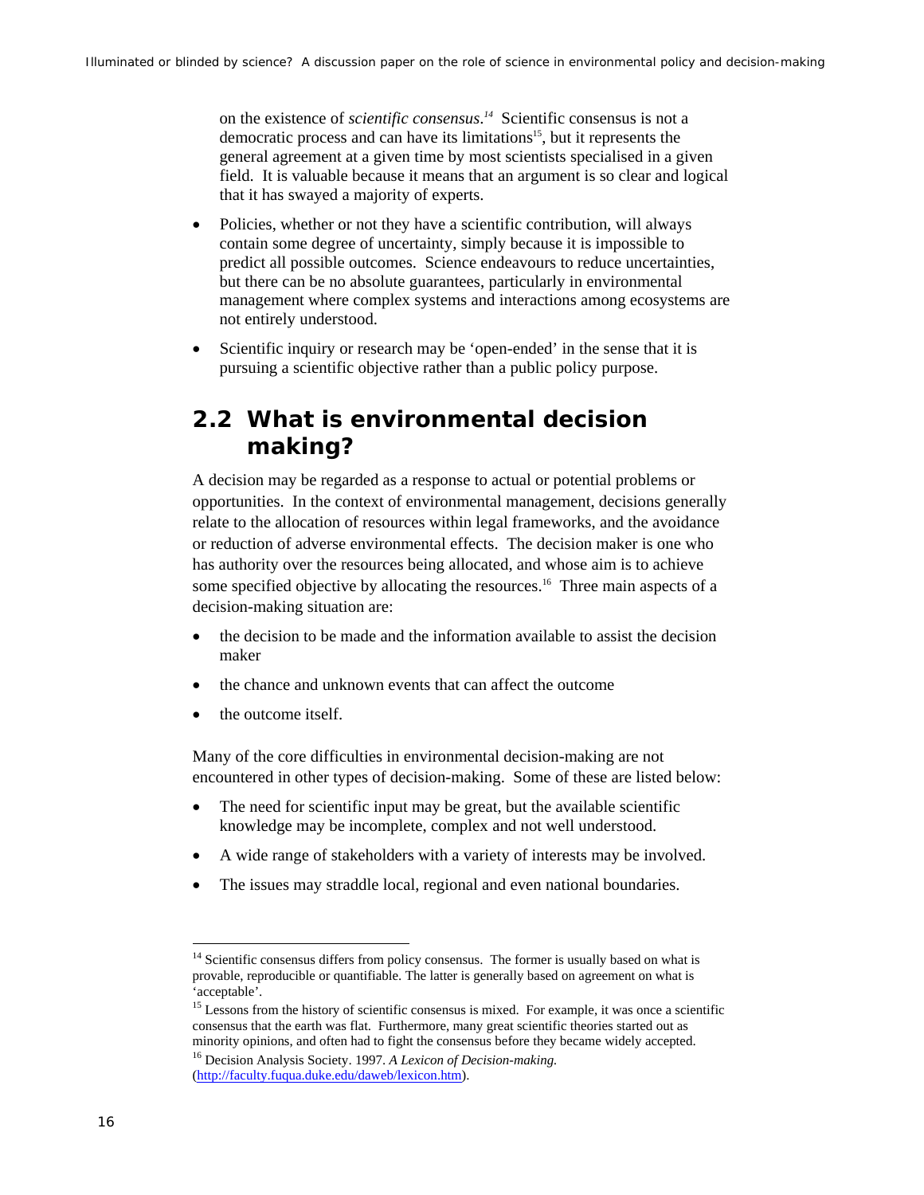on the existence of *scientific consensus*.[14] Scientific consensus is not a democratic process and can have its limitations[15], but it represents the general agreement at a given time by most scientists specialised in a given field. It is valuable because it means that an argument is so clear and logical that it has swayed a majority of experts.

- Policies, whether or not they have a scientific contribution, will always contain some degree of uncertainty, simply because it is impossible to predict all possible outcomes. Science endeavours to reduce uncertainties, but there can be no absolute guarantees, particularly in environmental management where complex systems and interactions among ecosystems are not entirely understood.
- Scientific inquiry or research may be 'open-ended' in the sense that it is pursuing a scientific objective rather than a public policy purpose.

## 2.2 What is environmental decision making?

A decision may be regarded as a response to actual or potential problems or opportunities. In the context of environmental management, decisions generally relate to the allocation of resources within legal frameworks, and the avoidance or reduction of adverse environmental effects. The decision maker is one who has authority over the resources being allocated, and whose aim is to achieve some specified objective by allocating the resources.[16] Three main aspects of a decision-making situation are:

- the decision to be made and the information available to assist the decision maker
- the chance and unknown events that can affect the outcome
- the outcome itself.

Many of the core difficulties in environmental decision-making are not encountered in other types of decision-making. Some of these are listed below:

- The need for scientific input may be great, but the available scientific knowledge may be incomplete, complex and not well understood.
- A wide range of stakeholders with a variety of interests may be involved.
- The issues may straddle local, regional and even national boundaries.

---

[14] Scientific consensus differs from policy consensus. The former is usually based on what is provable, reproducible or quantifiable. The latter is generally based on agreement on what is 'acceptable'.

[15] Lessons from the history of scientific consensus is mixed. For example, it was once a scientific consensus that the earth was flat. Furthermore, many great scientific theories started out as minority opinions, and often had to fight the consensus before they became widely accepted.

[16] Decision Analysis Society. 1997. *A Lexicon of Decision-making.* (http://faculty.fuqua.duke.edu/daweb/lexicon.htm).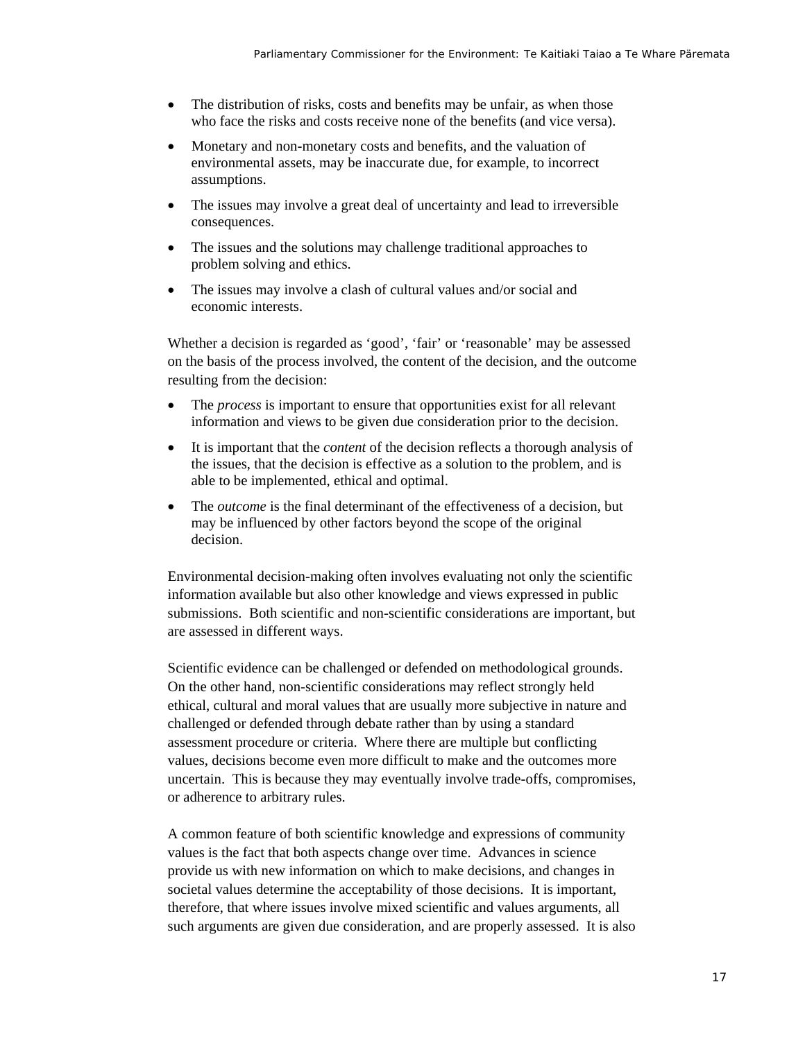- The distribution of risks, costs and benefits may be unfair, as when those who face the risks and costs receive none of the benefits (and vice versa).
- Monetary and non-monetary costs and benefits, and the valuation of environmental assets, may be inaccurate due, for example, to incorrect assumptions.
- The issues may involve a great deal of uncertainty and lead to irreversible consequences.
- The issues and the solutions may challenge traditional approaches to problem solving and ethics.
- The issues may involve a clash of cultural values and/or social and economic interests.

Whether a decision is regarded as 'good', 'fair' or 'reasonable' may be assessed on the basis of the process involved, the content of the decision, and the outcome resulting from the decision:

- The *process* is important to ensure that opportunities exist for all relevant information and views to be given due consideration prior to the decision.
- It is important that the *content* of the decision reflects a thorough analysis of the issues, that the decision is effective as a solution to the problem, and is able to be implemented, ethical and optimal.
- The *outcome* is the final determinant of the effectiveness of a decision, but may be influenced by other factors beyond the scope of the original decision.

Environmental decision-making often involves evaluating not only the scientific information available but also other knowledge and views expressed in public submissions. Both scientific and non-scientific considerations are important, but are assessed in different ways.

Scientific evidence can be challenged or defended on methodological grounds. On the other hand, non-scientific considerations may reflect strongly held ethical, cultural and moral values that are usually more subjective in nature and challenged or defended through debate rather than by using a standard assessment procedure or criteria. Where there are multiple but conflicting values, decisions become even more difficult to make and the outcomes more uncertain. This is because they may eventually involve trade-offs, compromises, or adherence to arbitrary rules.

A common feature of both scientific knowledge and expressions of community values is the fact that both aspects change over time. Advances in science provide us with new information on which to make decisions, and changes in societal values determine the acceptability of those decisions. It is important, therefore, that where issues involve mixed scientific and values arguments, all such arguments are given due consideration, and are properly assessed. It is also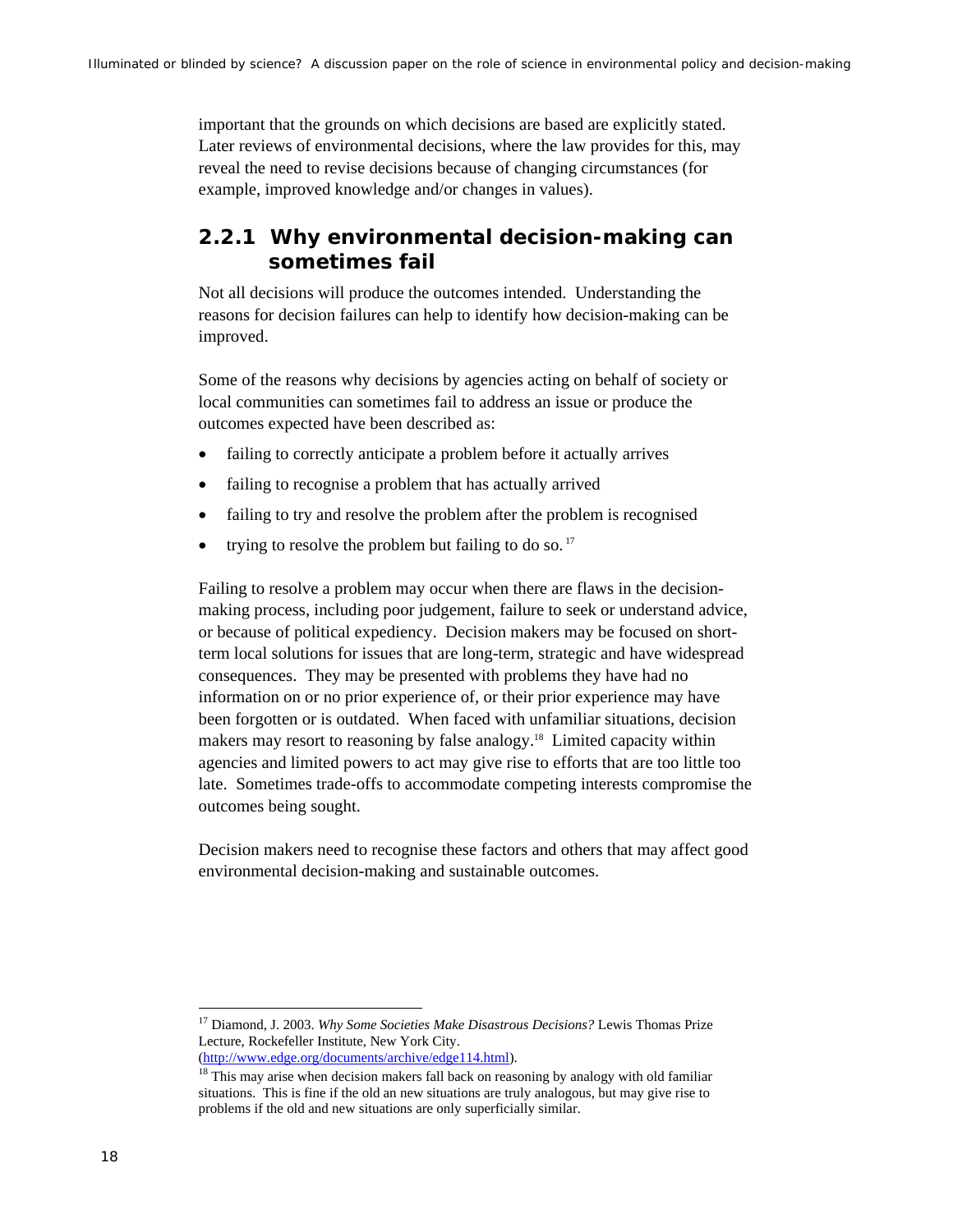important that the grounds on which decisions are based are explicitly stated. Later reviews of environmental decisions, where the law provides for this, may reveal the need to revise decisions because of changing circumstances (for example, improved knowledge and/or changes in values).

### 2.2.1 Why environmental decision-making can sometimes fail

Not all decisions will produce the outcomes intended. Understanding the reasons for decision failures can help to identify how decision-making can be improved.

Some of the reasons why decisions by agencies acting on behalf of society or local communities can sometimes fail to address an issue or produce the outcomes expected have been described as:

- failing to correctly anticipate a problem before it actually arrives
- failing to recognise a problem that has actually arrived
- failing to try and resolve the problem after the problem is recognised
- trying to resolve the problem but failing to do so. [17]

Failing to resolve a problem may occur when there are flaws in the decision-making process, including poor judgement, failure to seek or understand advice, or because of political expediency. Decision makers may be focused on short-term local solutions for issues that are long-term, strategic and have widespread consequences. They may be presented with problems they have had no information on or no prior experience of, or their prior experience may have been forgotten or is outdated. When faced with unfamiliar situations, decision makers may resort to reasoning by false analogy.[18] Limited capacity within agencies and limited powers to act may give rise to efforts that are too little too late. Sometimes trade-offs to accommodate competing interests compromise the outcomes being sought.

Decision makers need to recognise these factors and others that may affect good environmental decision-making and sustainable outcomes.

---

[17] Diamond, J. 2003. *Why Some Societies Make Disastrous Decisions?* Lewis Thomas Prize Lecture, Rockefeller Institute, New York City. (http://www.edge.org/documents/archive/edge114.html).

[18] This may arise when decision makers fall back on reasoning by analogy with old familiar situations. This is fine if the old an new situations are truly analogous, but may give rise to problems if the old and new situations are only superficially similar.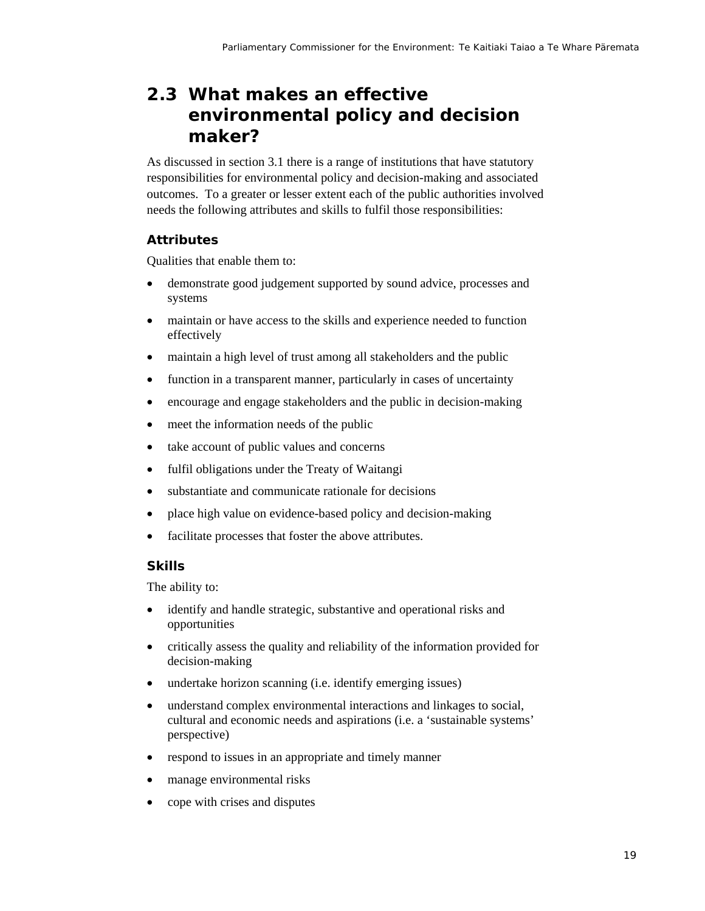## 2.3 What makes an effective environmental policy and decision maker?

As discussed in section 3.1 there is a range of institutions that have statutory responsibilities for environmental policy and decision-making and associated outcomes. To a greater or lesser extent each of the public authorities involved needs the following attributes and skills to fulfil those responsibilities:

### Attributes

Qualities that enable them to:

- demonstrate good judgement supported by sound advice, processes and systems
- maintain or have access to the skills and experience needed to function effectively
- maintain a high level of trust among all stakeholders and the public
- function in a transparent manner, particularly in cases of uncertainty
- encourage and engage stakeholders and the public in decision-making
- meet the information needs of the public
- take account of public values and concerns
- fulfil obligations under the Treaty of Waitangi
- substantiate and communicate rationale for decisions
- place high value on evidence-based policy and decision-making
- facilitate processes that foster the above attributes.

### Skills

The ability to:

- identify and handle strategic, substantive and operational risks and opportunities
- critically assess the quality and reliability of the information provided for decision-making
- undertake horizon scanning (i.e. identify emerging issues)
- understand complex environmental interactions and linkages to social, cultural and economic needs and aspirations (i.e. a 'sustainable systems' perspective)
- respond to issues in an appropriate and timely manner
- manage environmental risks
- cope with crises and disputes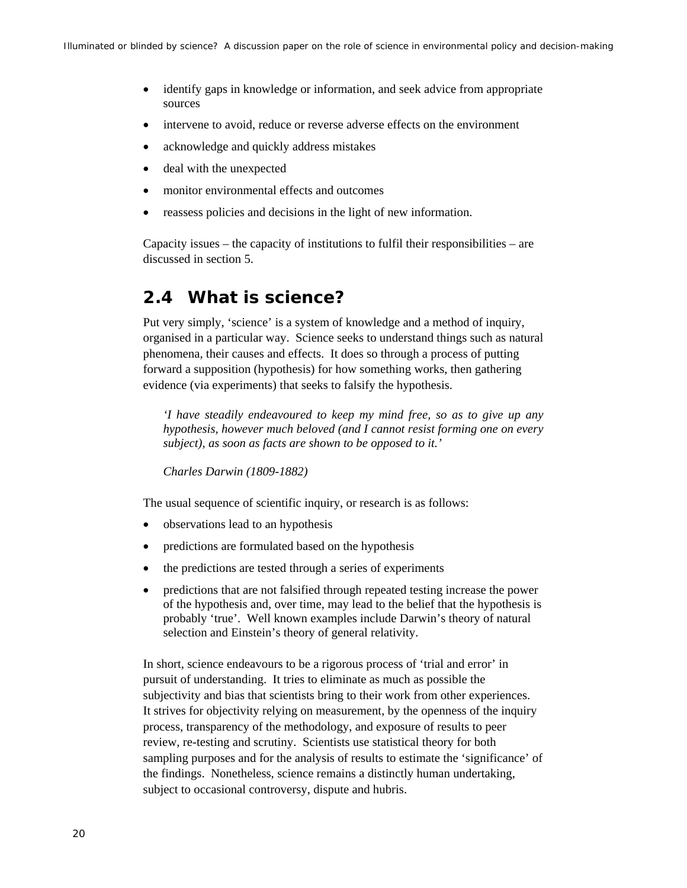- identify gaps in knowledge or information, and seek advice from appropriate sources
- intervene to avoid, reduce or reverse adverse effects on the environment
- acknowledge and quickly address mistakes
- deal with the unexpected
- monitor environmental effects and outcomes
- reassess policies and decisions in the light of new information.

Capacity issues – the capacity of institutions to fulfil their responsibilities – are discussed in section 5.

## 2.4 What is science?

Put very simply, 'science' is a system of knowledge and a method of inquiry, organised in a particular way. Science seeks to understand things such as natural phenomena, their causes and effects. It does so through a process of putting forward a supposition (hypothesis) for how something works, then gathering evidence (via experiments) that seeks to falsify the hypothesis.

> *'I have steadily endeavoured to keep my mind free, so as to give up any hypothesis, however much beloved (and I cannot resist forming one on every subject), as soon as facts are shown to be opposed to it.'*
>
> *Charles Darwin (1809-1882)*

The usual sequence of scientific inquiry, or research is as follows:

- observations lead to an hypothesis
- predictions are formulated based on the hypothesis
- the predictions are tested through a series of experiments
- predictions that are not falsified through repeated testing increase the power of the hypothesis and, over time, may lead to the belief that the hypothesis is probably 'true'. Well known examples include Darwin's theory of natural selection and Einstein's theory of general relativity.

In short, science endeavours to be a rigorous process of 'trial and error' in pursuit of understanding. It tries to eliminate as much as possible the subjectivity and bias that scientists bring to their work from other experiences. It strives for objectivity relying on measurement, by the openness of the inquiry process, transparency of the methodology, and exposure of results to peer review, re-testing and scrutiny. Scientists use statistical theory for both sampling purposes and for the analysis of results to estimate the 'significance' of the findings. Nonetheless, science remains a distinctly human undertaking, subject to occasional controversy, dispute and hubris.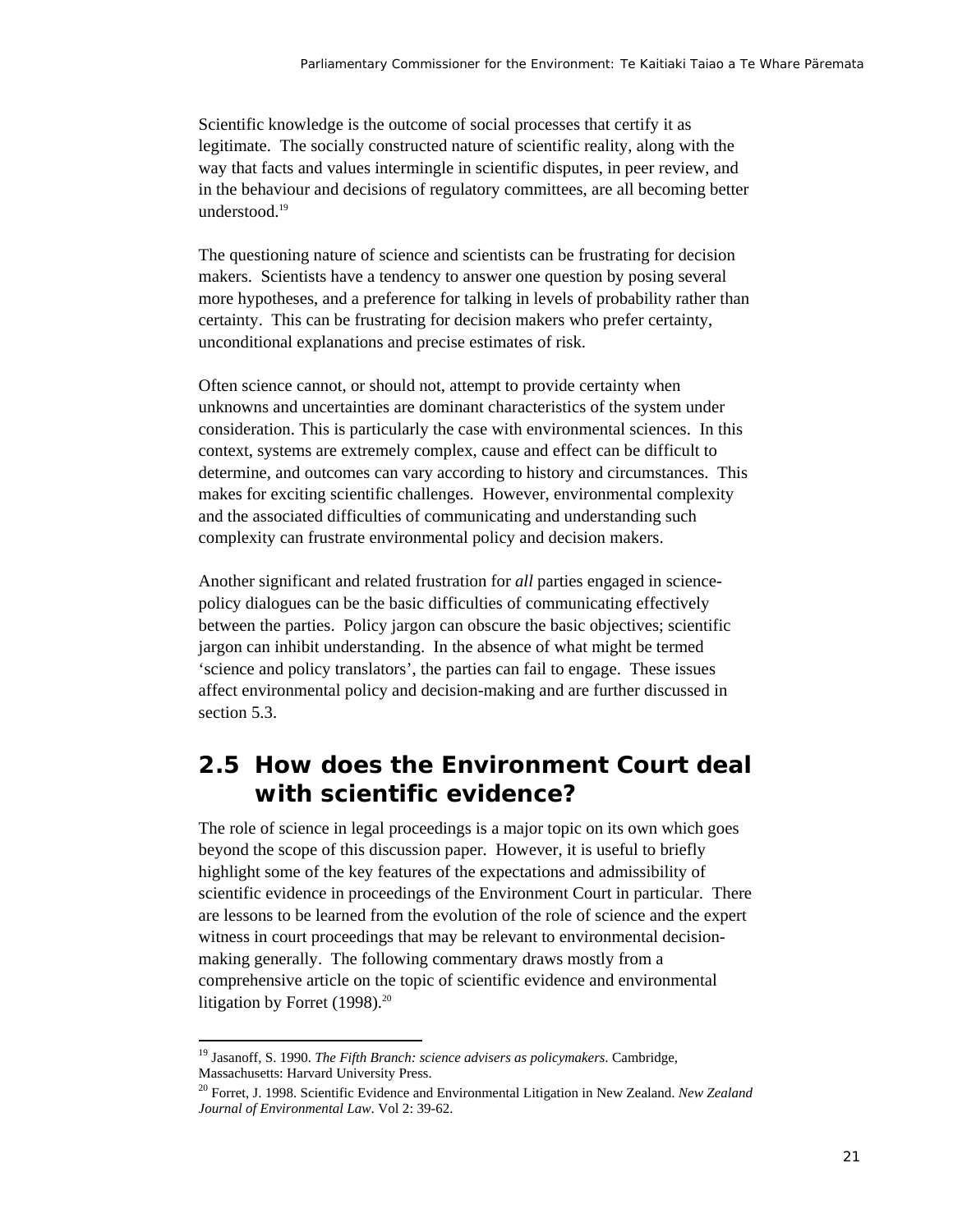Scientific knowledge is the outcome of social processes that certify it as legitimate. The socially constructed nature of scientific reality, along with the way that facts and values intermingle in scientific disputes, in peer review, and in the behaviour and decisions of regulatory committees, are all becoming better understood.[19]

The questioning nature of science and scientists can be frustrating for decision makers. Scientists have a tendency to answer one question by posing several more hypotheses, and a preference for talking in levels of probability rather than certainty. This can be frustrating for decision makers who prefer certainty, unconditional explanations and precise estimates of risk.

Often science cannot, or should not, attempt to provide certainty when unknowns and uncertainties are dominant characteristics of the system under consideration. This is particularly the case with environmental sciences. In this context, systems are extremely complex, cause and effect can be difficult to determine, and outcomes can vary according to history and circumstances. This makes for exciting scientific challenges. However, environmental complexity and the associated difficulties of communicating and understanding such complexity can frustrate environmental policy and decision makers.

Another significant and related frustration for *all* parties engaged in science-policy dialogues can be the basic difficulties of communicating effectively between the parties. Policy jargon can obscure the basic objectives; scientific jargon can inhibit understanding. In the absence of what might be termed 'science and policy translators', the parties can fail to engage. These issues affect environmental policy and decision-making and are further discussed in section 5.3.

## 2.5 How does the Environment Court deal with scientific evidence?

The role of science in legal proceedings is a major topic on its own which goes beyond the scope of this discussion paper. However, it is useful to briefly highlight some of the key features of the expectations and admissibility of scientific evidence in proceedings of the Environment Court in particular. There are lessons to be learned from the evolution of the role of science and the expert witness in court proceedings that may be relevant to environmental decision-making generally. The following commentary draws mostly from a comprehensive article on the topic of scientific evidence and environmental litigation by Forret (1998).[20]

---

[19] Jasanoff, S. 1990. *The Fifth Branch: science advisers as policymakers*. Cambridge, Massachusetts: Harvard University Press.

[20] Forret, J. 1998. Scientific Evidence and Environmental Litigation in New Zealand. *New Zealand Journal of Environmental Law*. Vol 2: 39-62.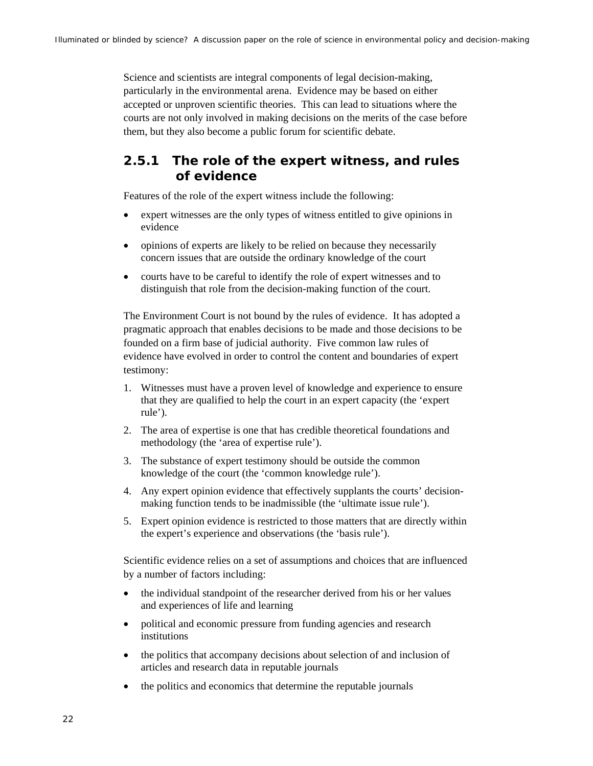Science and scientists are integral components of legal decision-making, particularly in the environmental arena. Evidence may be based on either accepted or unproven scientific theories. This can lead to situations where the courts are not only involved in making decisions on the merits of the case before them, but they also become a public forum for scientific debate.

### 2.5.1 The role of the expert witness, and rules of evidence

Features of the role of the expert witness include the following:

- expert witnesses are the only types of witness entitled to give opinions in evidence
- opinions of experts are likely to be relied on because they necessarily concern issues that are outside the ordinary knowledge of the court
- courts have to be careful to identify the role of expert witnesses and to distinguish that role from the decision-making function of the court.

The Environment Court is not bound by the rules of evidence. It has adopted a pragmatic approach that enables decisions to be made and those decisions to be founded on a firm base of judicial authority. Five common law rules of evidence have evolved in order to control the content and boundaries of expert testimony:

1. Witnesses must have a proven level of knowledge and experience to ensure that they are qualified to help the court in an expert capacity (the 'expert rule').
2. The area of expertise is one that has credible theoretical foundations and methodology (the 'area of expertise rule').
3. The substance of expert testimony should be outside the common knowledge of the court (the 'common knowledge rule').
4. Any expert opinion evidence that effectively supplants the courts' decision-making function tends to be inadmissible (the 'ultimate issue rule').
5. Expert opinion evidence is restricted to those matters that are directly within the expert's experience and observations (the 'basis rule').

Scientific evidence relies on a set of assumptions and choices that are influenced by a number of factors including:

- the individual standpoint of the researcher derived from his or her values and experiences of life and learning
- political and economic pressure from funding agencies and research institutions
- the politics that accompany decisions about selection of and inclusion of articles and research data in reputable journals
- the politics and economics that determine the reputable journals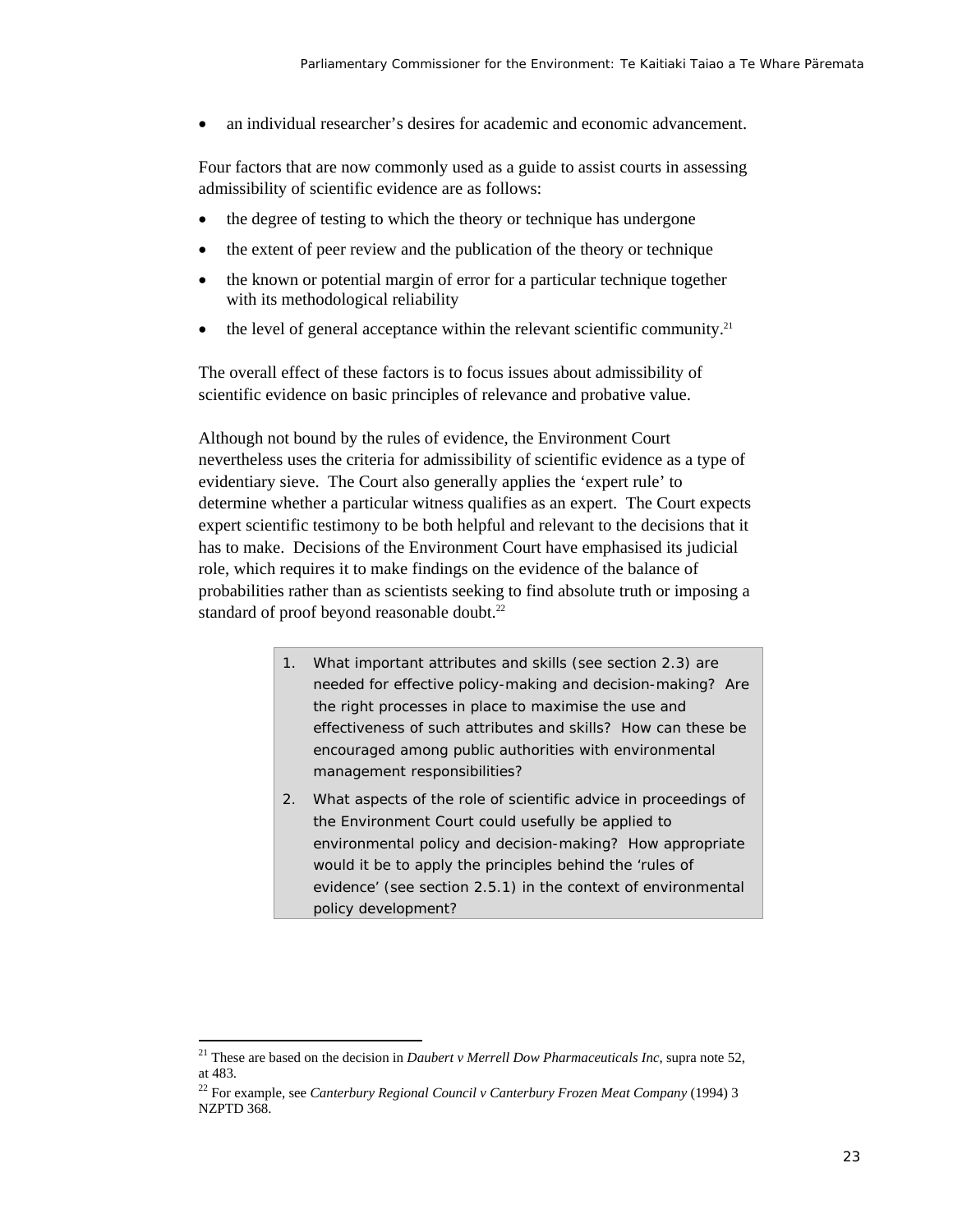- an individual researcher's desires for academic and economic advancement.

Four factors that are now commonly used as a guide to assist courts in assessing admissibility of scientific evidence are as follows:

- the degree of testing to which the theory or technique has undergone
- the extent of peer review and the publication of the theory or technique
- the known or potential margin of error for a particular technique together with its methodological reliability
- the level of general acceptance within the relevant scientific community.[21]

The overall effect of these factors is to focus issues about admissibility of scientific evidence on basic principles of relevance and probative value.

Although not bound by the rules of evidence, the Environment Court nevertheless uses the criteria for admissibility of scientific evidence as a type of evidentiary sieve. The Court also generally applies the 'expert rule' to determine whether a particular witness qualifies as an expert. The Court expects expert scientific testimony to be both helpful and relevant to the decisions that it has to make. Decisions of the Environment Court have emphasised its judicial role, which requires it to make findings on the evidence of the balance of probabilities rather than as scientists seeking to find absolute truth or imposing a standard of proof beyond reasonable doubt.[22]

> 1. What important attributes and skills (see section 2.3) are needed for effective policy-making and decision-making? Are the right processes in place to maximise the use and effectiveness of such attributes and skills? How can these be encouraged among public authorities with environmental management responsibilities?
> 2. What aspects of the role of scientific advice in proceedings of the Environment Court could usefully be applied to environmental policy and decision-making? How appropriate would it be to apply the principles behind the 'rules of evidence' (see section 2.5.1) in the context of environmental policy development?

---

[21] These are based on the decision in *Daubert v Merrell Dow Pharmaceuticals Inc*, supra note 52, at 483.

[22] For example, see *Canterbury Regional Council v Canterbury Frozen Meat Company* (1994) 3 NZPTD 368.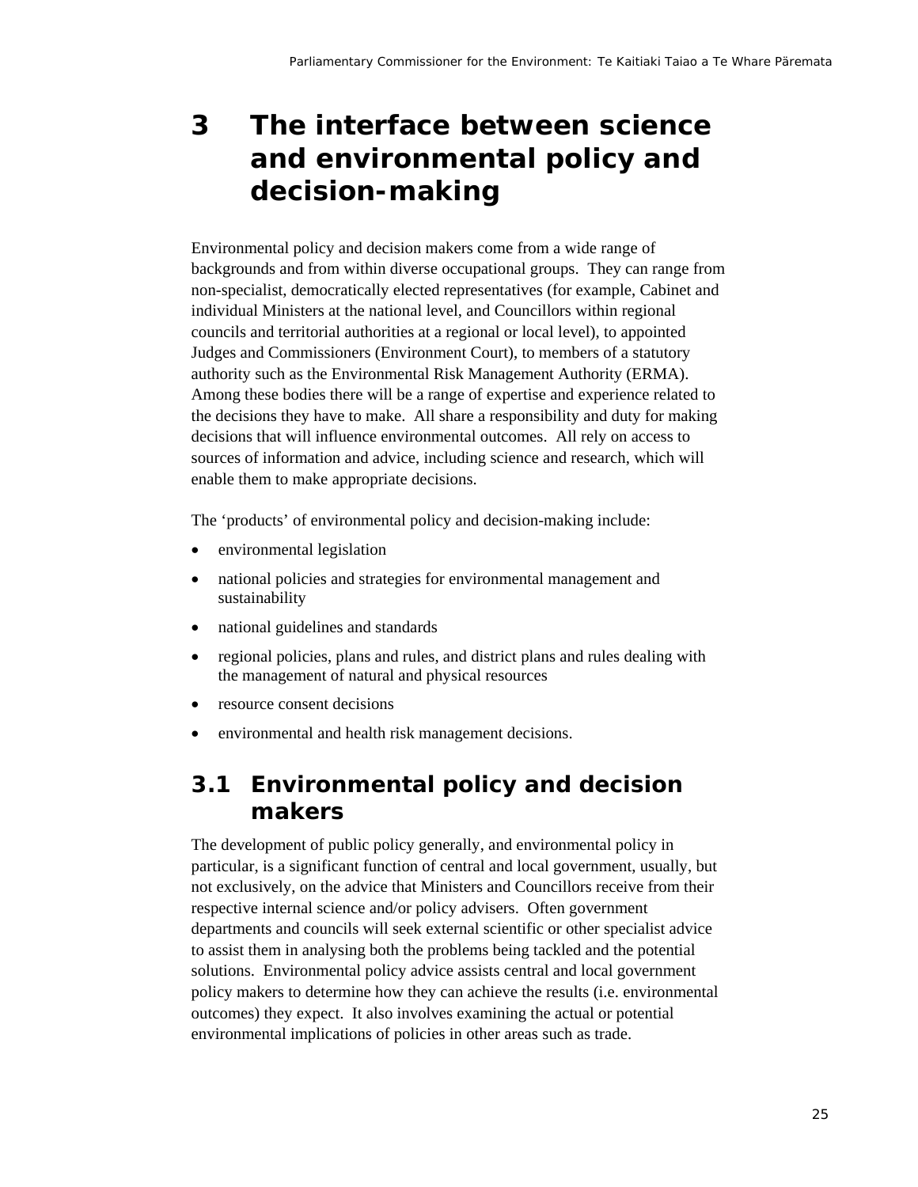# 3 The interface between science and environmental policy and decision-making

Environmental policy and decision makers come from a wide range of backgrounds and from within diverse occupational groups. They can range from non-specialist, democratically elected representatives (for example, Cabinet and individual Ministers at the national level, and Councillors within regional councils and territorial authorities at a regional or local level), to appointed Judges and Commissioners (Environment Court), to members of a statutory authority such as the Environmental Risk Management Authority (ERMA). Among these bodies there will be a range of expertise and experience related to the decisions they have to make. All share a responsibility and duty for making decisions that will influence environmental outcomes. All rely on access to sources of information and advice, including science and research, which will enable them to make appropriate decisions.

The 'products' of environmental policy and decision-making include:

- environmental legislation
- national policies and strategies for environmental management and sustainability
- national guidelines and standards
- regional policies, plans and rules, and district plans and rules dealing with the management of natural and physical resources
- resource consent decisions
- environmental and health risk management decisions.

## 3.1 Environmental policy and decision makers

The development of public policy generally, and environmental policy in particular, is a significant function of central and local government, usually, but not exclusively, on the advice that Ministers and Councillors receive from their respective internal science and/or policy advisers. Often government departments and councils will seek external scientific or other specialist advice to assist them in analysing both the problems being tackled and the potential solutions. Environmental policy advice assists central and local government policy makers to determine how they can achieve the results (i.e. environmental outcomes) they expect. It also involves examining the actual or potential environmental implications of policies in other areas such as trade.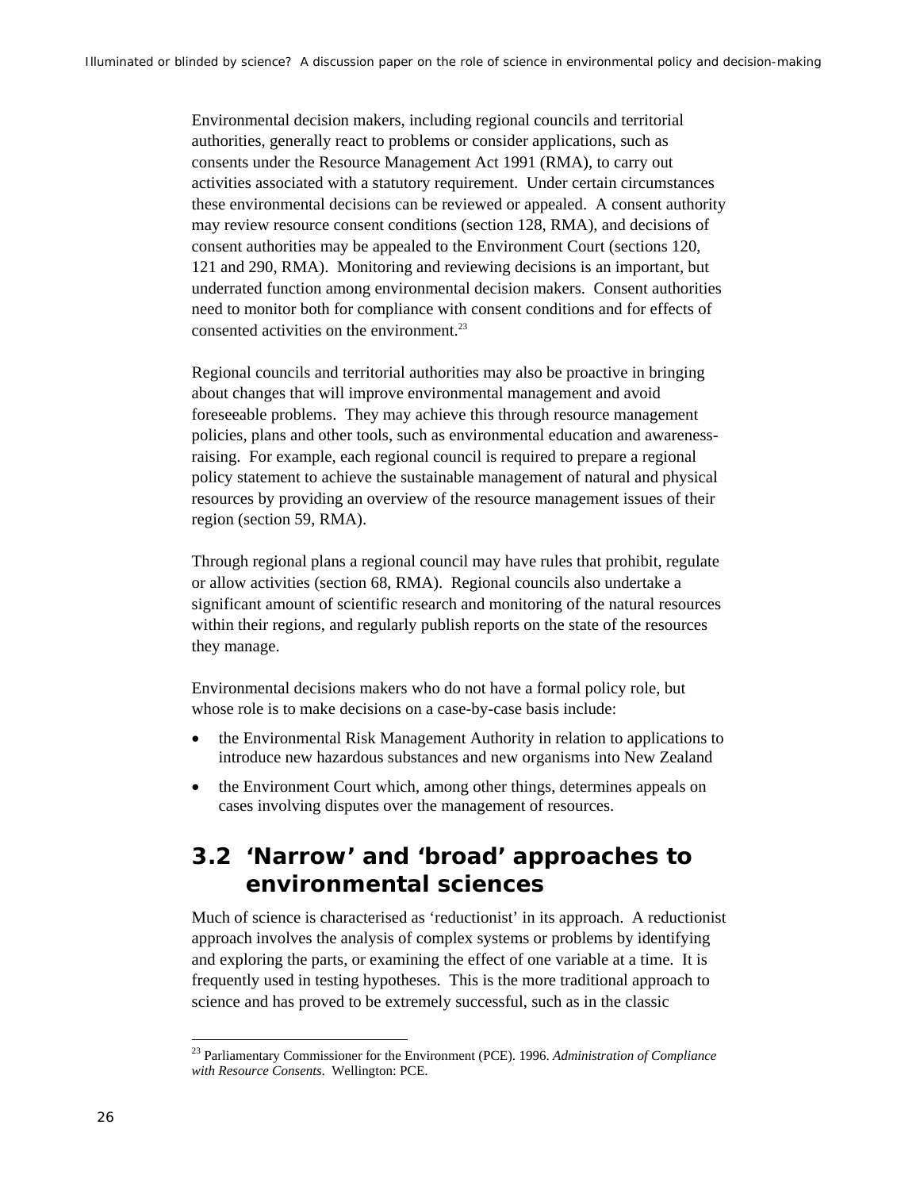Environmental decision makers, including regional councils and territorial authorities, generally react to problems or consider applications, such as consents under the Resource Management Act 1991 (RMA), to carry out activities associated with a statutory requirement. Under certain circumstances these environmental decisions can be reviewed or appealed. A consent authority may review resource consent conditions (section 128, RMA), and decisions of consent authorities may be appealed to the Environment Court (sections 120, 121 and 290, RMA). Monitoring and reviewing decisions is an important, but underrated function among environmental decision makers. Consent authorities need to monitor both for compliance with consent conditions and for effects of consented activities on the environment.[23]

Regional councils and territorial authorities may also be proactive in bringing about changes that will improve environmental management and avoid foreseeable problems. They may achieve this through resource management policies, plans and other tools, such as environmental education and awareness-raising. For example, each regional council is required to prepare a regional policy statement to achieve the sustainable management of natural and physical resources by providing an overview of the resource management issues of their region (section 59, RMA).

Through regional plans a regional council may have rules that prohibit, regulate or allow activities (section 68, RMA). Regional councils also undertake a significant amount of scientific research and monitoring of the natural resources within their regions, and regularly publish reports on the state of the resources they manage.

Environmental decisions makers who do not have a formal policy role, but whose role is to make decisions on a case-by-case basis include:

- the Environmental Risk Management Authority in relation to applications to introduce new hazardous substances and new organisms into New Zealand
- the Environment Court which, among other things, determines appeals on cases involving disputes over the management of resources.

## 3.2 'Narrow' and 'broad' approaches to environmental sciences

Much of science is characterised as 'reductionist' in its approach. A reductionist approach involves the analysis of complex systems or problems by identifying and exploring the parts, or examining the effect of one variable at a time. It is frequently used in testing hypotheses. This is the more traditional approach to science and has proved to be extremely successful, such as in the classic

[23] Parliamentary Commissioner for the Environment (PCE). 1996. *Administration of Compliance with Resource Consents*. Wellington: PCE.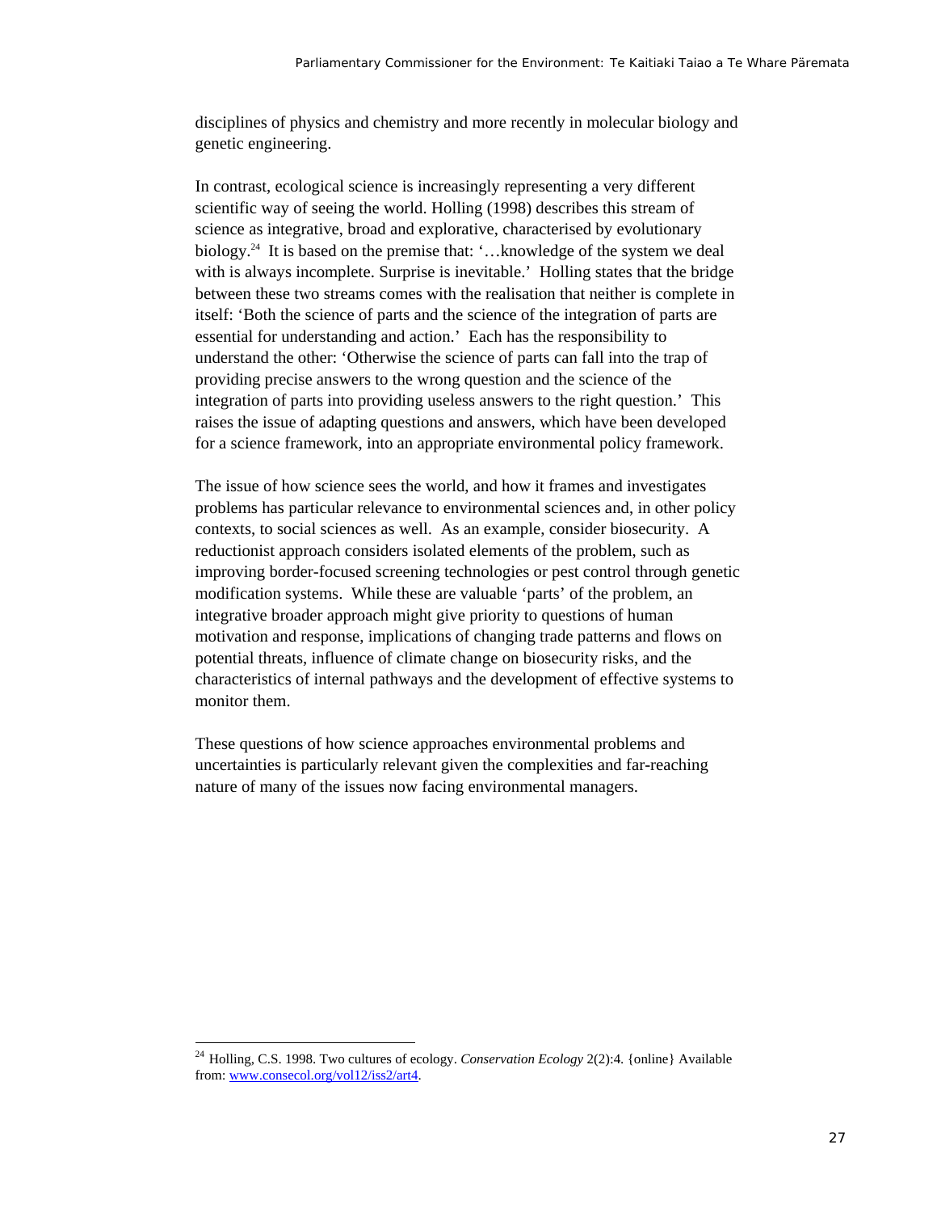disciplines of physics and chemistry and more recently in molecular biology and genetic engineering.

In contrast, ecological science is increasingly representing a very different scientific way of seeing the world. Holling (1998) describes this stream of science as integrative, broad and explorative, characterised by evolutionary biology.[24] It is based on the premise that: '…knowledge of the system we deal with is always incomplete. Surprise is inevitable.' Holling states that the bridge between these two streams comes with the realisation that neither is complete in itself: 'Both the science of parts and the science of the integration of parts are essential for understanding and action.' Each has the responsibility to understand the other: 'Otherwise the science of parts can fall into the trap of providing precise answers to the wrong question and the science of the integration of parts into providing useless answers to the right question.' This raises the issue of adapting questions and answers, which have been developed for a science framework, into an appropriate environmental policy framework.

The issue of how science sees the world, and how it frames and investigates problems has particular relevance to environmental sciences and, in other policy contexts, to social sciences as well. As an example, consider biosecurity. A reductionist approach considers isolated elements of the problem, such as improving border-focused screening technologies or pest control through genetic modification systems. While these are valuable 'parts' of the problem, an integrative broader approach might give priority to questions of human motivation and response, implications of changing trade patterns and flows on potential threats, influence of climate change on biosecurity risks, and the characteristics of internal pathways and the development of effective systems to monitor them.

These questions of how science approaches environmental problems and uncertainties is particularly relevant given the complexities and far-reaching nature of many of the issues now facing environmental managers.

---

[24] Holling, C.S. 1998. Two cultures of ecology. *Conservation Ecology* 2(2):4. {online} Available from: www.consecol.org/vol12/iss2/art4.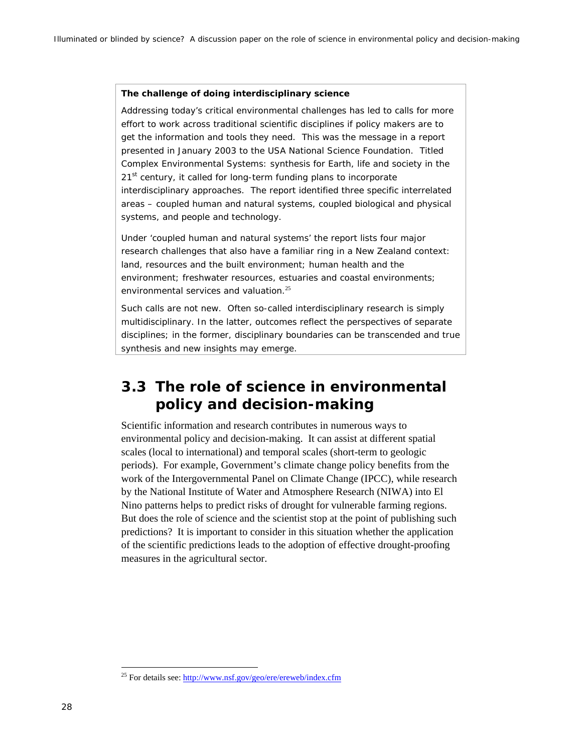**The challenge of doing interdisciplinary science**

Addressing today's critical environmental challenges has led to calls for more effort to work across traditional scientific disciplines if policy makers are to get the information and tools they need. This was the message in a report presented in January 2003 to the USA National Science Foundation. Titled Complex Environmental Systems: synthesis for Earth, life and society in the 21st century, it called for long-term funding plans to incorporate interdisciplinary approaches. The report identified three specific interrelated areas – coupled human and natural systems, coupled biological and physical systems, and people and technology.

Under 'coupled human and natural systems' the report lists four major research challenges that also have a familiar ring in a New Zealand context: land, resources and the built environment; human health and the environment; freshwater resources, estuaries and coastal environments; environmental services and valuation.[25]

Such calls are not new. Often so-called interdisciplinary research is simply multidisciplinary. In the latter, outcomes reflect the perspectives of separate disciplines; in the former, disciplinary boundaries can be transcended and true synthesis and new insights may emerge.

## 3.3 The role of science in environmental policy and decision-making

Scientific information and research contributes in numerous ways to environmental policy and decision-making. It can assist at different spatial scales (local to international) and temporal scales (short-term to geologic periods). For example, Government's climate change policy benefits from the work of the Intergovernmental Panel on Climate Change (IPCC), while research by the National Institute of Water and Atmosphere Research (NIWA) into El Nino patterns helps to predict risks of drought for vulnerable farming regions. But does the role of science and the scientist stop at the point of publishing such predictions? It is important to consider in this situation whether the application of the scientific predictions leads to the adoption of effective drought-proofing measures in the agricultural sector.

[25] For details see: http://www.nsf.gov/geo/ere/ereweb/index.cfm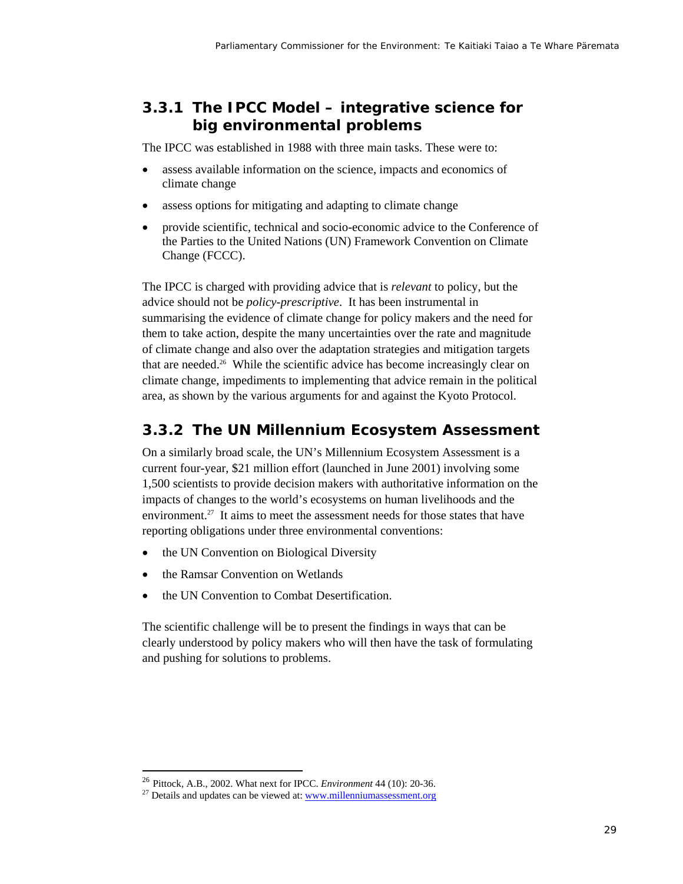### 3.3.1 The IPCC Model – integrative science for big environmental problems

The IPCC was established in 1988 with three main tasks. These were to:

- assess available information on the science, impacts and economics of climate change
- assess options for mitigating and adapting to climate change
- provide scientific, technical and socio-economic advice to the Conference of the Parties to the United Nations (UN) Framework Convention on Climate Change (FCCC).

The IPCC is charged with providing advice that is *relevant* to policy, but the advice should not be *policy-prescriptive*. It has been instrumental in summarising the evidence of climate change for policy makers and the need for them to take action, despite the many uncertainties over the rate and magnitude of climate change and also over the adaptation strategies and mitigation targets that are needed.[26] While the scientific advice has become increasingly clear on climate change, impediments to implementing that advice remain in the political area, as shown by the various arguments for and against the Kyoto Protocol.

### 3.3.2 The UN Millennium Ecosystem Assessment

On a similarly broad scale, the UN's Millennium Ecosystem Assessment is a current four-year, $21 million effort (launched in June 2001) involving some 1,500 scientists to provide decision makers with authoritative information on the impacts of changes to the world's ecosystems on human livelihoods and the environment.[27] It aims to meet the assessment needs for those states that have reporting obligations under three environmental conventions:

- the UN Convention on Biological Diversity
- the Ramsar Convention on Wetlands
- the UN Convention to Combat Desertification.

The scientific challenge will be to present the findings in ways that can be clearly understood by policy makers who will then have the task of formulating and pushing for solutions to problems.

---

[26] Pittock, A.B., 2002. What next for IPCC. *Environment* 44 (10): 20-36.

[27] Details and updates can be viewed at: [www.millenniumassessment.org](http://www.millenniumassessment.org)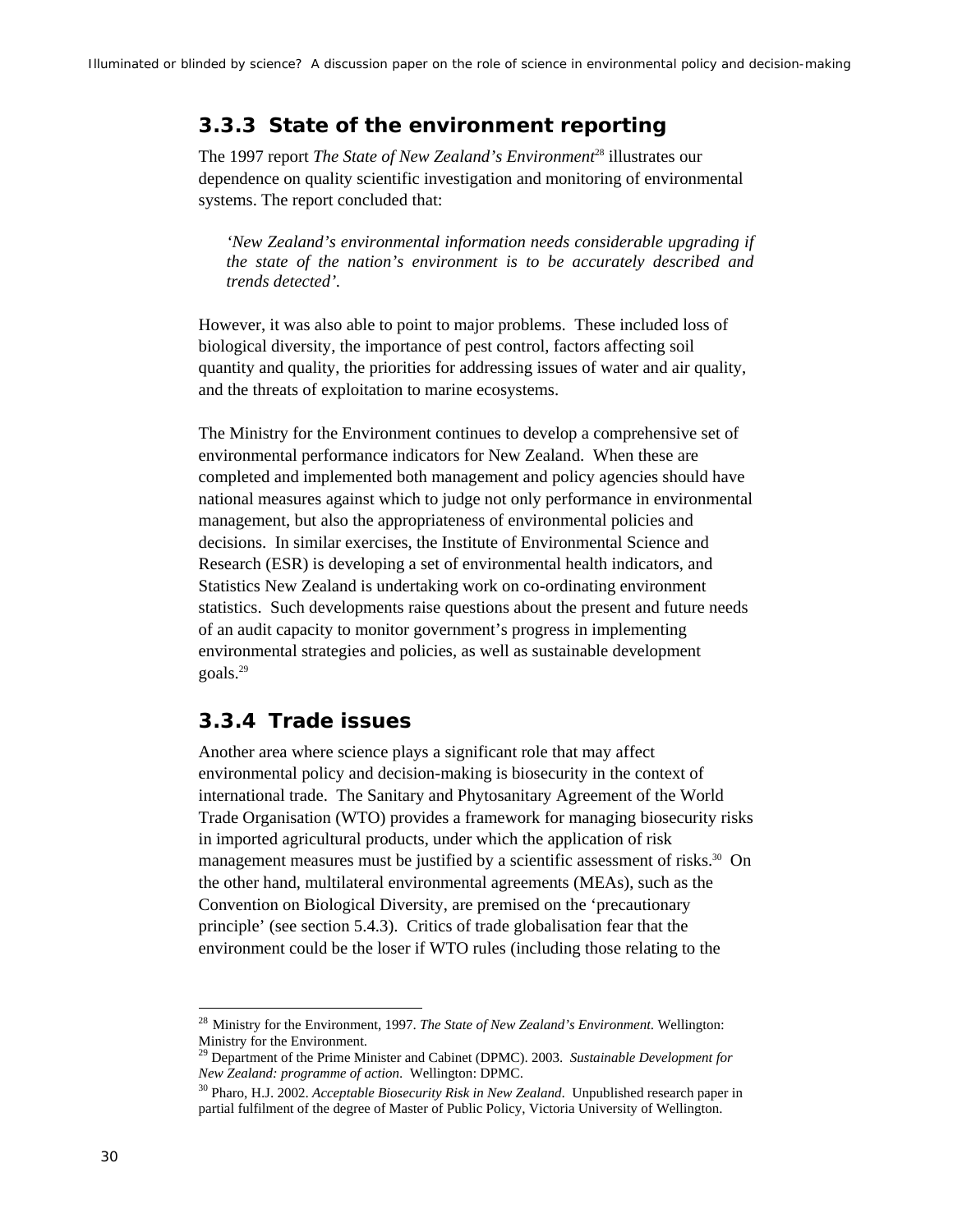### 3.3.3 State of the environment reporting

The 1997 report *The State of New Zealand's Environment*[28] illustrates our dependence on quality scientific investigation and monitoring of environmental systems. The report concluded that:

> *'New Zealand's environmental information needs considerable upgrading if the state of the nation's environment is to be accurately described and trends detected'.*

However, it was also able to point to major problems. These included loss of biological diversity, the importance of pest control, factors affecting soil quantity and quality, the priorities for addressing issues of water and air quality, and the threats of exploitation to marine ecosystems.

The Ministry for the Environment continues to develop a comprehensive set of environmental performance indicators for New Zealand. When these are completed and implemented both management and policy agencies should have national measures against which to judge not only performance in environmental management, but also the appropriateness of environmental policies and decisions. In similar exercises, the Institute of Environmental Science and Research (ESR) is developing a set of environmental health indicators, and Statistics New Zealand is undertaking work on co-ordinating environment statistics. Such developments raise questions about the present and future needs of an audit capacity to monitor government's progress in implementing environmental strategies and policies, as well as sustainable development goals.[29]

### 3.3.4 Trade issues

Another area where science plays a significant role that may affect environmental policy and decision-making is biosecurity in the context of international trade. The Sanitary and Phytosanitary Agreement of the World Trade Organisation (WTO) provides a framework for managing biosecurity risks in imported agricultural products, under which the application of risk management measures must be justified by a scientific assessment of risks.[30] On the other hand, multilateral environmental agreements (MEAs), such as the Convention on Biological Diversity, are premised on the 'precautionary principle' (see section 5.4.3). Critics of trade globalisation fear that the environment could be the loser if WTO rules (including those relating to the

---

[28] Ministry for the Environment, 1997. *The State of New Zealand's Environment*. Wellington: Ministry for the Environment.

[29] Department of the Prime Minister and Cabinet (DPMC). 2003. *Sustainable Development for New Zealand: programme of action*. Wellington: DPMC.

[30] Pharo, H.J. 2002. *Acceptable Biosecurity Risk in New Zealand*. Unpublished research paper in partial fulfilment of the degree of Master of Public Policy, Victoria University of Wellington.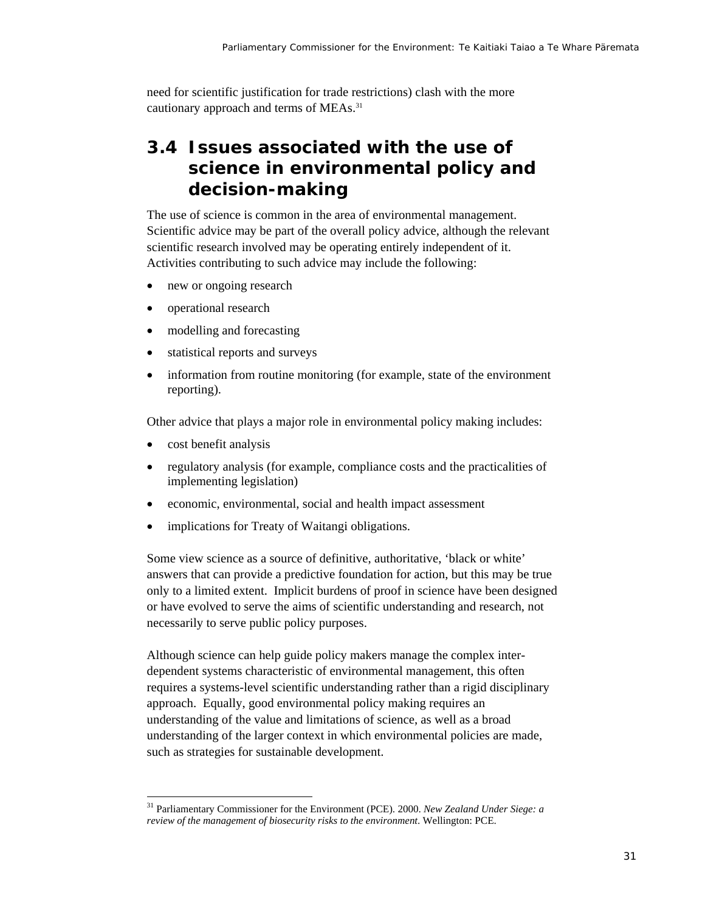need for scientific justification for trade restrictions) clash with the more cautionary approach and terms of MEAs.[31]

## 3.4 Issues associated with the use of science in environmental policy and decision-making

The use of science is common in the area of environmental management. Scientific advice may be part of the overall policy advice, although the relevant scientific research involved may be operating entirely independent of it. Activities contributing to such advice may include the following:

- new or ongoing research
- operational research
- modelling and forecasting
- statistical reports and surveys
- information from routine monitoring (for example, state of the environment reporting).

Other advice that plays a major role in environmental policy making includes:

- cost benefit analysis
- regulatory analysis (for example, compliance costs and the practicalities of implementing legislation)
- economic, environmental, social and health impact assessment
- implications for Treaty of Waitangi obligations.

Some view science as a source of definitive, authoritative, 'black or white' answers that can provide a predictive foundation for action, but this may be true only to a limited extent. Implicit burdens of proof in science have been designed or have evolved to serve the aims of scientific understanding and research, not necessarily to serve public policy purposes.

Although science can help guide policy makers manage the complex inter-dependent systems characteristic of environmental management, this often requires a systems-level scientific understanding rather than a rigid disciplinary approach. Equally, good environmental policy making requires an understanding of the value and limitations of science, as well as a broad understanding of the larger context in which environmental policies are made, such as strategies for sustainable development.

---

[31] Parliamentary Commissioner for the Environment (PCE). 2000. *New Zealand Under Siege: a review of the management of biosecurity risks to the environment*. Wellington: PCE.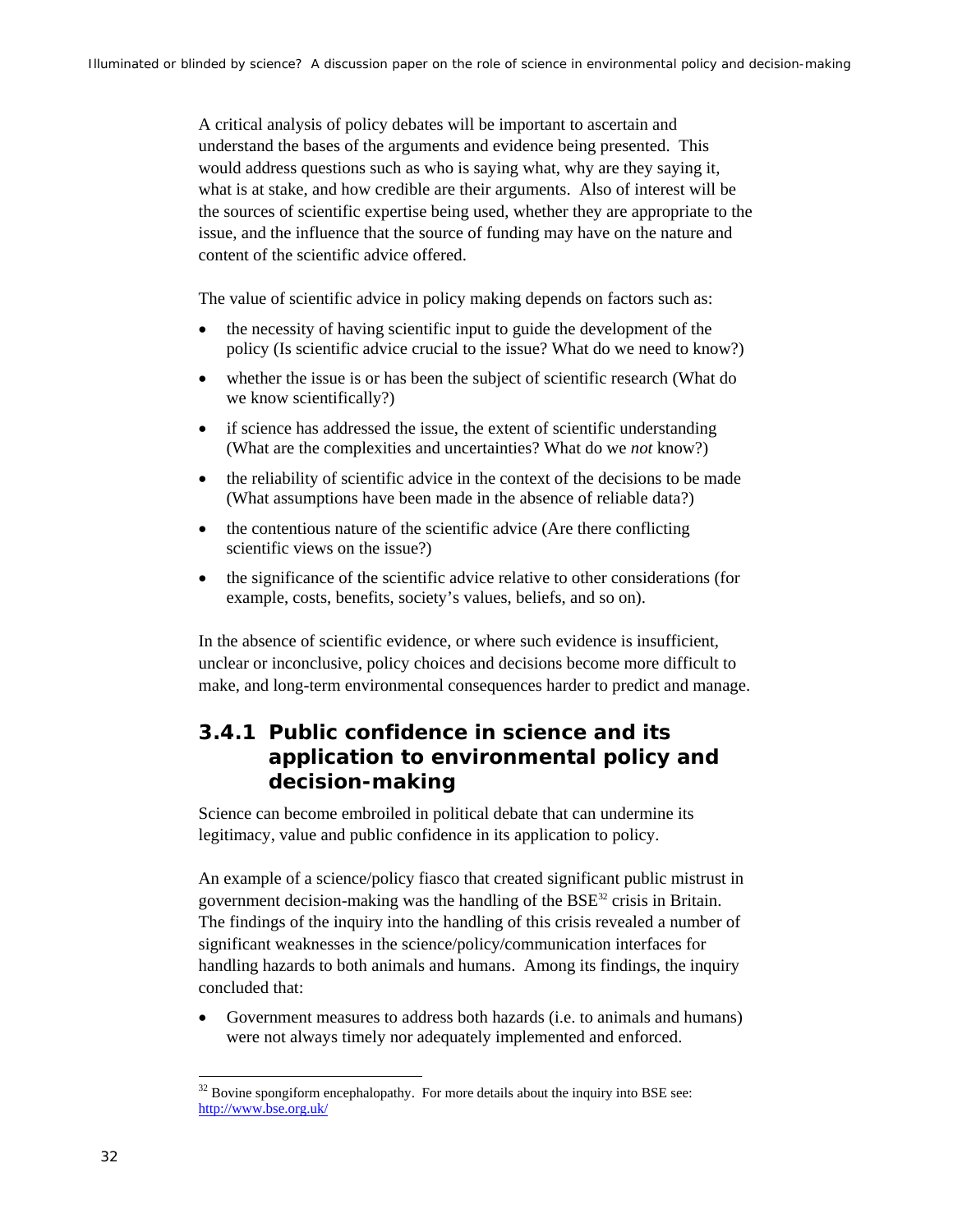A critical analysis of policy debates will be important to ascertain and understand the bases of the arguments and evidence being presented. This would address questions such as who is saying what, why are they saying it, what is at stake, and how credible are their arguments. Also of interest will be the sources of scientific expertise being used, whether they are appropriate to the issue, and the influence that the source of funding may have on the nature and content of the scientific advice offered.

The value of scientific advice in policy making depends on factors such as:

- the necessity of having scientific input to guide the development of the policy (Is scientific advice crucial to the issue? What do we need to know?)
- whether the issue is or has been the subject of scientific research (What do we know scientifically?)
- if science has addressed the issue, the extent of scientific understanding (What are the complexities and uncertainties? What do we *not* know?)
- the reliability of scientific advice in the context of the decisions to be made (What assumptions have been made in the absence of reliable data?)
- the contentious nature of the scientific advice (Are there conflicting scientific views on the issue?)
- the significance of the scientific advice relative to other considerations (for example, costs, benefits, society's values, beliefs, and so on).

In the absence of scientific evidence, or where such evidence is insufficient, unclear or inconclusive, policy choices and decisions become more difficult to make, and long-term environmental consequences harder to predict and manage.

### 3.4.1 Public confidence in science and its application to environmental policy and decision-making

Science can become embroiled in political debate that can undermine its legitimacy, value and public confidence in its application to policy.

An example of a science/policy fiasco that created significant public mistrust in government decision-making was the handling of the BSE[32] crisis in Britain. The findings of the inquiry into the handling of this crisis revealed a number of significant weaknesses in the science/policy/communication interfaces for handling hazards to both animals and humans. Among its findings, the inquiry concluded that:

- Government measures to address both hazards (i.e. to animals and humans) were not always timely nor adequately implemented and enforced.

[32] Bovine spongiform encephalopathy. For more details about the inquiry into BSE see: http://www.bse.org.uk/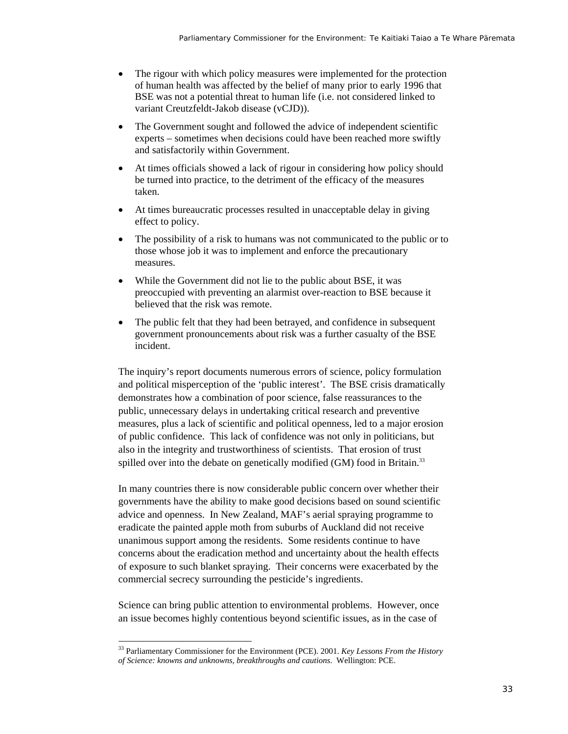- The rigour with which policy measures were implemented for the protection of human health was affected by the belief of many prior to early 1996 that BSE was not a potential threat to human life (i.e. not considered linked to variant Creutzfeldt-Jakob disease (vCJD)).
- The Government sought and followed the advice of independent scientific experts – sometimes when decisions could have been reached more swiftly and satisfactorily within Government.
- At times officials showed a lack of rigour in considering how policy should be turned into practice, to the detriment of the efficacy of the measures taken.
- At times bureaucratic processes resulted in unacceptable delay in giving effect to policy.
- The possibility of a risk to humans was not communicated to the public or to those whose job it was to implement and enforce the precautionary measures.
- While the Government did not lie to the public about BSE, it was preoccupied with preventing an alarmist over-reaction to BSE because it believed that the risk was remote.
- The public felt that they had been betrayed, and confidence in subsequent government pronouncements about risk was a further casualty of the BSE incident.

The inquiry's report documents numerous errors of science, policy formulation and political misperception of the 'public interest'. The BSE crisis dramatically demonstrates how a combination of poor science, false reassurances to the public, unnecessary delays in undertaking critical research and preventive measures, plus a lack of scientific and political openness, led to a major erosion of public confidence. This lack of confidence was not only in politicians, but also in the integrity and trustworthiness of scientists. That erosion of trust spilled over into the debate on genetically modified (GM) food in Britain.[33]

In many countries there is now considerable public concern over whether their governments have the ability to make good decisions based on sound scientific advice and openness. In New Zealand, MAF's aerial spraying programme to eradicate the painted apple moth from suburbs of Auckland did not receive unanimous support among the residents. Some residents continue to have concerns about the eradication method and uncertainty about the health effects of exposure to such blanket spraying. Their concerns were exacerbated by the commercial secrecy surrounding the pesticide's ingredients.

Science can bring public attention to environmental problems. However, once an issue becomes highly contentious beyond scientific issues, as in the case of

---

[33] Parliamentary Commissioner for the Environment (PCE). 2001. *Key Lessons From the History of Science: knowns and unknowns, breakthroughs and cautions.* Wellington: PCE.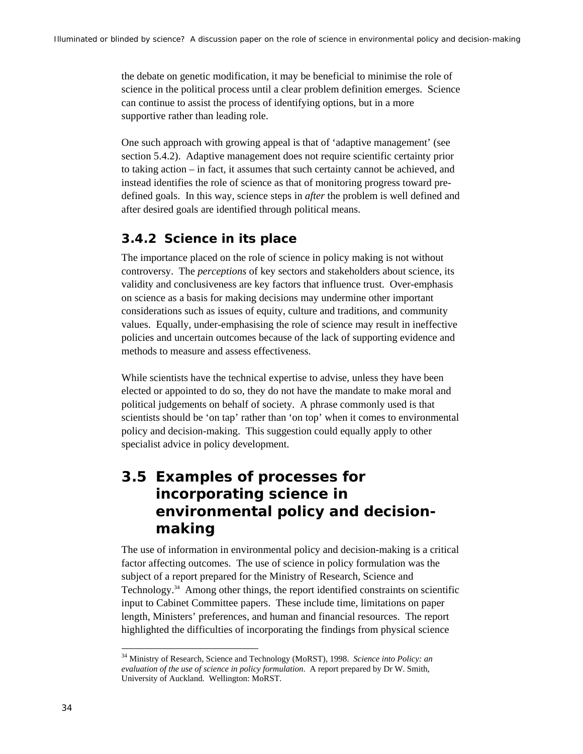the debate on genetic modification, it may be beneficial to minimise the role of science in the political process until a clear problem definition emerges. Science can continue to assist the process of identifying options, but in a more supportive rather than leading role.

One such approach with growing appeal is that of 'adaptive management' (see section 5.4.2). Adaptive management does not require scientific certainty prior to taking action – in fact, it assumes that such certainty cannot be achieved, and instead identifies the role of science as that of monitoring progress toward pre-defined goals. In this way, science steps in *after* the problem is well defined and after desired goals are identified through political means.

### 3.4.2 Science in its place

The importance placed on the role of science in policy making is not without controversy. The *perceptions* of key sectors and stakeholders about science, its validity and conclusiveness are key factors that influence trust. Over-emphasis on science as a basis for making decisions may undermine other important considerations such as issues of equity, culture and traditions, and community values. Equally, under-emphasising the role of science may result in ineffective policies and uncertain outcomes because of the lack of supporting evidence and methods to measure and assess effectiveness.

While scientists have the technical expertise to advise, unless they have been elected or appointed to do so, they do not have the mandate to make moral and political judgements on behalf of society. A phrase commonly used is that scientists should be 'on tap' rather than 'on top' when it comes to environmental policy and decision-making. This suggestion could equally apply to other specialist advice in policy development.

## 3.5 Examples of processes for incorporating science in environmental policy and decision-making

The use of information in environmental policy and decision-making is a critical factor affecting outcomes. The use of science in policy formulation was the subject of a report prepared for the Ministry of Research, Science and Technology.[34] Among other things, the report identified constraints on scientific input to Cabinet Committee papers. These include time, limitations on paper length, Ministers' preferences, and human and financial resources. The report highlighted the difficulties of incorporating the findings from physical science

[34] Ministry of Research, Science and Technology (MoRST), 1998. *Science into Policy: an evaluation of the use of science in policy formulation*. A report prepared by Dr W. Smith, University of Auckland. Wellington: MoRST.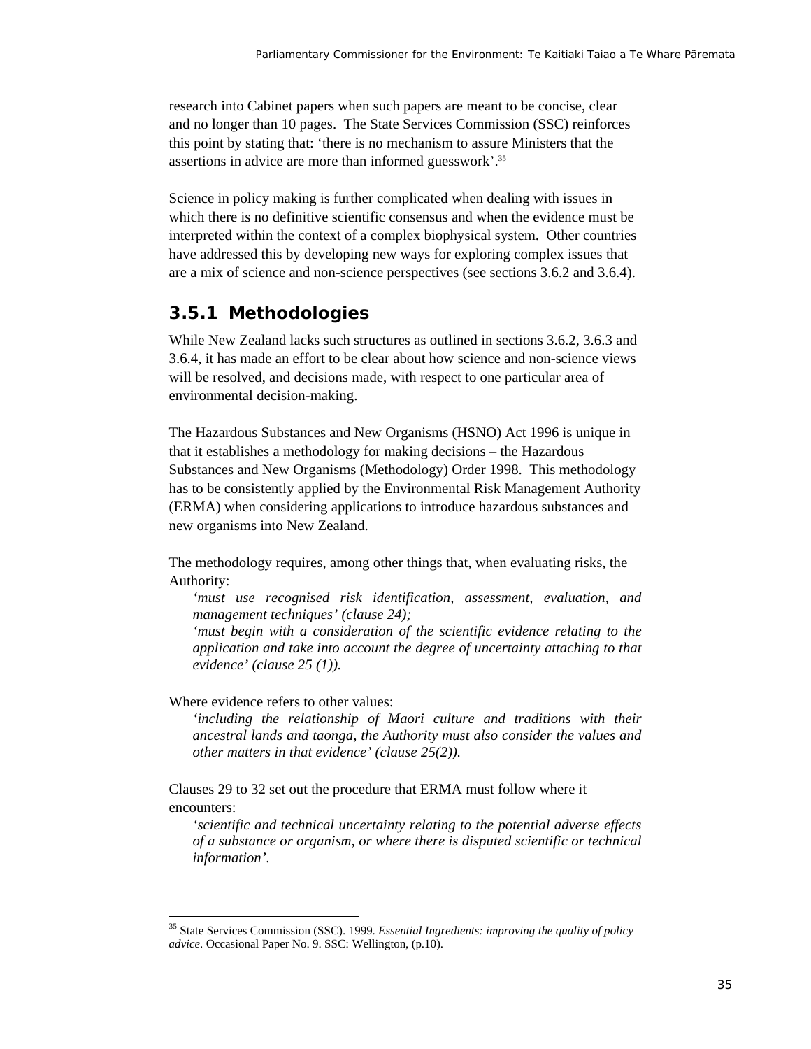research into Cabinet papers when such papers are meant to be concise, clear and no longer than 10 pages. The State Services Commission (SSC) reinforces this point by stating that: 'there is no mechanism to assure Ministers that the assertions in advice are more than informed guesswork'.[35]

Science in policy making is further complicated when dealing with issues in which there is no definitive scientific consensus and when the evidence must be interpreted within the context of a complex biophysical system. Other countries have addressed this by developing new ways for exploring complex issues that are a mix of science and non-science perspectives (see sections 3.6.2 and 3.6.4).

### 3.5.1 Methodologies

While New Zealand lacks such structures as outlined in sections 3.6.2, 3.6.3 and 3.6.4, it has made an effort to be clear about how science and non-science views will be resolved, and decisions made, with respect to one particular area of environmental decision-making.

The Hazardous Substances and New Organisms (HSNO) Act 1996 is unique in that it establishes a methodology for making decisions – the Hazardous Substances and New Organisms (Methodology) Order 1998. This methodology has to be consistently applied by the Environmental Risk Management Authority (ERMA) when considering applications to introduce hazardous substances and new organisms into New Zealand.

The methodology requires, among other things that, when evaluating risks, the Authority:

> *'must use recognised risk identification, assessment, evaluation, and management techniques' (clause 24);*
>
> *'must begin with a consideration of the scientific evidence relating to the application and take into account the degree of uncertainty attaching to that evidence' (clause 25 (1)).*

Where evidence refers to other values:

> *'including the relationship of Maori culture and traditions with their ancestral lands and taonga, the Authority must also consider the values and other matters in that evidence' (clause 25(2)).*

Clauses 29 to 32 set out the procedure that ERMA must follow where it encounters:

> *'scientific and technical uncertainty relating to the potential adverse effects of a substance or organism, or where there is disputed scientific or technical information'.*

---

[35] State Services Commission (SSC). 1999. *Essential Ingredients: improving the quality of policy advice*. Occasional Paper No. 9. SSC: Wellington, (p.10).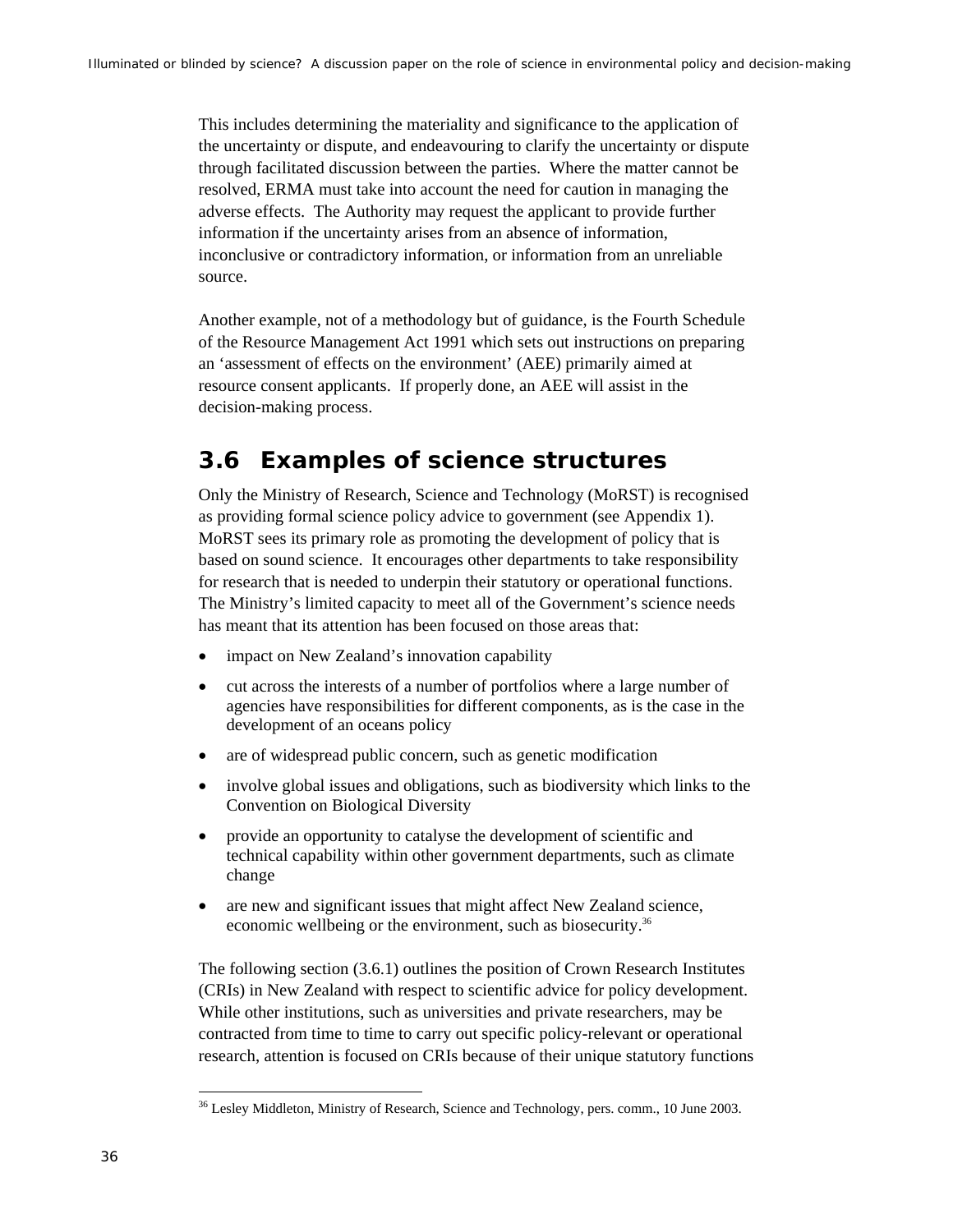This includes determining the materiality and significance to the application of the uncertainty or dispute, and endeavouring to clarify the uncertainty or dispute through facilitated discussion between the parties. Where the matter cannot be resolved, ERMA must take into account the need for caution in managing the adverse effects. The Authority may request the applicant to provide further information if the uncertainty arises from an absence of information, inconclusive or contradictory information, or information from an unreliable source.

Another example, not of a methodology but of guidance, is the Fourth Schedule of the Resource Management Act 1991 which sets out instructions on preparing an 'assessment of effects on the environment' (AEE) primarily aimed at resource consent applicants. If properly done, an AEE will assist in the decision-making process.

## 3.6 Examples of science structures

Only the Ministry of Research, Science and Technology (MoRST) is recognised as providing formal science policy advice to government (see Appendix 1). MoRST sees its primary role as promoting the development of policy that is based on sound science. It encourages other departments to take responsibility for research that is needed to underpin their statutory or operational functions. The Ministry's limited capacity to meet all of the Government's science needs has meant that its attention has been focused on those areas that:

- impact on New Zealand's innovation capability
- cut across the interests of a number of portfolios where a large number of agencies have responsibilities for different components, as is the case in the development of an oceans policy
- are of widespread public concern, such as genetic modification
- involve global issues and obligations, such as biodiversity which links to the Convention on Biological Diversity
- provide an opportunity to catalyse the development of scientific and technical capability within other government departments, such as climate change
- are new and significant issues that might affect New Zealand science, economic wellbeing or the environment, such as biosecurity.[36]

The following section (3.6.1) outlines the position of Crown Research Institutes (CRIs) in New Zealand with respect to scientific advice for policy development. While other institutions, such as universities and private researchers, may be contracted from time to time to carry out specific policy-relevant or operational research, attention is focused on CRIs because of their unique statutory functions

[36] Lesley Middleton, Ministry of Research, Science and Technology, pers. comm., 10 June 2003.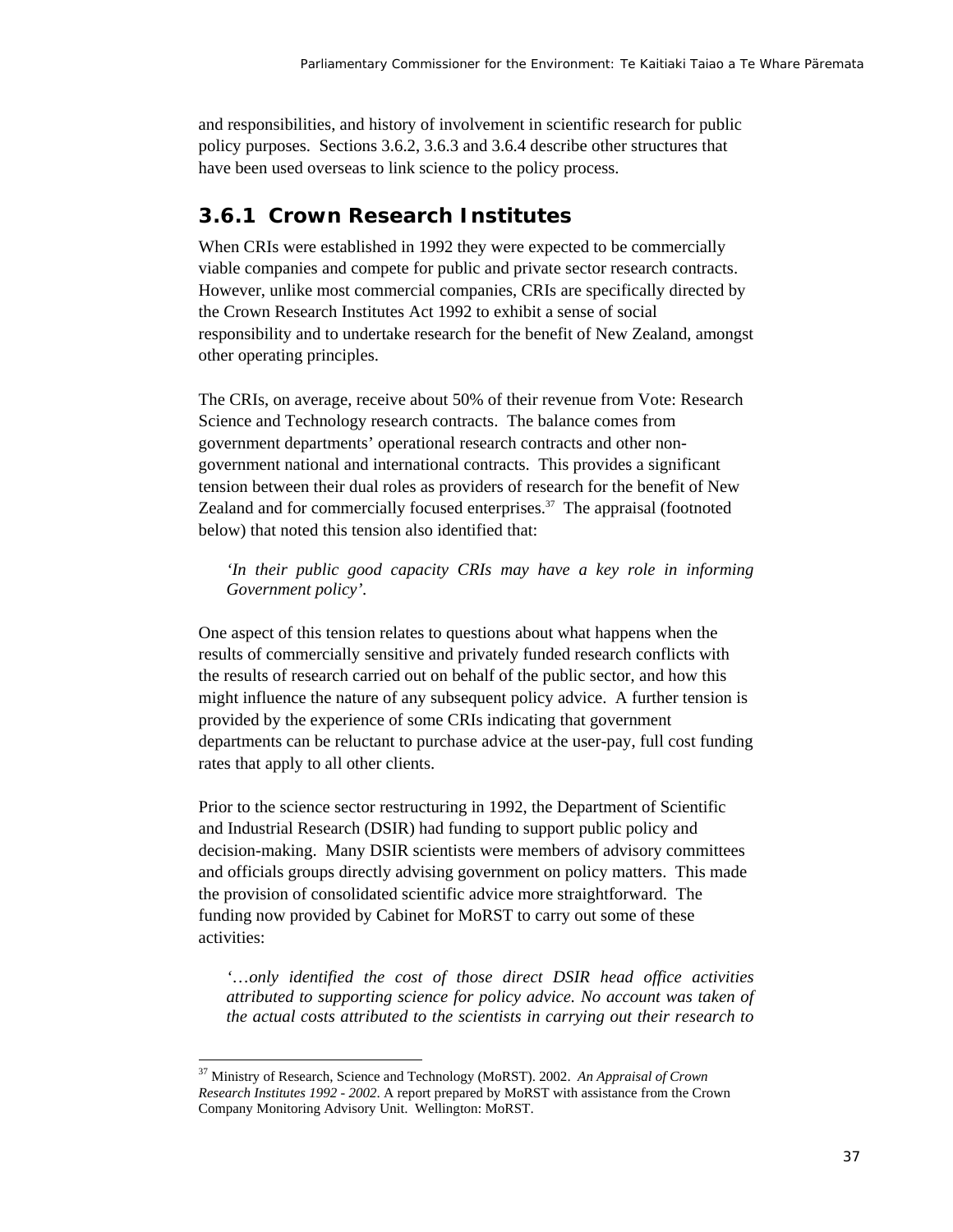and responsibilities, and history of involvement in scientific research for public policy purposes. Sections 3.6.2, 3.6.3 and 3.6.4 describe other structures that have been used overseas to link science to the policy process.

### 3.6.1 Crown Research Institutes

When CRIs were established in 1992 they were expected to be commercially viable companies and compete for public and private sector research contracts. However, unlike most commercial companies, CRIs are specifically directed by the Crown Research Institutes Act 1992 to exhibit a sense of social responsibility and to undertake research for the benefit of New Zealand, amongst other operating principles.

The CRIs, on average, receive about 50% of their revenue from Vote: Research Science and Technology research contracts. The balance comes from government departments' operational research contracts and other non-government national and international contracts. This provides a significant tension between their dual roles as providers of research for the benefit of New Zealand and for commercially focused enterprises.[37] The appraisal (footnoted below) that noted this tension also identified that:

> *'In their public good capacity CRIs may have a key role in informing Government policy'.*

One aspect of this tension relates to questions about what happens when the results of commercially sensitive and privately funded research conflicts with the results of research carried out on behalf of the public sector, and how this might influence the nature of any subsequent policy advice. A further tension is provided by the experience of some CRIs indicating that government departments can be reluctant to purchase advice at the user-pay, full cost funding rates that apply to all other clients.

Prior to the science sector restructuring in 1992, the Department of Scientific and Industrial Research (DSIR) had funding to support public policy and decision-making. Many DSIR scientists were members of advisory committees and officials groups directly advising government on policy matters. This made the provision of consolidated scientific advice more straightforward. The funding now provided by Cabinet for MoRST to carry out some of these activities:

> *'…only identified the cost of those direct DSIR head office activities attributed to supporting science for policy advice. No account was taken of the actual costs attributed to the scientists in carrying out their research to*

---

[37] Ministry of Research, Science and Technology (MoRST). 2002. *An Appraisal of Crown Research Institutes 1992 - 2002*. A report prepared by MoRST with assistance from the Crown Company Monitoring Advisory Unit. Wellington: MoRST.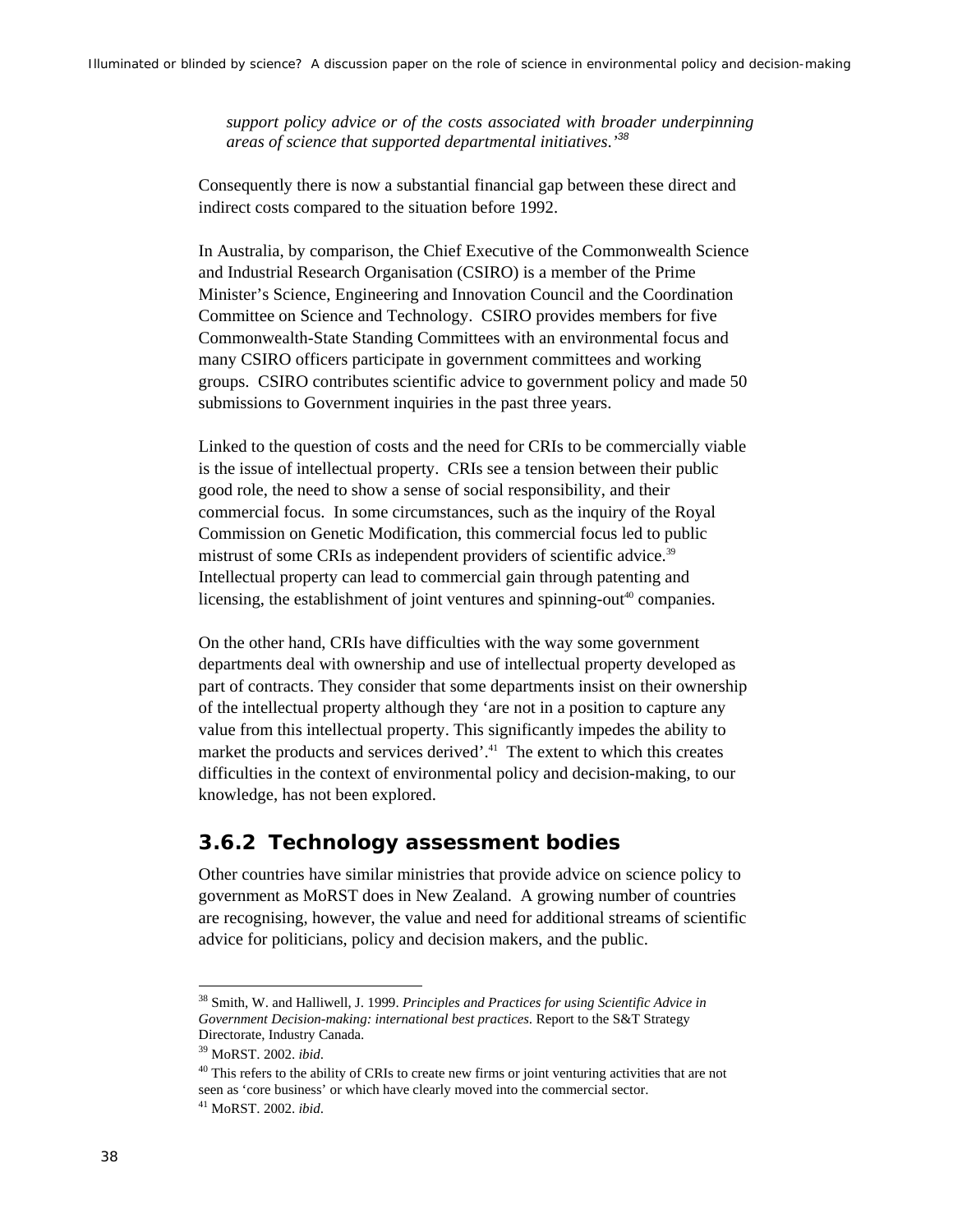*support policy advice or of the costs associated with broader underpinning areas of science that supported departmental initiatives.'*[38]

Consequently there is now a substantial financial gap between these direct and indirect costs compared to the situation before 1992.

In Australia, by comparison, the Chief Executive of the Commonwealth Science and Industrial Research Organisation (CSIRO) is a member of the Prime Minister's Science, Engineering and Innovation Council and the Coordination Committee on Science and Technology. CSIRO provides members for five Commonwealth-State Standing Committees with an environmental focus and many CSIRO officers participate in government committees and working groups. CSIRO contributes scientific advice to government policy and made 50 submissions to Government inquiries in the past three years.

Linked to the question of costs and the need for CRIs to be commercially viable is the issue of intellectual property. CRIs see a tension between their public good role, the need to show a sense of social responsibility, and their commercial focus. In some circumstances, such as the inquiry of the Royal Commission on Genetic Modification, this commercial focus led to public mistrust of some CRIs as independent providers of scientific advice.[39] Intellectual property can lead to commercial gain through patenting and licensing, the establishment of joint ventures and spinning-out[40] companies.

On the other hand, CRIs have difficulties with the way some government departments deal with ownership and use of intellectual property developed as part of contracts. They consider that some departments insist on their ownership of the intellectual property although they 'are not in a position to capture any value from this intellectual property. This significantly impedes the ability to market the products and services derived'.[41] The extent to which this creates difficulties in the context of environmental policy and decision-making, to our knowledge, has not been explored.

### 3.6.2 Technology assessment bodies

Other countries have similar ministries that provide advice on science policy to government as MoRST does in New Zealand. A growing number of countries are recognising, however, the value and need for additional streams of scientific advice for politicians, policy and decision makers, and the public.

---

[38] Smith, W. and Halliwell, J. 1999. *Principles and Practices for using Scientific Advice in Government Decision-making: international best practices*. Report to the S&T Strategy Directorate, Industry Canada.

[39] MoRST. 2002. *ibid*.

[40] This refers to the ability of CRIs to create new firms or joint venturing activities that are not seen as 'core business' or which have clearly moved into the commercial sector.

[41] MoRST. 2002. *ibid*.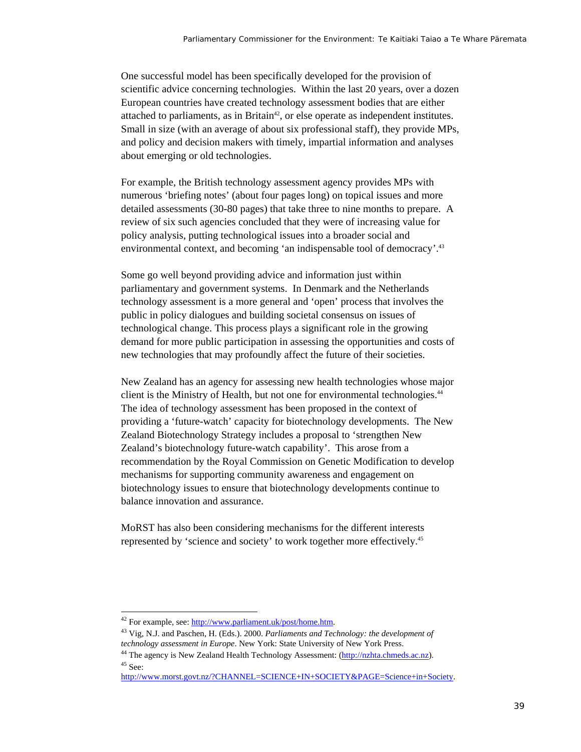One successful model has been specifically developed for the provision of scientific advice concerning technologies. Within the last 20 years, over a dozen European countries have created technology assessment bodies that are either attached to parliaments, as in Britain[42], or else operate as independent institutes. Small in size (with an average of about six professional staff), they provide MPs, and policy and decision makers with timely, impartial information and analyses about emerging or old technologies.

For example, the British technology assessment agency provides MPs with numerous 'briefing notes' (about four pages long) on topical issues and more detailed assessments (30-80 pages) that take three to nine months to prepare. A review of six such agencies concluded that they were of increasing value for policy analysis, putting technological issues into a broader social and environmental context, and becoming 'an indispensable tool of democracy'.[43]

Some go well beyond providing advice and information just within parliamentary and government systems. In Denmark and the Netherlands technology assessment is a more general and 'open' process that involves the public in policy dialogues and building societal consensus on issues of technological change. This process plays a significant role in the growing demand for more public participation in assessing the opportunities and costs of new technologies that may profoundly affect the future of their societies.

New Zealand has an agency for assessing new health technologies whose major client is the Ministry of Health, but not one for environmental technologies.[44] The idea of technology assessment has been proposed in the context of providing a 'future-watch' capacity for biotechnology developments. The New Zealand Biotechnology Strategy includes a proposal to 'strengthen New Zealand's biotechnology future-watch capability'. This arose from a recommendation by the Royal Commission on Genetic Modification to develop mechanisms for supporting community awareness and engagement on biotechnology issues to ensure that biotechnology developments continue to balance innovation and assurance.

MoRST has also been considering mechanisms for the different interests represented by 'science and society' to work together more effectively.[45]

---

[42] For example, see: http://www.parliament.uk/post/home.htm.

[43] Vig, N.J. and Paschen, H. (Eds.). 2000. *Parliaments and Technology: the development of technology assessment in Europe*. New York: State University of New York Press.

[44] The agency is New Zealand Health Technology Assessment: (http://nzhta.chmeds.ac.nz).

[45] See: http://www.morst.govt.nz/?CHANNEL=SCIENCE+IN+SOCIETY&PAGE=Science+in+Society.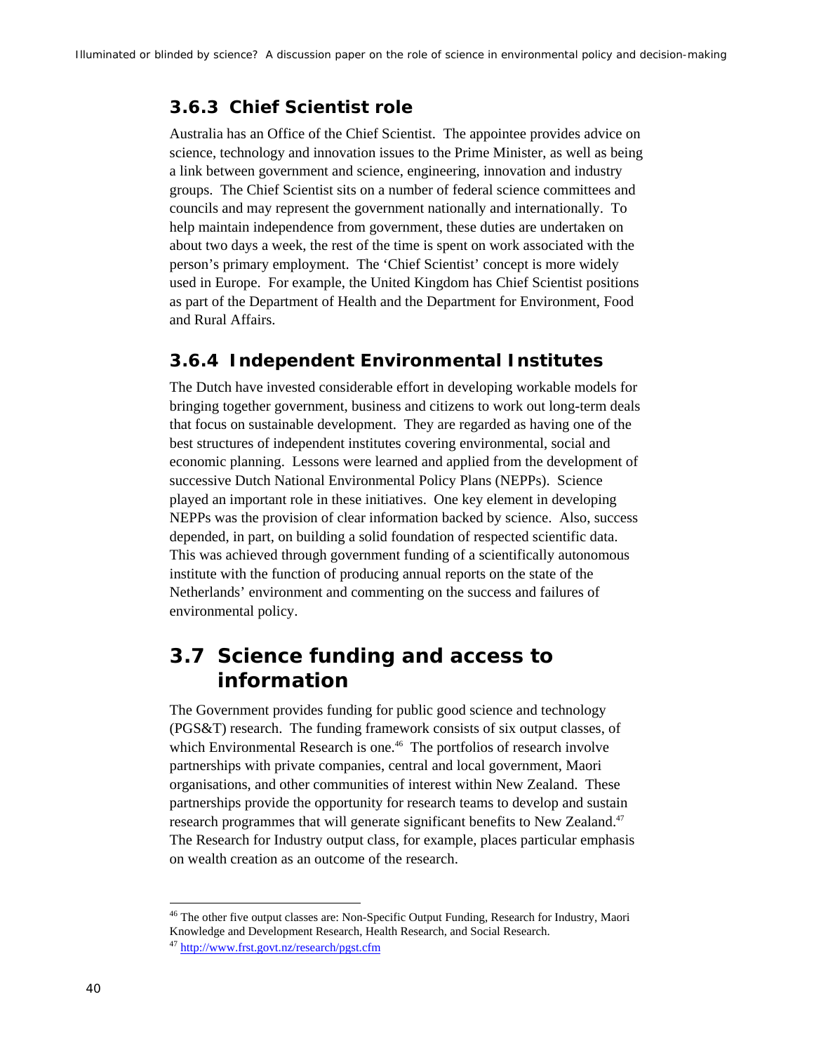### 3.6.3 Chief Scientist role

Australia has an Office of the Chief Scientist. The appointee provides advice on science, technology and innovation issues to the Prime Minister, as well as being a link between government and science, engineering, innovation and industry groups. The Chief Scientist sits on a number of federal science committees and councils and may represent the government nationally and internationally. To help maintain independence from government, these duties are undertaken on about two days a week, the rest of the time is spent on work associated with the person's primary employment. The 'Chief Scientist' concept is more widely used in Europe. For example, the United Kingdom has Chief Scientist positions as part of the Department of Health and the Department for Environment, Food and Rural Affairs.

### 3.6.4 Independent Environmental Institutes

The Dutch have invested considerable effort in developing workable models for bringing together government, business and citizens to work out long-term deals that focus on sustainable development. They are regarded as having one of the best structures of independent institutes covering environmental, social and economic planning. Lessons were learned and applied from the development of successive Dutch National Environmental Policy Plans (NEPPs). Science played an important role in these initiatives. One key element in developing NEPPs was the provision of clear information backed by science. Also, success depended, in part, on building a solid foundation of respected scientific data. This was achieved through government funding of a scientifically autonomous institute with the function of producing annual reports on the state of the Netherlands' environment and commenting on the success and failures of environmental policy.

## 3.7 Science funding and access to information

The Government provides funding for public good science and technology (PGS&T) research. The funding framework consists of six output classes, of which Environmental Research is one.[46] The portfolios of research involve partnerships with private companies, central and local government, Maori organisations, and other communities of interest within New Zealand. These partnerships provide the opportunity for research teams to develop and sustain research programmes that will generate significant benefits to New Zealand.[47] The Research for Industry output class, for example, places particular emphasis on wealth creation as an outcome of the research.

[46] The other five output classes are: Non-Specific Output Funding, Research for Industry, Maori Knowledge and Development Research, Health Research, and Social Research.

[47] http://www.frst.govt.nz/research/pgst.cfm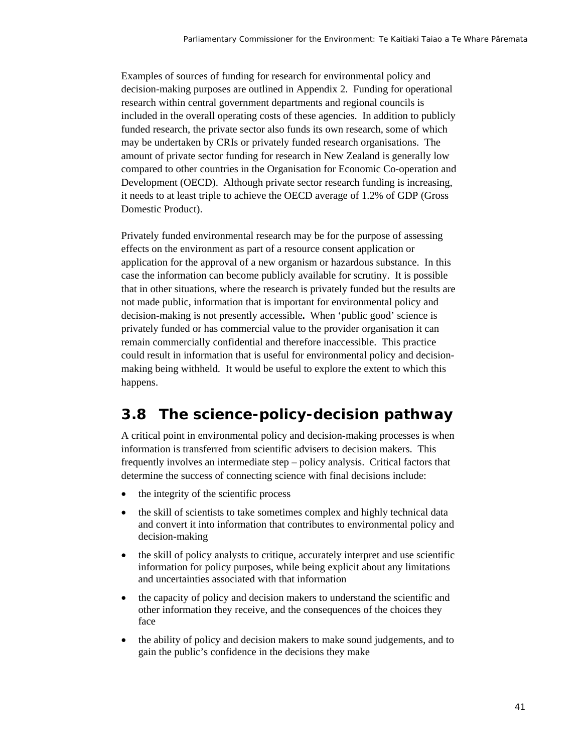Examples of sources of funding for research for environmental policy and decision-making purposes are outlined in Appendix 2. Funding for operational research within central government departments and regional councils is included in the overall operating costs of these agencies. In addition to publicly funded research, the private sector also funds its own research, some of which may be undertaken by CRIs or privately funded research organisations. The amount of private sector funding for research in New Zealand is generally low compared to other countries in the Organisation for Economic Co-operation and Development (OECD). Although private sector research funding is increasing, it needs to at least triple to achieve the OECD average of 1.2% of GDP (Gross Domestic Product).

Privately funded environmental research may be for the purpose of assessing effects on the environment as part of a resource consent application or application for the approval of a new organism or hazardous substance. In this case the information can become publicly available for scrutiny. It is possible that in other situations, where the research is privately funded but the results are not made public, information that is important for environmental policy and decision-making is not presently accessible**.** When 'public good' science is privately funded or has commercial value to the provider organisation it can remain commercially confidential and therefore inaccessible. This practice could result in information that is useful for environmental policy and decision-making being withheld. It would be useful to explore the extent to which this happens.

## 3.8 The science-policy-decision pathway

A critical point in environmental policy and decision-making processes is when information is transferred from scientific advisers to decision makers. This frequently involves an intermediate step – policy analysis. Critical factors that determine the success of connecting science with final decisions include:

- the integrity of the scientific process
- the skill of scientists to take sometimes complex and highly technical data and convert it into information that contributes to environmental policy and decision-making
- the skill of policy analysts to critique, accurately interpret and use scientific information for policy purposes, while being explicit about any limitations and uncertainties associated with that information
- the capacity of policy and decision makers to understand the scientific and other information they receive, and the consequences of the choices they face
- the ability of policy and decision makers to make sound judgements, and to gain the public's confidence in the decisions they make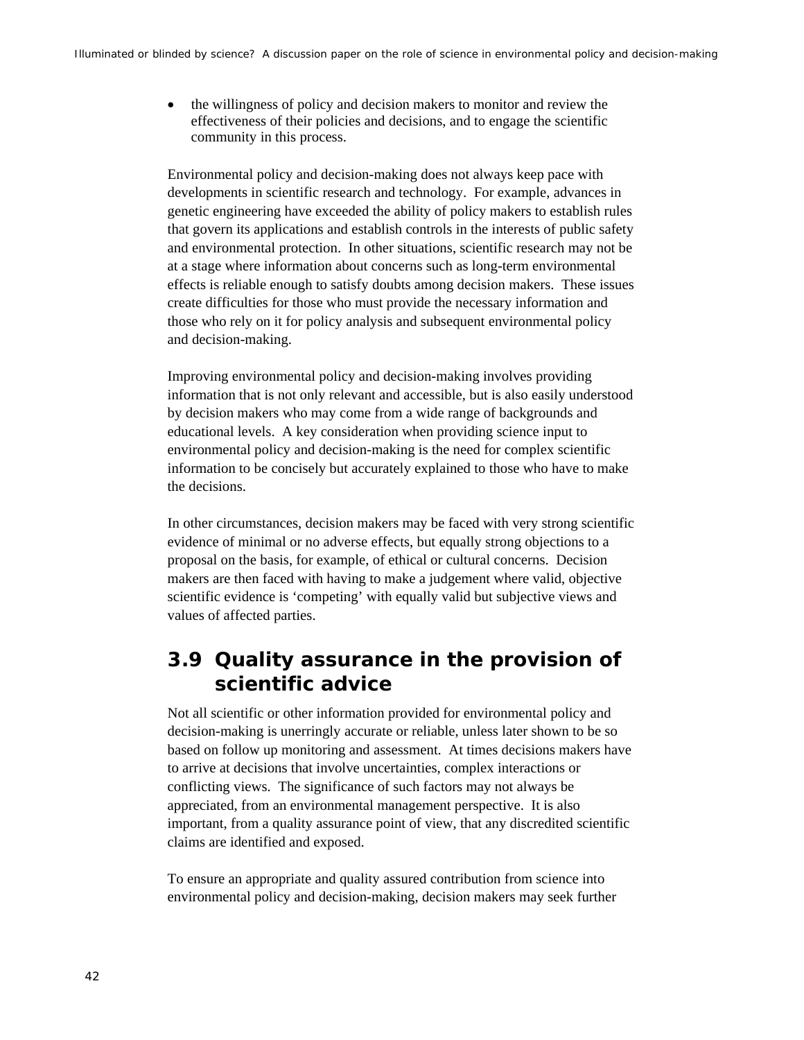- the willingness of policy and decision makers to monitor and review the effectiveness of their policies and decisions, and to engage the scientific community in this process.

Environmental policy and decision-making does not always keep pace with developments in scientific research and technology. For example, advances in genetic engineering have exceeded the ability of policy makers to establish rules that govern its applications and establish controls in the interests of public safety and environmental protection. In other situations, scientific research may not be at a stage where information about concerns such as long-term environmental effects is reliable enough to satisfy doubts among decision makers. These issues create difficulties for those who must provide the necessary information and those who rely on it for policy analysis and subsequent environmental policy and decision-making.

Improving environmental policy and decision-making involves providing information that is not only relevant and accessible, but is also easily understood by decision makers who may come from a wide range of backgrounds and educational levels. A key consideration when providing science input to environmental policy and decision-making is the need for complex scientific information to be concisely but accurately explained to those who have to make the decisions.

In other circumstances, decision makers may be faced with very strong scientific evidence of minimal or no adverse effects, but equally strong objections to a proposal on the basis, for example, of ethical or cultural concerns. Decision makers are then faced with having to make a judgement where valid, objective scientific evidence is 'competing' with equally valid but subjective views and values of affected parties.

## 3.9 Quality assurance in the provision of scientific advice

Not all scientific or other information provided for environmental policy and decision-making is unerringly accurate or reliable, unless later shown to be so based on follow up monitoring and assessment. At times decisions makers have to arrive at decisions that involve uncertainties, complex interactions or conflicting views. The significance of such factors may not always be appreciated, from an environmental management perspective. It is also important, from a quality assurance point of view, that any discredited scientific claims are identified and exposed.

To ensure an appropriate and quality assured contribution from science into environmental policy and decision-making, decision makers may seek further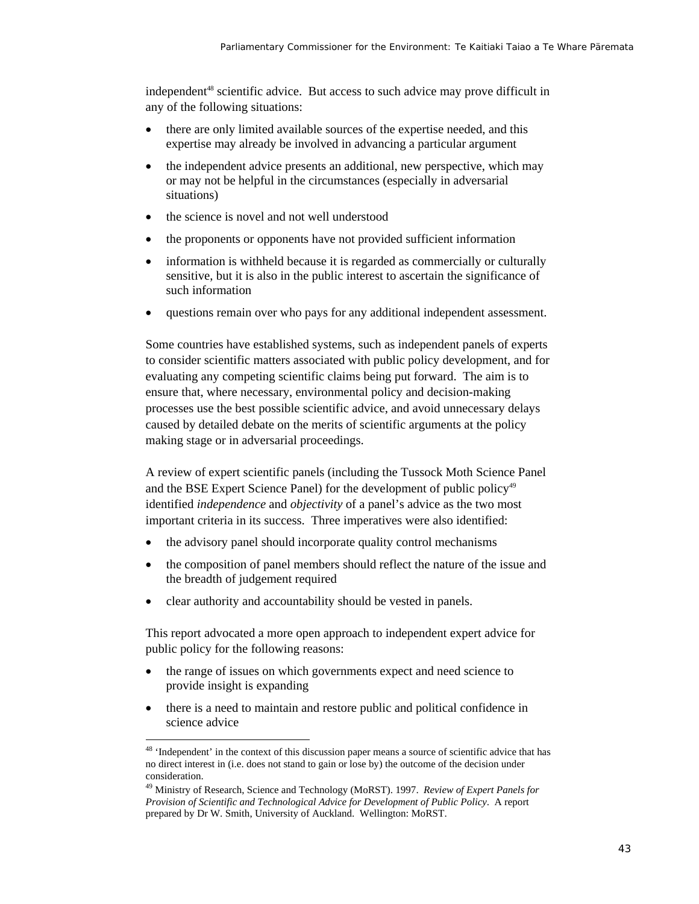independent[48] scientific advice. But access to such advice may prove difficult in any of the following situations:

- there are only limited available sources of the expertise needed, and this expertise may already be involved in advancing a particular argument
- the independent advice presents an additional, new perspective, which may or may not be helpful in the circumstances (especially in adversarial situations)
- the science is novel and not well understood
- the proponents or opponents have not provided sufficient information
- information is withheld because it is regarded as commercially or culturally sensitive, but it is also in the public interest to ascertain the significance of such information
- questions remain over who pays for any additional independent assessment.

Some countries have established systems, such as independent panels of experts to consider scientific matters associated with public policy development, and for evaluating any competing scientific claims being put forward. The aim is to ensure that, where necessary, environmental policy and decision-making processes use the best possible scientific advice, and avoid unnecessary delays caused by detailed debate on the merits of scientific arguments at the policy making stage or in adversarial proceedings.

A review of expert scientific panels (including the Tussock Moth Science Panel and the BSE Expert Science Panel) for the development of public policy[49] identified *independence* and *objectivity* of a panel's advice as the two most important criteria in its success. Three imperatives were also identified:

- the advisory panel should incorporate quality control mechanisms
- the composition of panel members should reflect the nature of the issue and the breadth of judgement required
- clear authority and accountability should be vested in panels.

This report advocated a more open approach to independent expert advice for public policy for the following reasons:

- the range of issues on which governments expect and need science to provide insight is expanding
- there is a need to maintain and restore public and political confidence in science advice

---

[48] 'Independent' in the context of this discussion paper means a source of scientific advice that has no direct interest in (i.e. does not stand to gain or lose by) the outcome of the decision under consideration.

[49] Ministry of Research, Science and Technology (MoRST). 1997. *Review of Expert Panels for Provision of Scientific and Technological Advice for Development of Public Policy*. A report prepared by Dr W. Smith, University of Auckland. Wellington: MoRST.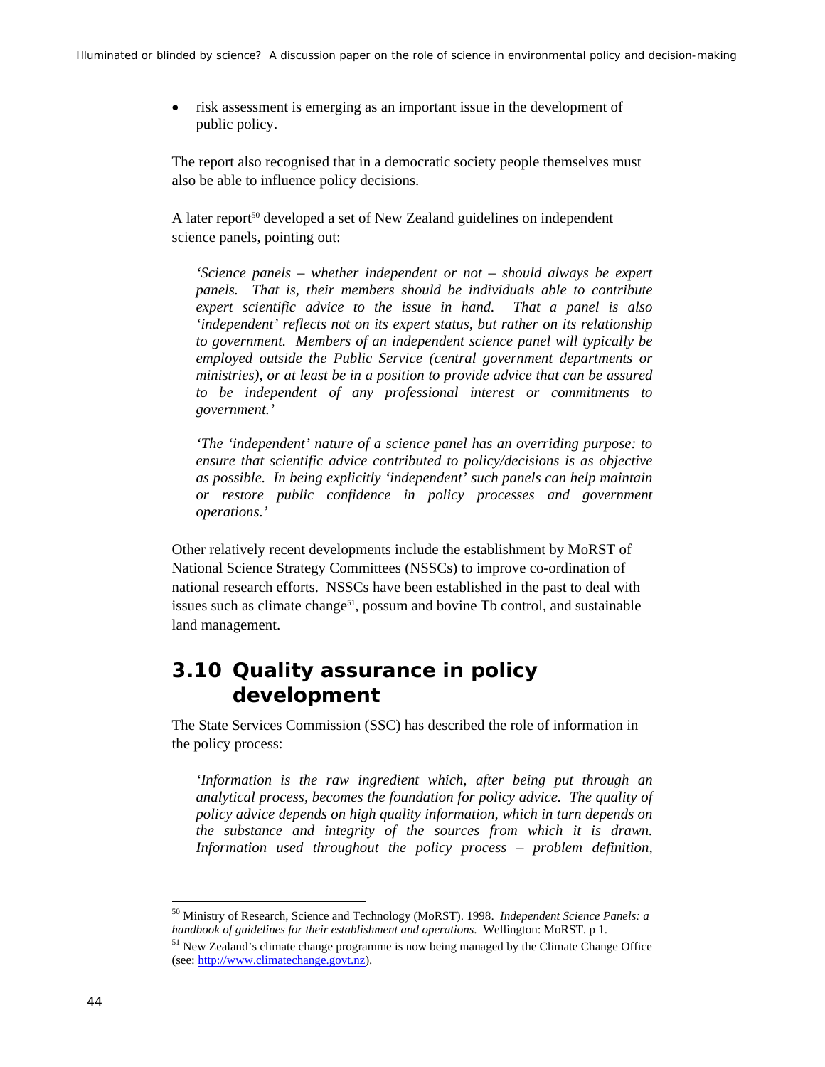- risk assessment is emerging as an important issue in the development of public policy.

The report also recognised that in a democratic society people themselves must also be able to influence policy decisions.

A later report[50] developed a set of New Zealand guidelines on independent science panels, pointing out:

> *'Science panels – whether independent or not – should always be expert panels. That is, their members should be individuals able to contribute expert scientific advice to the issue in hand. That a panel is also 'independent' reflects not on its expert status, but rather on its relationship to government. Members of an independent science panel will typically be employed outside the Public Service (central government departments or ministries), or at least be in a position to provide advice that can be assured to be independent of any professional interest or commitments to government.'*

> *'The 'independent' nature of a science panel has an overriding purpose: to ensure that scientific advice contributed to policy/decisions is as objective as possible. In being explicitly 'independent' such panels can help maintain or restore public confidence in policy processes and government operations.'*

Other relatively recent developments include the establishment by MoRST of National Science Strategy Committees (NSSCs) to improve co-ordination of national research efforts. NSSCs have been established in the past to deal with issues such as climate change[51], possum and bovine Tb control, and sustainable land management.

## 3.10 Quality assurance in policy development

The State Services Commission (SSC) has described the role of information in the policy process:

> *'Information is the raw ingredient which, after being put through an analytical process, becomes the foundation for policy advice. The quality of policy advice depends on high quality information, which in turn depends on the substance and integrity of the sources from which it is drawn. Information used throughout the policy process – problem definition,*

---

[50] Ministry of Research, Science and Technology (MoRST). 1998. *Independent Science Panels: a handbook of guidelines for their establishment and operations.* Wellington: MoRST. p 1.

[51] New Zealand's climate change programme is now being managed by the Climate Change Office (see: http://www.climatechange.govt.nz).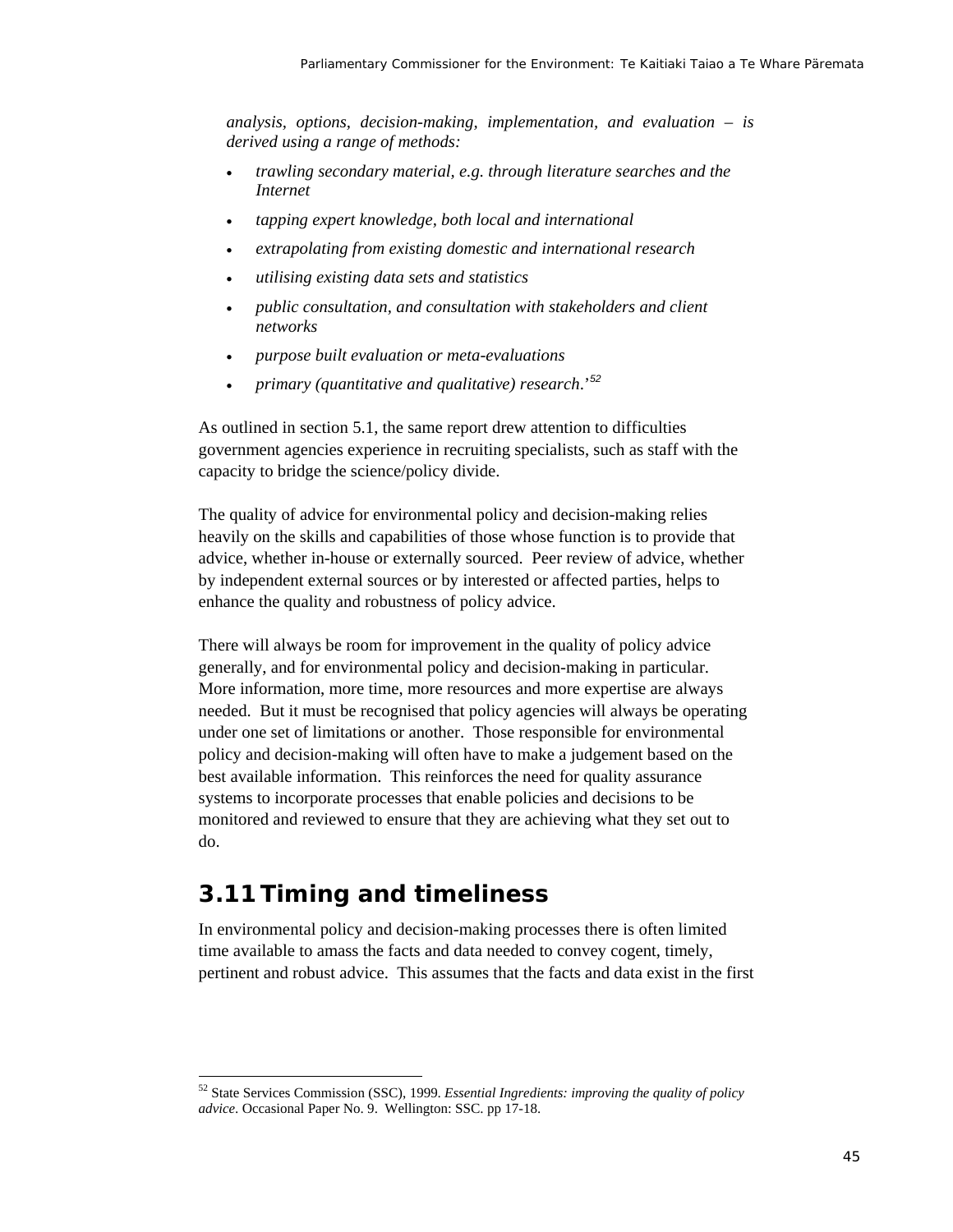*analysis, options, decision-making, implementation, and evaluation – is derived using a range of methods:*

- *trawling secondary material, e.g. through literature searches and the Internet*
- *tapping expert knowledge, both local and international*
- *extrapolating from existing domestic and international research*
- *utilising existing data sets and statistics*
- *public consultation, and consultation with stakeholders and client networks*
- *purpose built evaluation or meta-evaluations*
- *primary (quantitative and qualitative) research.'*[52]

As outlined in section 5.1, the same report drew attention to difficulties government agencies experience in recruiting specialists, such as staff with the capacity to bridge the science/policy divide.

The quality of advice for environmental policy and decision-making relies heavily on the skills and capabilities of those whose function is to provide that advice, whether in-house or externally sourced. Peer review of advice, whether by independent external sources or by interested or affected parties, helps to enhance the quality and robustness of policy advice.

There will always be room for improvement in the quality of policy advice generally, and for environmental policy and decision-making in particular. More information, more time, more resources and more expertise are always needed. But it must be recognised that policy agencies will always be operating under one set of limitations or another. Those responsible for environmental policy and decision-making will often have to make a judgement based on the best available information. This reinforces the need for quality assurance systems to incorporate processes that enable policies and decisions to be monitored and reviewed to ensure that they are achieving what they set out to do.

## 3.11 Timing and timeliness

In environmental policy and decision-making processes there is often limited time available to amass the facts and data needed to convey cogent, timely, pertinent and robust advice. This assumes that the facts and data exist in the first

---

[52] State Services Commission (SSC), 1999. *Essential Ingredients: improving the quality of policy advice*. Occasional Paper No. 9. Wellington: SSC. pp 17-18.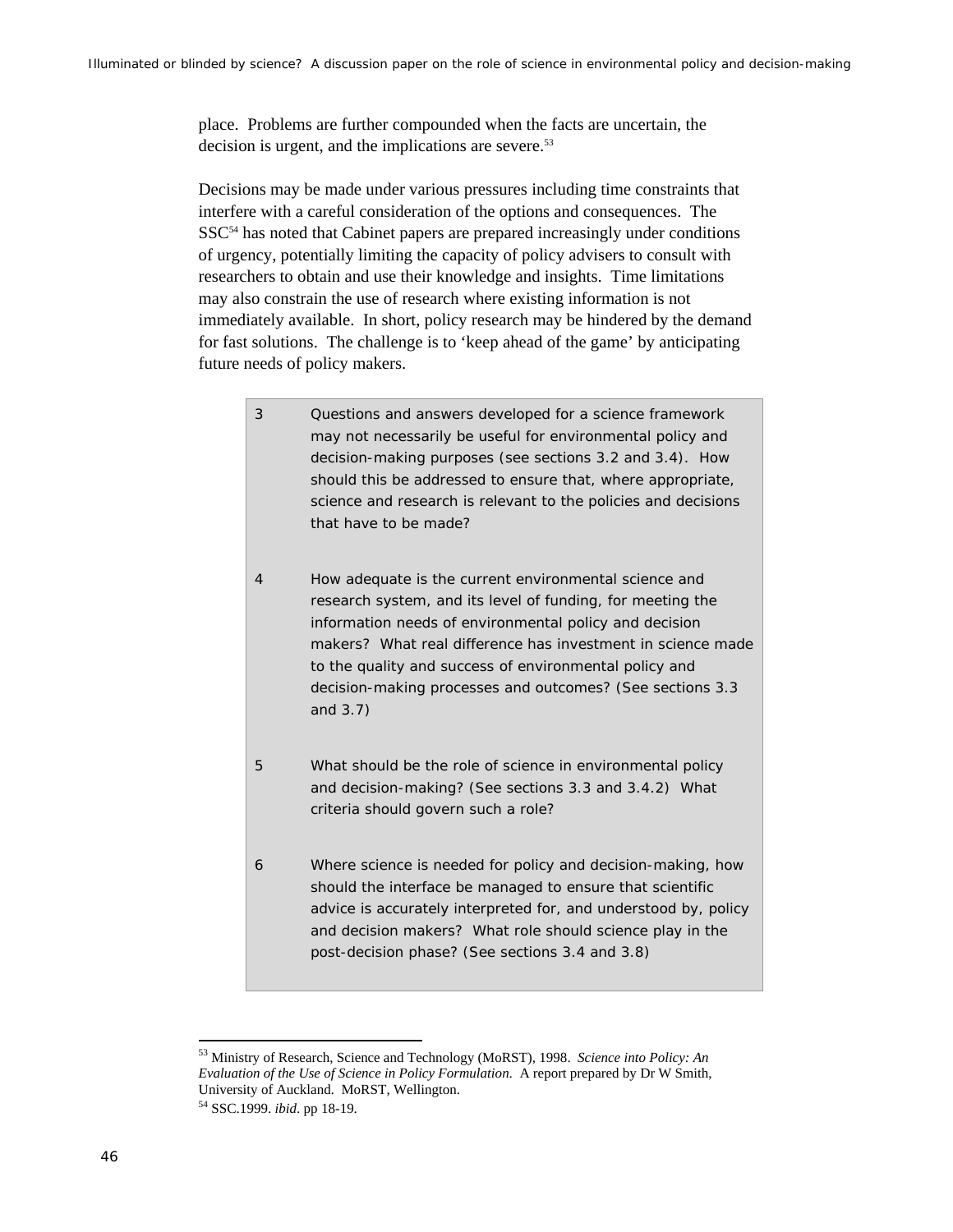place. Problems are further compounded when the facts are uncertain, the decision is urgent, and the implications are severe.[53]

Decisions may be made under various pressures including time constraints that interfere with a careful consideration of the options and consequences. The SSC[54] has noted that Cabinet papers are prepared increasingly under conditions of urgency, potentially limiting the capacity of policy advisers to consult with researchers to obtain and use their knowledge and insights. Time limitations may also constrain the use of research where existing information is not immediately available. In short, policy research may be hindered by the demand for fast solutions. The challenge is to 'keep ahead of the game' by anticipating future needs of policy makers.

3 Questions and answers developed for a science framework may not necessarily be useful for environmental policy and decision-making purposes (see sections 3.2 and 3.4). How should this be addressed to ensure that, where appropriate, science and research is relevant to the policies and decisions that have to be made?

4 How adequate is the current environmental science and research system, and its level of funding, for meeting the information needs of environmental policy and decision makers? What real difference has investment in science made to the quality and success of environmental policy and decision-making processes and outcomes? (See sections 3.3 and 3.7)

5 What should be the role of science in environmental policy and decision-making? (See sections 3.3 and 3.4.2) What criteria should govern such a role?

6 Where science is needed for policy and decision-making, how should the interface be managed to ensure that scientific advice is accurately interpreted for, and understood by, policy and decision makers? What role should science play in the post-decision phase? (See sections 3.4 and 3.8)

---

[53] Ministry of Research, Science and Technology (MoRST), 1998. *Science into Policy: An Evaluation of the Use of Science in Policy Formulation.* A report prepared by Dr W Smith, University of Auckland. MoRST, Wellington.

[54] SSC.1999. *ibid*. pp 18-19.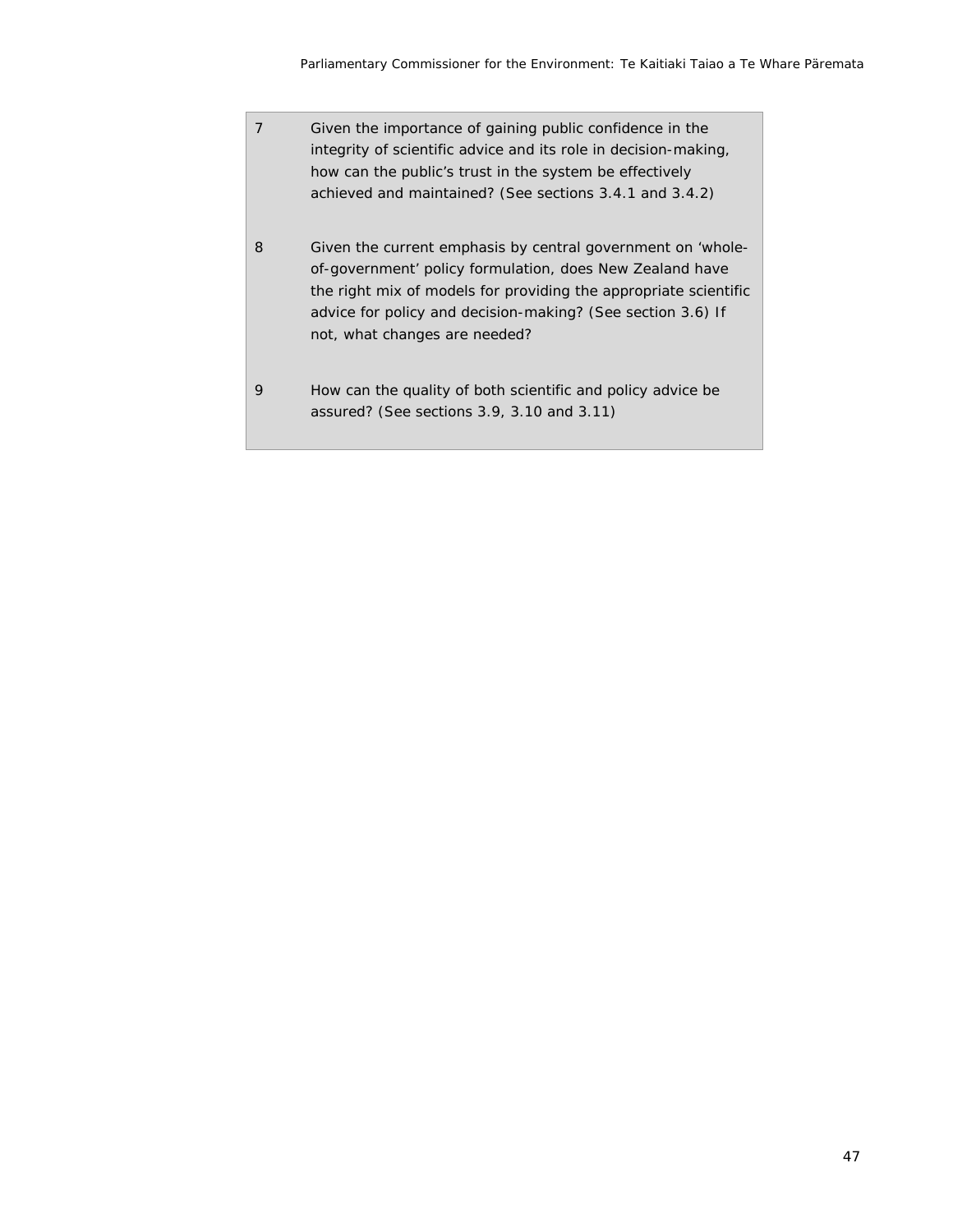7 Given the importance of gaining public confidence in the integrity of scientific advice and its role in decision-making, how can the public's trust in the system be effectively achieved and maintained? (See sections 3.4.1 and 3.4.2)

8 Given the current emphasis by central government on 'whole-of-government' policy formulation, does New Zealand have the right mix of models for providing the appropriate scientific advice for policy and decision-making? (See section 3.6) If not, what changes are needed?

9 How can the quality of both scientific and policy advice be assured? (See sections 3.9, 3.10 and 3.11)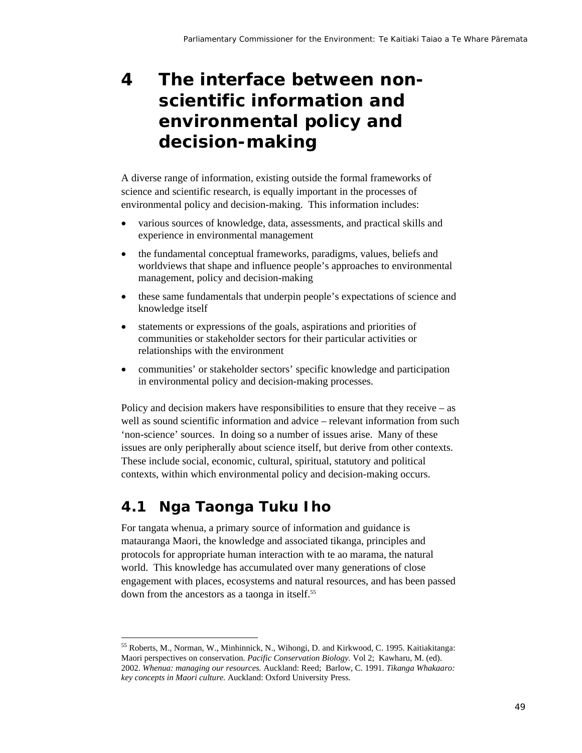# 4 The interface between non-scientific information and environmental policy and decision-making

A diverse range of information, existing outside the formal frameworks of science and scientific research, is equally important in the processes of environmental policy and decision-making. This information includes:

- various sources of knowledge, data, assessments, and practical skills and experience in environmental management
- the fundamental conceptual frameworks, paradigms, values, beliefs and worldviews that shape and influence people's approaches to environmental management, policy and decision-making
- these same fundamentals that underpin people's expectations of science and knowledge itself
- statements or expressions of the goals, aspirations and priorities of communities or stakeholder sectors for their particular activities or relationships with the environment
- communities' or stakeholder sectors' specific knowledge and participation in environmental policy and decision-making processes.

Policy and decision makers have responsibilities to ensure that they receive – as well as sound scientific information and advice – relevant information from such 'non-science' sources. In doing so a number of issues arise. Many of these issues are only peripherally about science itself, but derive from other contexts. These include social, economic, cultural, spiritual, statutory and political contexts, within which environmental policy and decision-making occurs.

## 4.1 Nga Taonga Tuku Iho

For tangata whenua, a primary source of information and guidance is matauranga Maori, the knowledge and associated tikanga, principles and protocols for appropriate human interaction with te ao marama, the natural world. This knowledge has accumulated over many generations of close engagement with places, ecosystems and natural resources, and has been passed down from the ancestors as a taonga in itself.[55]

---

[55] Roberts, M., Norman, W., Minhinnick, N., Wihongi, D. and Kirkwood, C. 1995. Kaitiakitanga: Maori perspectives on conservation. *Pacific Conservation Biology.* Vol 2; Kawharu, M. (ed). 2002. *Whenua: managing our resources.* Auckland: Reed; Barlow, C. 1991. *Tikanga Whakaaro: key concepts in Maori culture.* Auckland: Oxford University Press.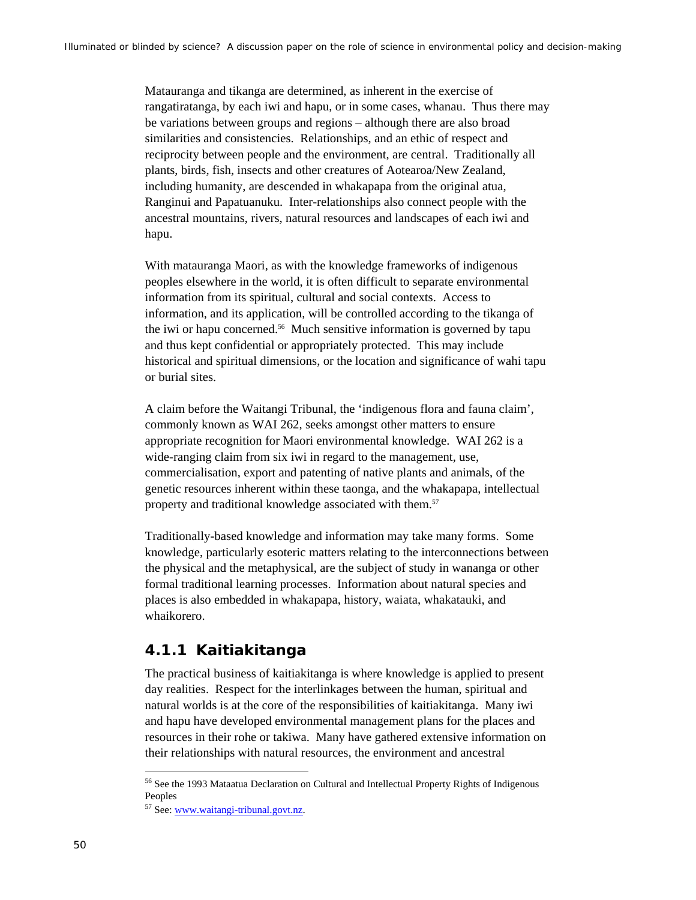Matauranga and tikanga are determined, as inherent in the exercise of rangatiratanga, by each iwi and hapu, or in some cases, whanau. Thus there may be variations between groups and regions – although there are also broad similarities and consistencies. Relationships, and an ethic of respect and reciprocity between people and the environment, are central. Traditionally all plants, birds, fish, insects and other creatures of Aotearoa/New Zealand, including humanity, are descended in whakapapa from the original atua, Ranginui and Papatuanuku. Inter-relationships also connect people with the ancestral mountains, rivers, natural resources and landscapes of each iwi and hapu.

With matauranga Maori, as with the knowledge frameworks of indigenous peoples elsewhere in the world, it is often difficult to separate environmental information from its spiritual, cultural and social contexts. Access to information, and its application, will be controlled according to the tikanga of the iwi or hapu concerned.[56] Much sensitive information is governed by tapu and thus kept confidential or appropriately protected. This may include historical and spiritual dimensions, or the location and significance of wahi tapu or burial sites.

A claim before the Waitangi Tribunal, the 'indigenous flora and fauna claim', commonly known as WAI 262, seeks amongst other matters to ensure appropriate recognition for Maori environmental knowledge. WAI 262 is a wide-ranging claim from six iwi in regard to the management, use, commercialisation, export and patenting of native plants and animals, of the genetic resources inherent within these taonga, and the whakapapa, intellectual property and traditional knowledge associated with them.[57]

Traditionally-based knowledge and information may take many forms. Some knowledge, particularly esoteric matters relating to the interconnections between the physical and the metaphysical, are the subject of study in wananga or other formal traditional learning processes. Information about natural species and places is also embedded in whakapapa, history, waiata, whakatauki, and whaikorero.

### 4.1.1 Kaitiakitanga

The practical business of kaitiakitanga is where knowledge is applied to present day realities. Respect for the interlinkages between the human, spiritual and natural worlds is at the core of the responsibilities of kaitiakitanga. Many iwi and hapu have developed environmental management plans for the places and resources in their rohe or takiwa. Many have gathered extensive information on their relationships with natural resources, the environment and ancestral

---

[56] See the 1993 Mataatua Declaration on Cultural and Intellectual Property Rights of Indigenous Peoples

[57] See: www.waitangi-tribunal.govt.nz.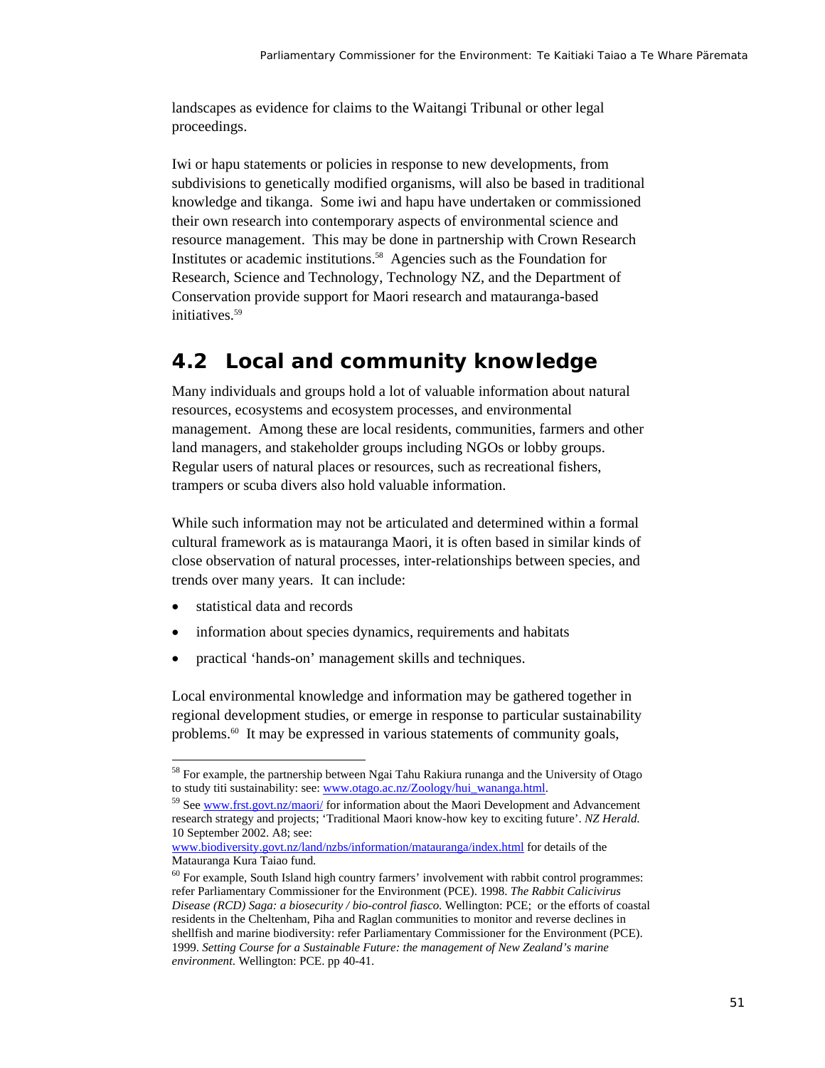landscapes as evidence for claims to the Waitangi Tribunal or other legal proceedings.

Iwi or hapu statements or policies in response to new developments, from subdivisions to genetically modified organisms, will also be based in traditional knowledge and tikanga. Some iwi and hapu have undertaken or commissioned their own research into contemporary aspects of environmental science and resource management. This may be done in partnership with Crown Research Institutes or academic institutions.[58] Agencies such as the Foundation for Research, Science and Technology, Technology NZ, and the Department of Conservation provide support for Maori research and matauranga-based initiatives.[59]

## 4.2 Local and community knowledge

Many individuals and groups hold a lot of valuable information about natural resources, ecosystems and ecosystem processes, and environmental management. Among these are local residents, communities, farmers and other land managers, and stakeholder groups including NGOs or lobby groups. Regular users of natural places or resources, such as recreational fishers, trampers or scuba divers also hold valuable information.

While such information may not be articulated and determined within a formal cultural framework as is matauranga Maori, it is often based in similar kinds of close observation of natural processes, inter-relationships between species, and trends over many years. It can include:

- statistical data and records
- information about species dynamics, requirements and habitats
- practical 'hands-on' management skills and techniques.

Local environmental knowledge and information may be gathered together in regional development studies, or emerge in response to particular sustainability problems.[60] It may be expressed in various statements of community goals,

---

[58] For example, the partnership between Ngai Tahu Rakiura runanga and the University of Otago to study titi sustainability: see: www.otago.ac.nz/Zoology/hui_wananga.html.

[59] See www.frst.govt.nz/maori/ for information about the Maori Development and Advancement research strategy and projects; 'Traditional Maori know-how key to exciting future'. *NZ Herald.* 10 September 2002. A8; see: www.biodiversity.govt.nz/land/nzbs/information/matauranga/index.html for details of the Matauranga Kura Taiao fund.

[60] For example, South Island high country farmers' involvement with rabbit control programmes: refer Parliamentary Commissioner for the Environment (PCE). 1998. *The Rabbit Calicivirus Disease (RCD) Saga: a biosecurity / bio-control fiasco.* Wellington: PCE; or the efforts of coastal residents in the Cheltenham, Piha and Raglan communities to monitor and reverse declines in shellfish and marine biodiversity: refer Parliamentary Commissioner for the Environment (PCE). 1999. *Setting Course for a Sustainable Future: the management of New Zealand's marine environment.* Wellington: PCE. pp 40-41.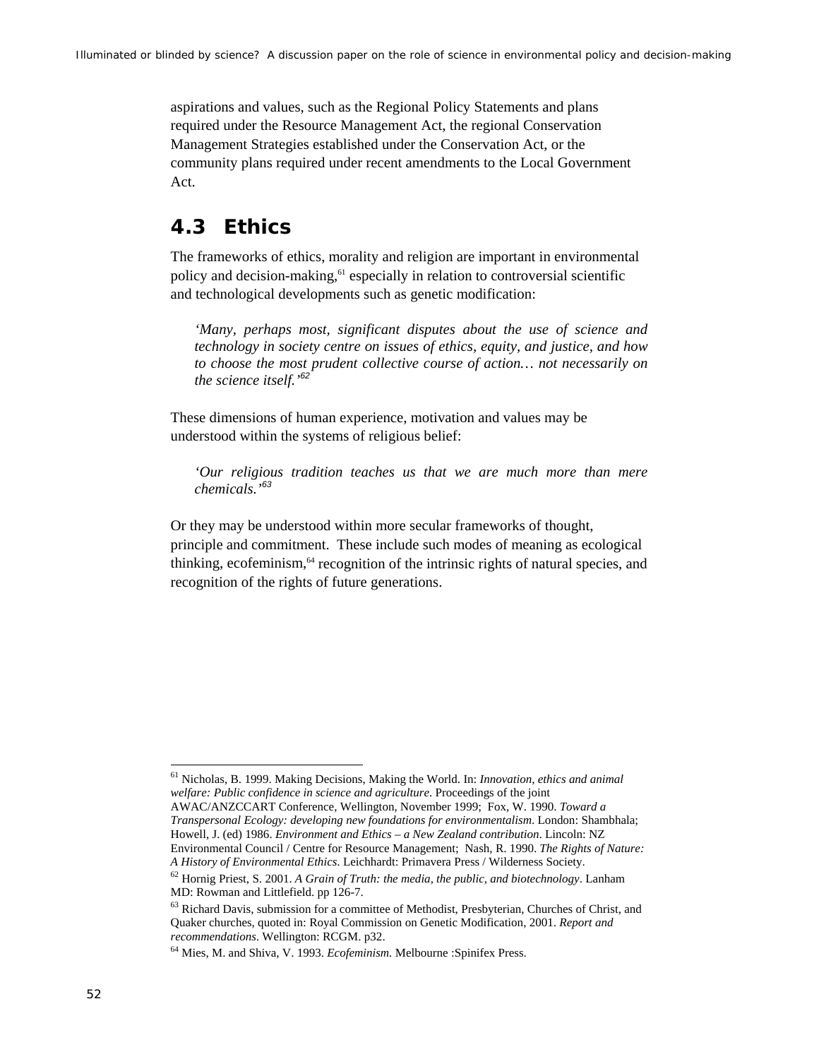aspirations and values, such as the Regional Policy Statements and plans required under the Resource Management Act, the regional Conservation Management Strategies established under the Conservation Act, or the community plans required under recent amendments to the Local Government Act.

## 4.3 Ethics

The frameworks of ethics, morality and religion are important in environmental policy and decision-making,[61] especially in relation to controversial scientific and technological developments such as genetic modification:

> *'Many, perhaps most, significant disputes about the use of science and technology in society centre on issues of ethics, equity, and justice, and how to choose the most prudent collective course of action… not necessarily on the science itself.'*[62]

These dimensions of human experience, motivation and values may be understood within the systems of religious belief:

> *'Our religious tradition teaches us that we are much more than mere chemicals.'*[63]

Or they may be understood within more secular frameworks of thought, principle and commitment. These include such modes of meaning as ecological thinking, ecofeminism,[64] recognition of the intrinsic rights of natural species, and recognition of the rights of future generations.

---

[61] Nicholas, B. 1999. Making Decisions, Making the World. In: *Innovation, ethics and animal welfare: Public confidence in science and agriculture*. Proceedings of the joint AWAC/ANZCCART Conference, Wellington, November 1999; Fox, W. 1990. *Toward a Transpersonal Ecology: developing new foundations for environmentalism*. London: Shambhala; Howell, J. (ed) 1986. *Environment and Ethics – a New Zealand contribution*. Lincoln: NZ Environmental Council / Centre for Resource Management; Nash, R. 1990. *The Rights of Nature: A History of Environmental Ethics*. Leichhardt: Primavera Press / Wilderness Society.

[62] Hornig Priest, S. 2001. *A Grain of Truth: the media, the public, and biotechnology*. Lanham MD: Rowman and Littlefield. pp 126-7.

[63] Richard Davis, submission for a committee of Methodist, Presbyterian, Churches of Christ, and Quaker churches, quoted in: Royal Commission on Genetic Modification, 2001. *Report and recommendations*. Wellington: RCGM. p32.

[64] Mies, M. and Shiva, V. 1993. *Ecofeminism.* Melbourne :Spinifex Press.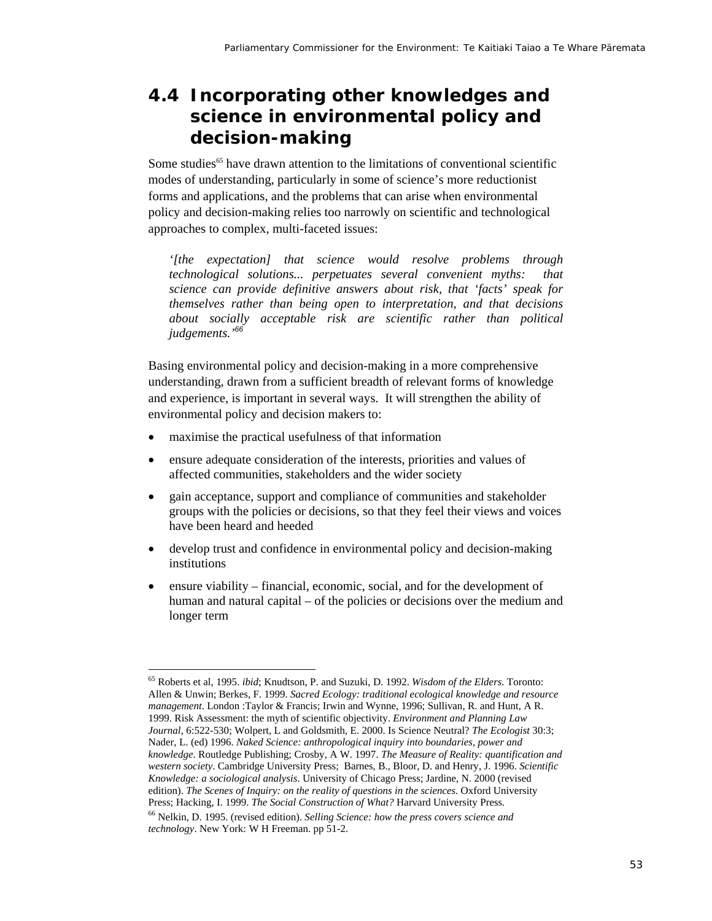## 4.4 Incorporating other knowledges and science in environmental policy and decision-making

Some studies[65] have drawn attention to the limitations of conventional scientific modes of understanding, particularly in some of science's more reductionist forms and applications, and the problems that can arise when environmental policy and decision-making relies too narrowly on scientific and technological approaches to complex, multi-faceted issues:

> *'[the expectation] that science would resolve problems through technological solutions... perpetuates several convenient myths: that science can provide definitive answers about risk, that 'facts' speak for themselves rather than being open to interpretation, and that decisions about socially acceptable risk are scientific rather than political judgements.'*[66]

Basing environmental policy and decision-making in a more comprehensive understanding, drawn from a sufficient breadth of relevant forms of knowledge and experience, is important in several ways. It will strengthen the ability of environmental policy and decision makers to:

- maximise the practical usefulness of that information
- ensure adequate consideration of the interests, priorities and values of affected communities, stakeholders and the wider society
- gain acceptance, support and compliance of communities and stakeholder groups with the policies or decisions, so that they feel their views and voices have been heard and heeded
- develop trust and confidence in environmental policy and decision-making institutions
- ensure viability – financial, economic, social, and for the development of human and natural capital – of the policies or decisions over the medium and longer term

---

[65] Roberts et al, 1995. *ibid*; Knudtson, P. and Suzuki, D. 1992. *Wisdom of the Elders*. Toronto: Allen & Unwin; Berkes, F. 1999. *Sacred Ecology: traditional ecological knowledge and resource management*. London :Taylor & Francis; Irwin and Wynne, 1996; Sullivan, R. and Hunt, A R. 1999. Risk Assessment: the myth of scientific objectivity. *Environment and Planning Law Journal*, 6:522-530; Wolpert, L and Goldsmith, E. 2000. Is Science Neutral? *The Ecologist* 30:3; Nader, L. (ed) 1996. *Naked Science: anthropological inquiry into boundaries, power and knowledge*. Routledge Publishing; Crosby, A W. 1997. *The Measure of Reality: quantification and western society*. Cambridge University Press; Barnes, B., Bloor, D. and Henry, J. 1996. *Scientific Knowledge: a sociological analysis*. University of Chicago Press; Jardine, N. 2000 (revised edition). *The Scenes of Inquiry: on the reality of questions in the sciences*. Oxford University Press; Hacking, I. 1999. *The Social Construction of What?* Harvard University Press.

[66] Nelkin, D. 1995. (revised edition). *Selling Science: how the press covers science and technology*. New York: W H Freeman. pp 51-2.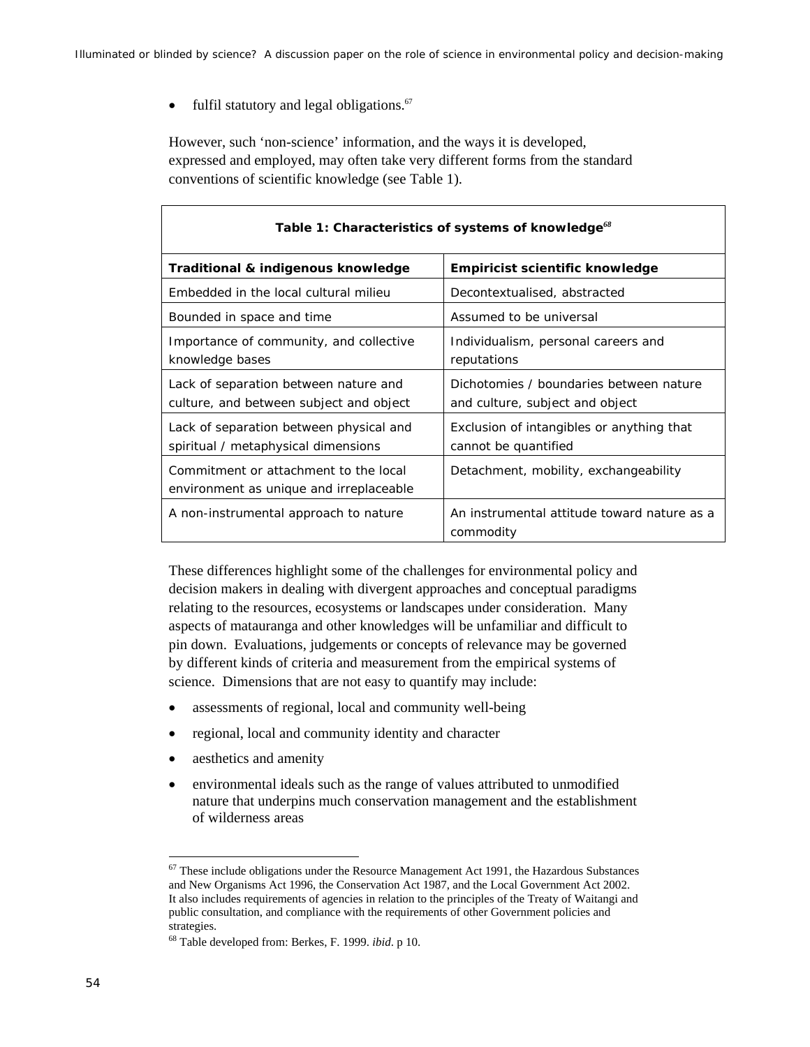- fulfil statutory and legal obligations.[67]

However, such 'non-science' information, and the ways it is developed, expressed and employed, may often take very different forms from the standard conventions of scientific knowledge (see Table 1).

**Table 1: Characteristics of systems of knowledge**[68]

| Traditional & indigenous knowledge | Empiricist scientific knowledge |
|---|---|
| Embedded in the local cultural milieu | Decontextualised, abstracted |
| Bounded in space and time | Assumed to be universal |
| Importance of community, and collective knowledge bases | Individualism, personal careers and reputations |
| Lack of separation between nature and culture, and between subject and object | Dichotomies / boundaries between nature and culture, subject and object |
| Lack of separation between physical and spiritual / metaphysical dimensions | Exclusion of intangibles or anything that cannot be quantified |
| Commitment or attachment to the local environment as unique and irreplaceable | Detachment, mobility, exchangeability |
| A non-instrumental approach to nature | An instrumental attitude toward nature as a commodity |

These differences highlight some of the challenges for environmental policy and decision makers in dealing with divergent approaches and conceptual paradigms relating to the resources, ecosystems or landscapes under consideration. Many aspects of matauranga and other knowledges will be unfamiliar and difficult to pin down. Evaluations, judgements or concepts of relevance may be governed by different kinds of criteria and measurement from the empirical systems of science. Dimensions that are not easy to quantify may include:

- assessments of regional, local and community well-being
- regional, local and community identity and character
- aesthetics and amenity
- environmental ideals such as the range of values attributed to unmodified nature that underpins much conservation management and the establishment of wilderness areas

[67] These include obligations under the Resource Management Act 1991, the Hazardous Substances and New Organisms Act 1996, the Conservation Act 1987, and the Local Government Act 2002. It also includes requirements of agencies in relation to the principles of the Treaty of Waitangi and public consultation, and compliance with the requirements of other Government policies and strategies.

[68] Table developed from: Berkes, F. 1999. *ibid*. p 10.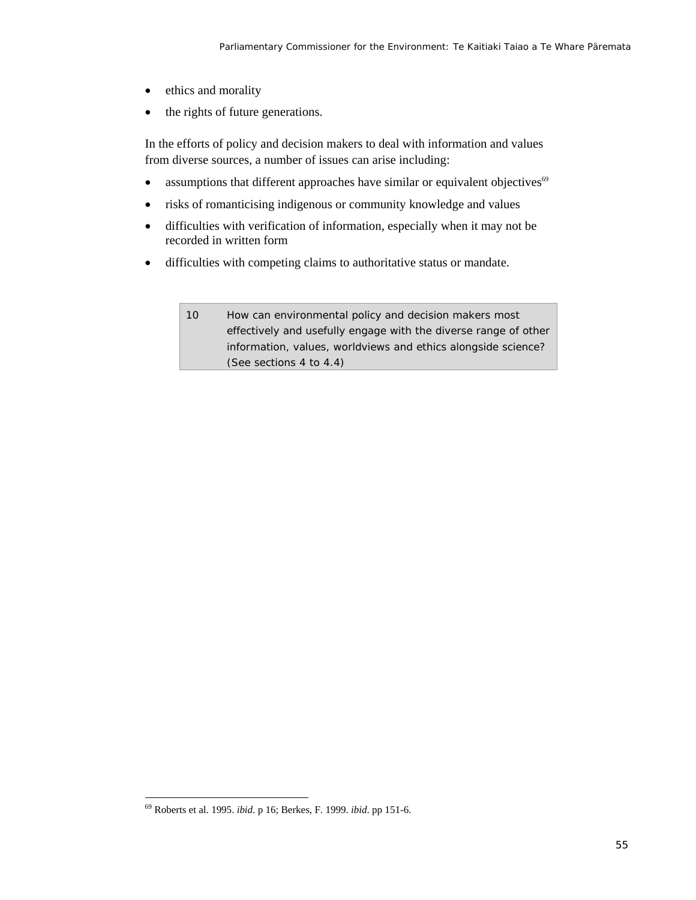- ethics and morality
- the rights of future generations.

In the efforts of policy and decision makers to deal with information and values from diverse sources, a number of issues can arise including:

- assumptions that different approaches have similar or equivalent objectives[69]
- risks of romanticising indigenous or community knowledge and values
- difficulties with verification of information, especially when it may not be recorded in written form
- difficulties with competing claims to authoritative status or mandate.

| 10 | How can environmental policy and decision makers most effectively and usefully engage with the diverse range of other information, values, worldviews and ethics alongside science? (See sections 4 to 4.4) |
|---|---|

[69] Roberts et al. 1995. *ibid*. p 16; Berkes, F. 1999. *ibid*. pp 151-6.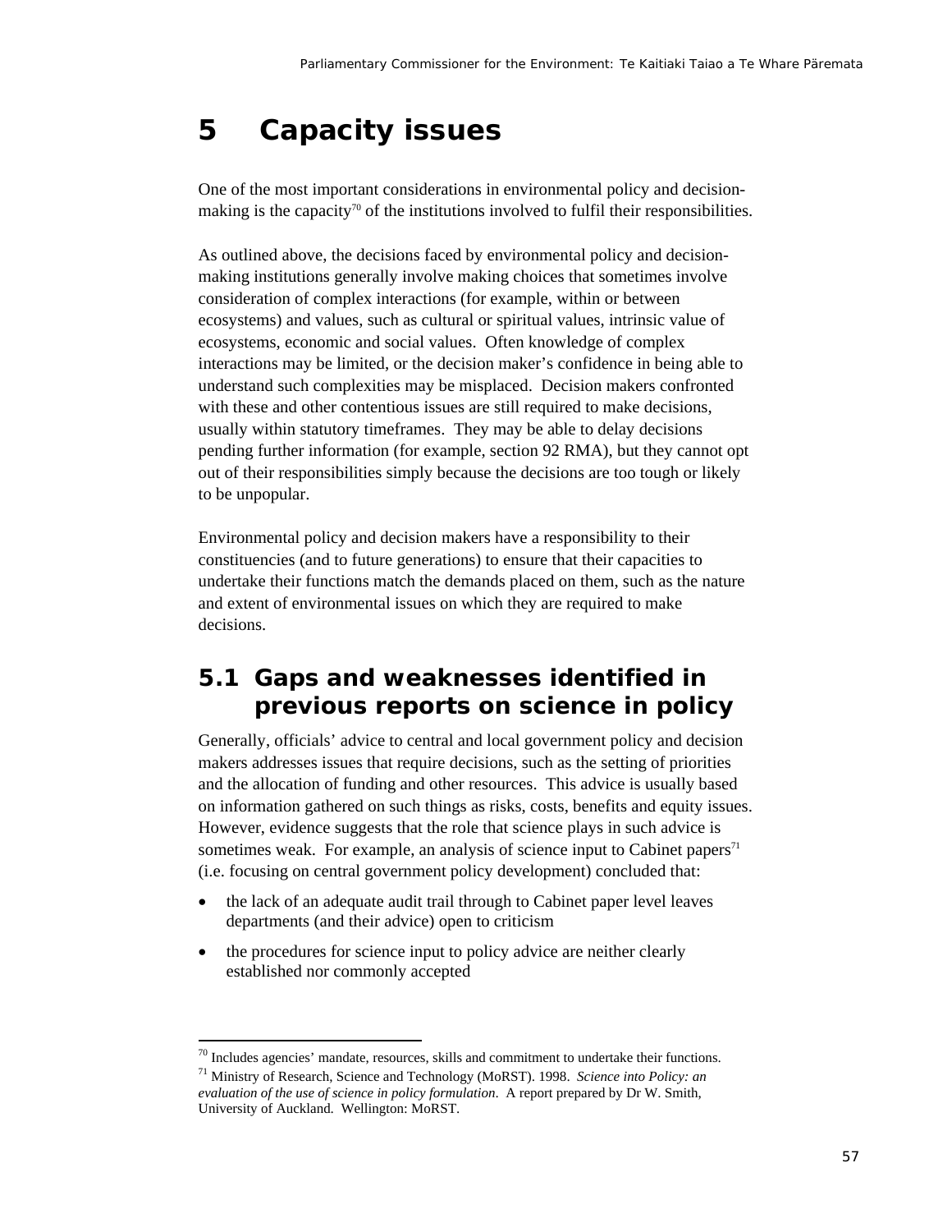# 5 Capacity issues

One of the most important considerations in environmental policy and decision-making is the capacity[70] of the institutions involved to fulfil their responsibilities.

As outlined above, the decisions faced by environmental policy and decision-making institutions generally involve making choices that sometimes involve consideration of complex interactions (for example, within or between ecosystems) and values, such as cultural or spiritual values, intrinsic value of ecosystems, economic and social values. Often knowledge of complex interactions may be limited, or the decision maker's confidence in being able to understand such complexities may be misplaced. Decision makers confronted with these and other contentious issues are still required to make decisions, usually within statutory timeframes. They may be able to delay decisions pending further information (for example, section 92 RMA), but they cannot opt out of their responsibilities simply because the decisions are too tough or likely to be unpopular.

Environmental policy and decision makers have a responsibility to their constituencies (and to future generations) to ensure that their capacities to undertake their functions match the demands placed on them, such as the nature and extent of environmental issues on which they are required to make decisions.

## 5.1 Gaps and weaknesses identified in previous reports on science in policy

Generally, officials' advice to central and local government policy and decision makers addresses issues that require decisions, such as the setting of priorities and the allocation of funding and other resources. This advice is usually based on information gathered on such things as risks, costs, benefits and equity issues. However, evidence suggests that the role that science plays in such advice is sometimes weak. For example, an analysis of science input to Cabinet papers[71] (i.e. focusing on central government policy development) concluded that:

- the lack of an adequate audit trail through to Cabinet paper level leaves departments (and their advice) open to criticism
- the procedures for science input to policy advice are neither clearly established nor commonly accepted

---

[70] Includes agencies' mandate, resources, skills and commitment to undertake their functions.

[71] Ministry of Research, Science and Technology (MoRST). 1998. *Science into Policy: an evaluation of the use of science in policy formulation*. A report prepared by Dr W. Smith, University of Auckland. Wellington: MoRST.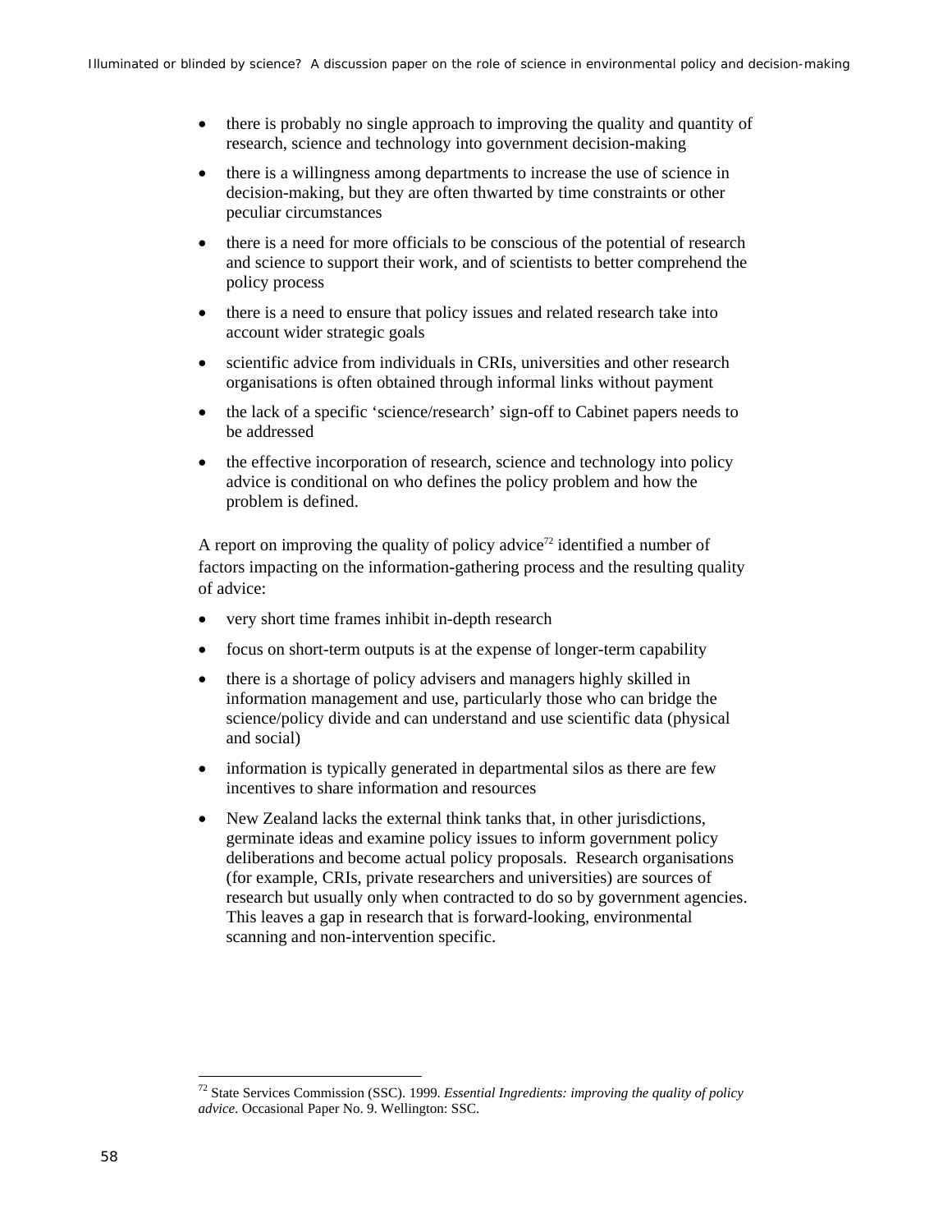- there is probably no single approach to improving the quality and quantity of research, science and technology into government decision-making
- there is a willingness among departments to increase the use of science in decision-making, but they are often thwarted by time constraints or other peculiar circumstances
- there is a need for more officials to be conscious of the potential of research and science to support their work, and of scientists to better comprehend the policy process
- there is a need to ensure that policy issues and related research take into account wider strategic goals
- scientific advice from individuals in CRIs, universities and other research organisations is often obtained through informal links without payment
- the lack of a specific 'science/research' sign-off to Cabinet papers needs to be addressed
- the effective incorporation of research, science and technology into policy advice is conditional on who defines the policy problem and how the problem is defined.

A report on improving the quality of policy advice[72] identified a number of factors impacting on the information-gathering process and the resulting quality of advice:

- very short time frames inhibit in-depth research
- focus on short-term outputs is at the expense of longer-term capability
- there is a shortage of policy advisers and managers highly skilled in information management and use, particularly those who can bridge the science/policy divide and can understand and use scientific data (physical and social)
- information is typically generated in departmental silos as there are few incentives to share information and resources
- New Zealand lacks the external think tanks that, in other jurisdictions, germinate ideas and examine policy issues to inform government policy deliberations and become actual policy proposals. Research organisations (for example, CRIs, private researchers and universities) are sources of research but usually only when contracted to do so by government agencies. This leaves a gap in research that is forward-looking, environmental scanning and non-intervention specific.

[72] State Services Commission (SSC). 1999. *Essential Ingredients: improving the quality of policy advice*. Occasional Paper No. 9. Wellington: SSC.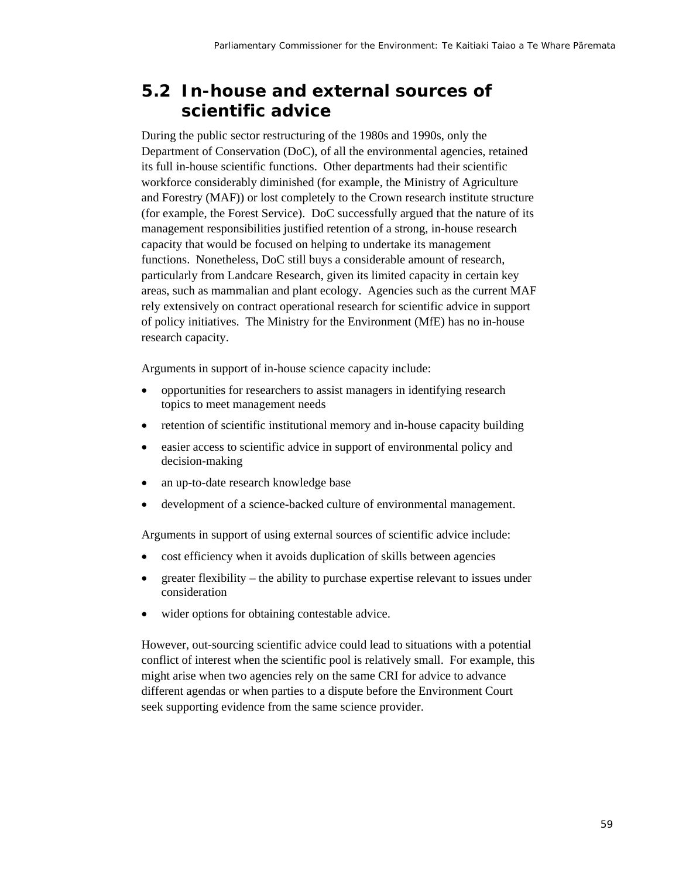## 5.2 In-house and external sources of scientific advice

During the public sector restructuring of the 1980s and 1990s, only the Department of Conservation (DoC), of all the environmental agencies, retained its full in-house scientific functions. Other departments had their scientific workforce considerably diminished (for example, the Ministry of Agriculture and Forestry (MAF)) or lost completely to the Crown research institute structure (for example, the Forest Service). DoC successfully argued that the nature of its management responsibilities justified retention of a strong, in-house research capacity that would be focused on helping to undertake its management functions. Nonetheless, DoC still buys a considerable amount of research, particularly from Landcare Research, given its limited capacity in certain key areas, such as mammalian and plant ecology. Agencies such as the current MAF rely extensively on contract operational research for scientific advice in support of policy initiatives. The Ministry for the Environment (MfE) has no in-house research capacity.

Arguments in support of in-house science capacity include:

- opportunities for researchers to assist managers in identifying research topics to meet management needs
- retention of scientific institutional memory and in-house capacity building
- easier access to scientific advice in support of environmental policy and decision-making
- an up-to-date research knowledge base
- development of a science-backed culture of environmental management.

Arguments in support of using external sources of scientific advice include:

- cost efficiency when it avoids duplication of skills between agencies
- greater flexibility – the ability to purchase expertise relevant to issues under consideration
- wider options for obtaining contestable advice.

However, out-sourcing scientific advice could lead to situations with a potential conflict of interest when the scientific pool is relatively small. For example, this might arise when two agencies rely on the same CRI for advice to advance different agendas or when parties to a dispute before the Environment Court seek supporting evidence from the same science provider.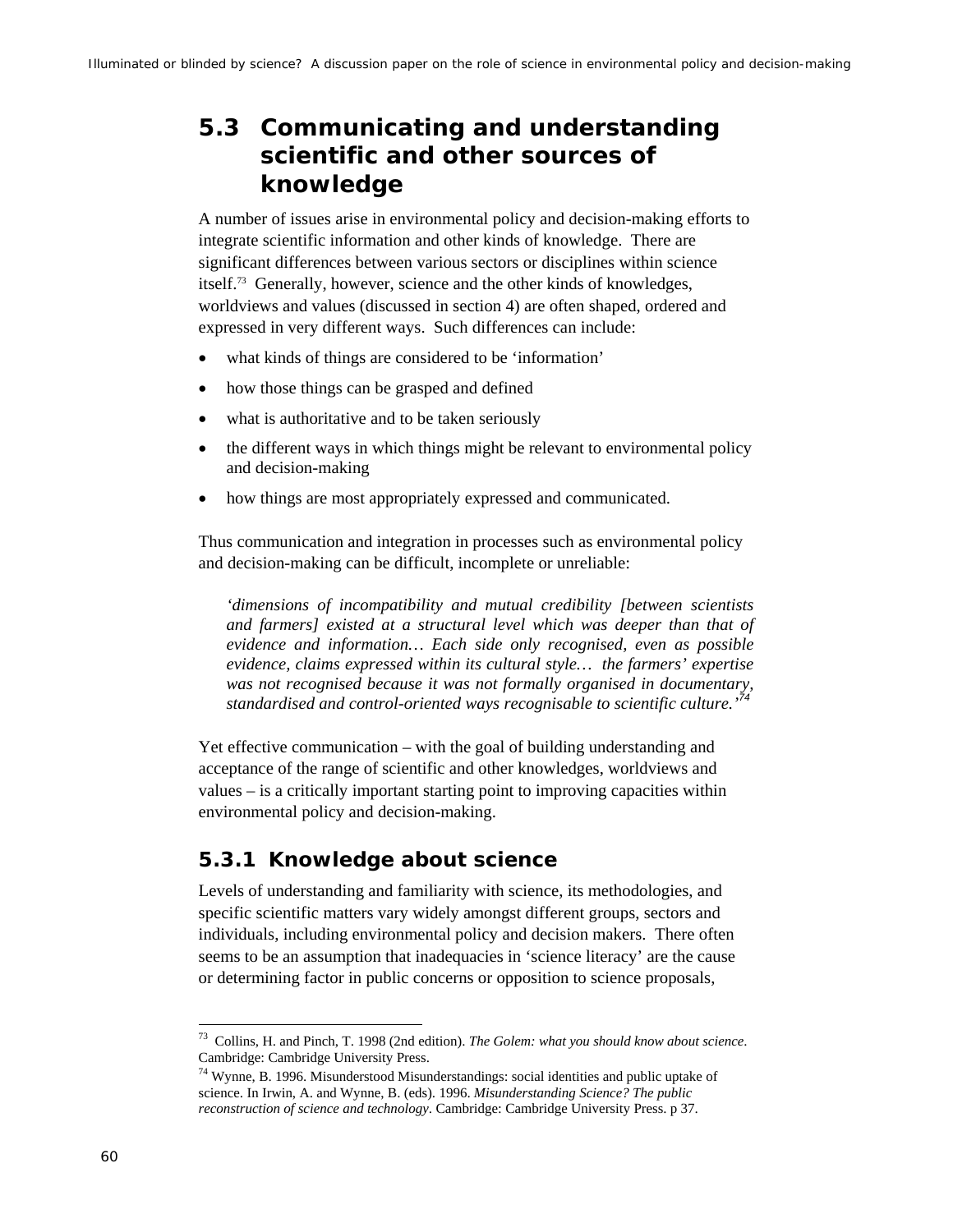## 5.3 Communicating and understanding scientific and other sources of knowledge

A number of issues arise in environmental policy and decision-making efforts to integrate scientific information and other kinds of knowledge. There are significant differences between various sectors or disciplines within science itself.[73] Generally, however, science and the other kinds of knowledges, worldviews and values (discussed in section 4) are often shaped, ordered and expressed in very different ways. Such differences can include:

- what kinds of things are considered to be 'information'
- how those things can be grasped and defined
- what is authoritative and to be taken seriously
- the different ways in which things might be relevant to environmental policy and decision-making
- how things are most appropriately expressed and communicated.

Thus communication and integration in processes such as environmental policy and decision-making can be difficult, incomplete or unreliable:

> *'dimensions of incompatibility and mutual credibility [between scientists and farmers] existed at a structural level which was deeper than that of evidence and information… Each side only recognised, even as possible evidence, claims expressed within its cultural style… the farmers' expertise was not recognised because it was not formally organised in documentary, standardised and control-oriented ways recognisable to scientific culture.'*[74]

Yet effective communication – with the goal of building understanding and acceptance of the range of scientific and other knowledges, worldviews and values – is a critically important starting point to improving capacities within environmental policy and decision-making.

### 5.3.1 Knowledge about science

Levels of understanding and familiarity with science, its methodologies, and specific scientific matters vary widely amongst different groups, sectors and individuals, including environmental policy and decision makers. There often seems to be an assumption that inadequacies in 'science literacy' are the cause or determining factor in public concerns or opposition to science proposals,

---

[73] Collins, H. and Pinch, T. 1998 (2nd edition). *The Golem: what you should know about science*. Cambridge: Cambridge University Press.

[74] Wynne, B. 1996. Misunderstood Misunderstandings: social identities and public uptake of science. In Irwin, A. and Wynne, B. (eds). 1996. *Misunderstanding Science? The public reconstruction of science and technology*. Cambridge: Cambridge University Press. p 37.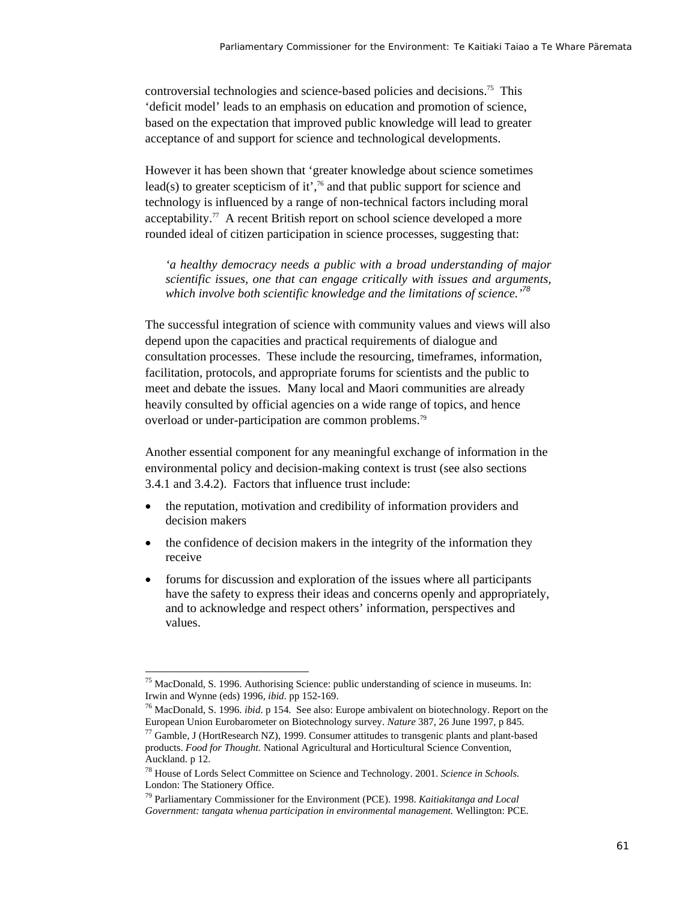controversial technologies and science-based policies and decisions.[75] This 'deficit model' leads to an emphasis on education and promotion of science, based on the expectation that improved public knowledge will lead to greater acceptance of and support for science and technological developments.

However it has been shown that 'greater knowledge about science sometimes lead(s) to greater scepticism of it',[76] and that public support for science and technology is influenced by a range of non-technical factors including moral acceptability.[77] A recent British report on school science developed a more rounded ideal of citizen participation in science processes, suggesting that:

> *'a healthy democracy needs a public with a broad understanding of major scientific issues, one that can engage critically with issues and arguments, which involve both scientific knowledge and the limitations of science.'*[78]

The successful integration of science with community values and views will also depend upon the capacities and practical requirements of dialogue and consultation processes. These include the resourcing, timeframes, information, facilitation, protocols, and appropriate forums for scientists and the public to meet and debate the issues. Many local and Maori communities are already heavily consulted by official agencies on a wide range of topics, and hence overload or under-participation are common problems.[79]

Another essential component for any meaningful exchange of information in the environmental policy and decision-making context is trust (see also sections 3.4.1 and 3.4.2). Factors that influence trust include:

- the reputation, motivation and credibility of information providers and decision makers
- the confidence of decision makers in the integrity of the information they receive
- forums for discussion and exploration of the issues where all participants have the safety to express their ideas and concerns openly and appropriately, and to acknowledge and respect others' information, perspectives and values.

---

[75] MacDonald, S. 1996. Authorising Science: public understanding of science in museums. In: Irwin and Wynne (eds) 1996, *ibid*. pp 152-169.

[76] MacDonald, S. 1996. *ibid*. p 154. See also: Europe ambivalent on biotechnology. Report on the European Union Eurobarometer on Biotechnology survey. *Nature* 387, 26 June 1997, p 845.

[77] Gamble, J (HortResearch NZ), 1999. Consumer attitudes to transgenic plants and plant-based products. *Food for Thought.* National Agricultural and Horticultural Science Convention, Auckland. p 12.

[78] House of Lords Select Committee on Science and Technology. 2001. *Science in Schools.* London: The Stationery Office.

[79] Parliamentary Commissioner for the Environment (PCE). 1998. *Kaitiakitanga and Local Government: tangata whenua participation in environmental management.* Wellington: PCE.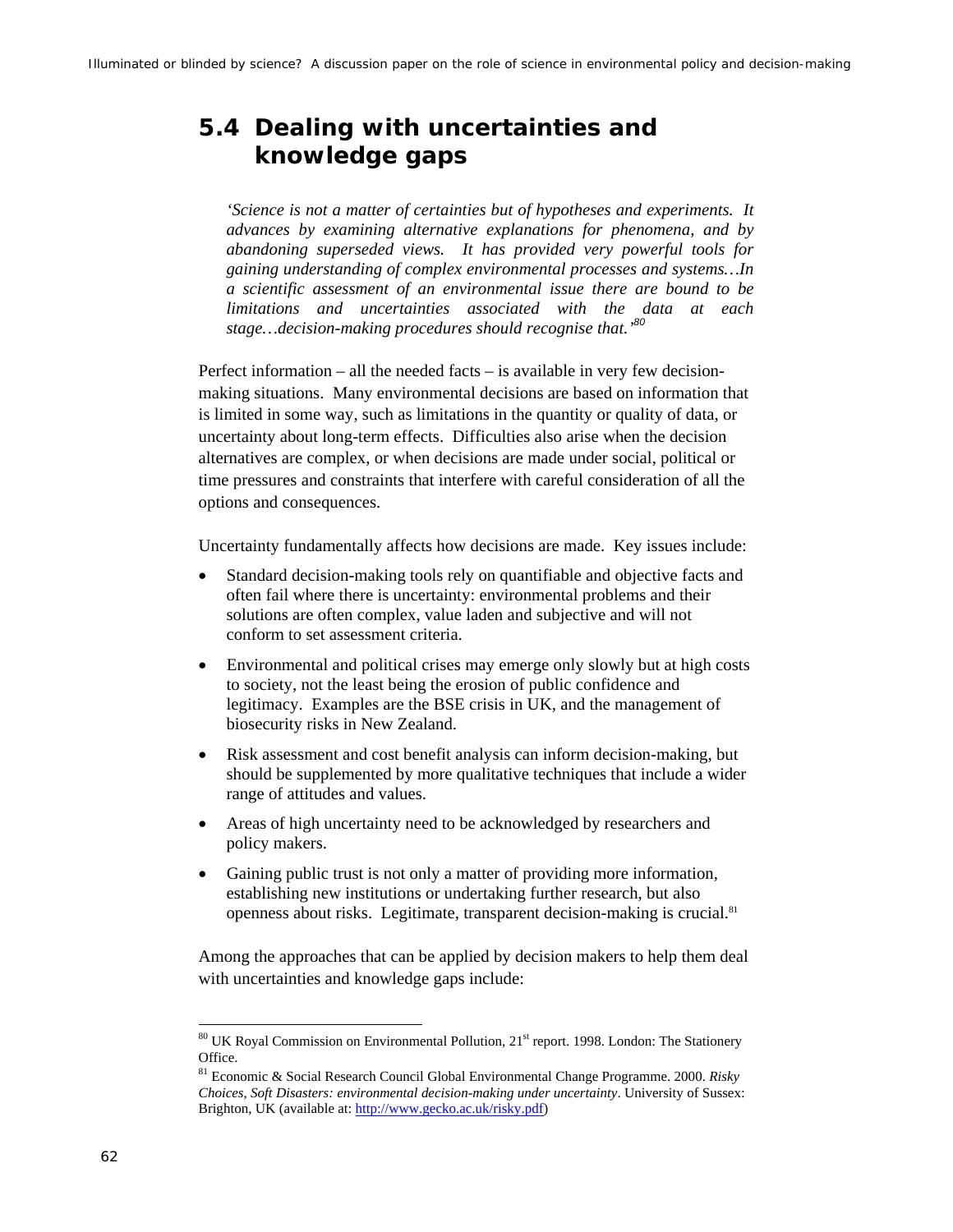## 5.4 Dealing with uncertainties and knowledge gaps

> *'Science is not a matter of certainties but of hypotheses and experiments. It advances by examining alternative explanations for phenomena, and by abandoning superseded views. It has provided very powerful tools for gaining understanding of complex environmental processes and systems…In a scientific assessment of an environmental issue there are bound to be limitations and uncertainties associated with the data at each stage…decision-making procedures should recognise that.'*[80]

Perfect information – all the needed facts – is available in very few decision-making situations. Many environmental decisions are based on information that is limited in some way, such as limitations in the quantity or quality of data, or uncertainty about long-term effects. Difficulties also arise when the decision alternatives are complex, or when decisions are made under social, political or time pressures and constraints that interfere with careful consideration of all the options and consequences.

Uncertainty fundamentally affects how decisions are made. Key issues include:

- Standard decision-making tools rely on quantifiable and objective facts and often fail where there is uncertainty: environmental problems and their solutions are often complex, value laden and subjective and will not conform to set assessment criteria.
- Environmental and political crises may emerge only slowly but at high costs to society, not the least being the erosion of public confidence and legitimacy. Examples are the BSE crisis in UK, and the management of biosecurity risks in New Zealand.
- Risk assessment and cost benefit analysis can inform decision-making, but should be supplemented by more qualitative techniques that include a wider range of attitudes and values.
- Areas of high uncertainty need to be acknowledged by researchers and policy makers.
- Gaining public trust is not only a matter of providing more information, establishing new institutions or undertaking further research, but also openness about risks. Legitimate, transparent decision-making is crucial.[81]

Among the approaches that can be applied by decision makers to help them deal with uncertainties and knowledge gaps include:

---

[80] UK Royal Commission on Environmental Pollution, 21st report. 1998. London: The Stationery Office.

[81] Economic & Social Research Council Global Environmental Change Programme. 2000. *Risky Choices, Soft Disasters: environmental decision-making under uncertainty*. University of Sussex: Brighton, UK (available at: http://www.gecko.ac.uk/risky.pdf)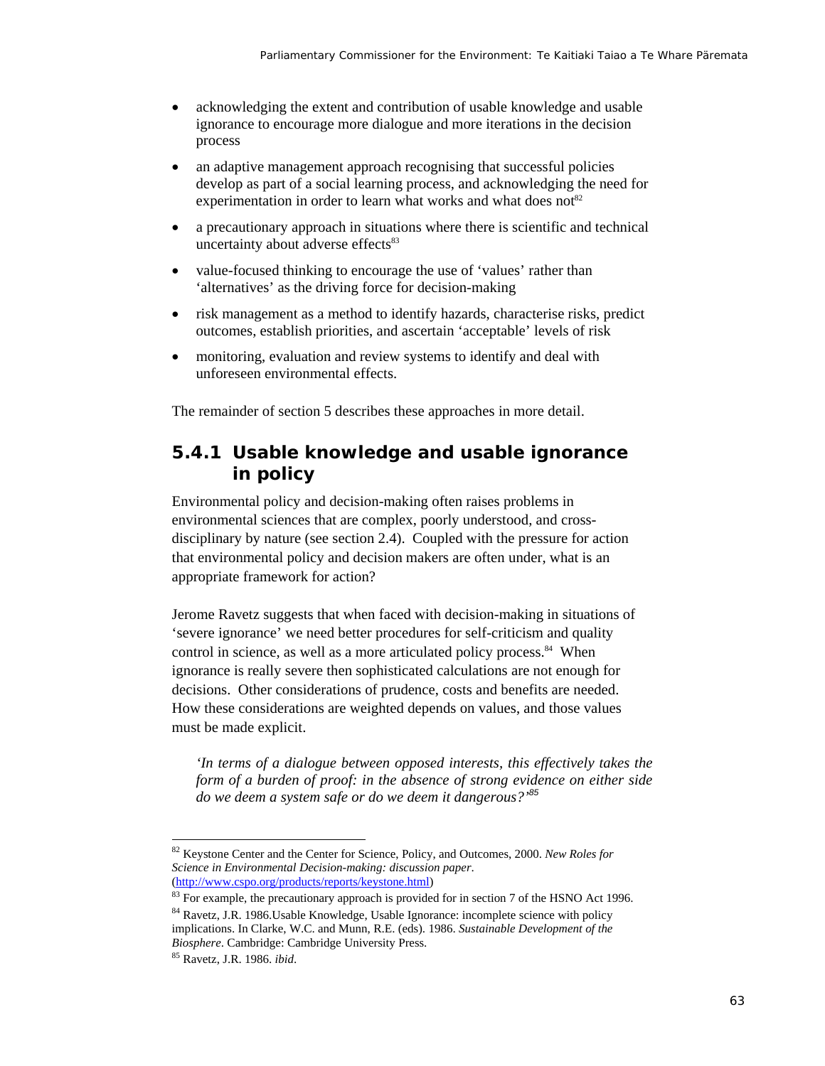- acknowledging the extent and contribution of usable knowledge and usable ignorance to encourage more dialogue and more iterations in the decision process
- an adaptive management approach recognising that successful policies develop as part of a social learning process, and acknowledging the need for experimentation in order to learn what works and what does not[82]
- a precautionary approach in situations where there is scientific and technical uncertainty about adverse effects[83]
- value-focused thinking to encourage the use of 'values' rather than 'alternatives' as the driving force for decision-making
- risk management as a method to identify hazards, characterise risks, predict outcomes, establish priorities, and ascertain 'acceptable' levels of risk
- monitoring, evaluation and review systems to identify and deal with unforeseen environmental effects.

The remainder of section 5 describes these approaches in more detail.

### 5.4.1 Usable knowledge and usable ignorance in policy

Environmental policy and decision-making often raises problems in environmental sciences that are complex, poorly understood, and cross-disciplinary by nature (see section 2.4). Coupled with the pressure for action that environmental policy and decision makers are often under, what is an appropriate framework for action?

Jerome Ravetz suggests that when faced with decision-making in situations of 'severe ignorance' we need better procedures for self-criticism and quality control in science, as well as a more articulated policy process.[84] When ignorance is really severe then sophisticated calculations are not enough for decisions. Other considerations of prudence, costs and benefits are needed. How these considerations are weighted depends on values, and those values must be made explicit.

> *'In terms of a dialogue between opposed interests, this effectively takes the form of a burden of proof: in the absence of strong evidence on either side do we deem a system safe or do we deem it dangerous?'*[85]

---

[82] Keystone Center and the Center for Science, Policy, and Outcomes, 2000. *New Roles for Science in Environmental Decision-making: discussion paper*. (http://www.cspo.org/products/reports/keystone.html)

[83] For example, the precautionary approach is provided for in section 7 of the HSNO Act 1996.

[84] Ravetz, J.R. 1986.Usable Knowledge, Usable Ignorance: incomplete science with policy implications. In Clarke, W.C. and Munn, R.E. (eds). 1986. *Sustainable Development of the Biosphere*. Cambridge: Cambridge University Press.

[85] Ravetz, J.R. 1986. *ibid*.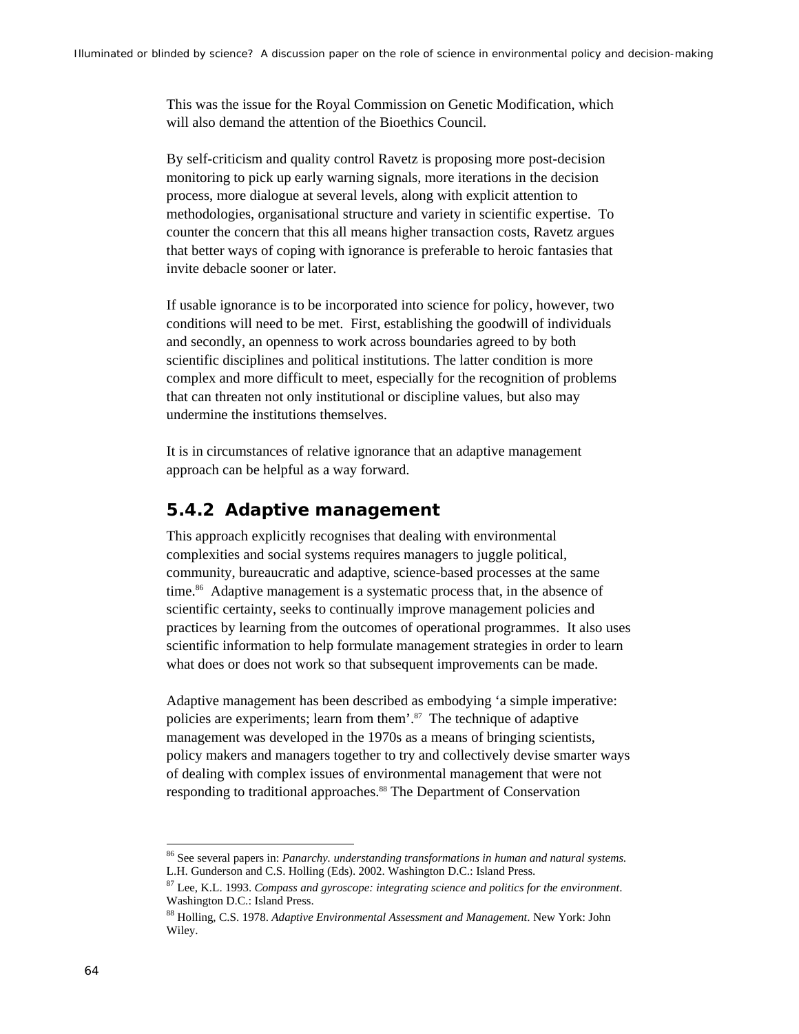This was the issue for the Royal Commission on Genetic Modification, which will also demand the attention of the Bioethics Council.

By self-criticism and quality control Ravetz is proposing more post-decision monitoring to pick up early warning signals, more iterations in the decision process, more dialogue at several levels, along with explicit attention to methodologies, organisational structure and variety in scientific expertise. To counter the concern that this all means higher transaction costs, Ravetz argues that better ways of coping with ignorance is preferable to heroic fantasies that invite debacle sooner or later.

If usable ignorance is to be incorporated into science for policy, however, two conditions will need to be met. First, establishing the goodwill of individuals and secondly, an openness to work across boundaries agreed to by both scientific disciplines and political institutions. The latter condition is more complex and more difficult to meet, especially for the recognition of problems that can threaten not only institutional or discipline values, but also may undermine the institutions themselves.

It is in circumstances of relative ignorance that an adaptive management approach can be helpful as a way forward.

### 5.4.2 Adaptive management

This approach explicitly recognises that dealing with environmental complexities and social systems requires managers to juggle political, community, bureaucratic and adaptive, science-based processes at the same time.[86] Adaptive management is a systematic process that, in the absence of scientific certainty, seeks to continually improve management policies and practices by learning from the outcomes of operational programmes. It also uses scientific information to help formulate management strategies in order to learn what does or does not work so that subsequent improvements can be made.

Adaptive management has been described as embodying 'a simple imperative: policies are experiments; learn from them'.[87] The technique of adaptive management was developed in the 1970s as a means of bringing scientists, policy makers and managers together to try and collectively devise smarter ways of dealing with complex issues of environmental management that were not responding to traditional approaches.[88] The Department of Conservation

---

[86] See several papers in: *Panarchy. understanding transformations in human and natural systems.* L.H. Gunderson and C.S. Holling (Eds). 2002. Washington D.C.: Island Press.

[87] Lee, K.L. 1993. *Compass and gyroscope: integrating science and politics for the environment*. Washington D.C.: Island Press.

[88] Holling, C.S. 1978. *Adaptive Environmental Assessment and Management*. New York: John Wiley.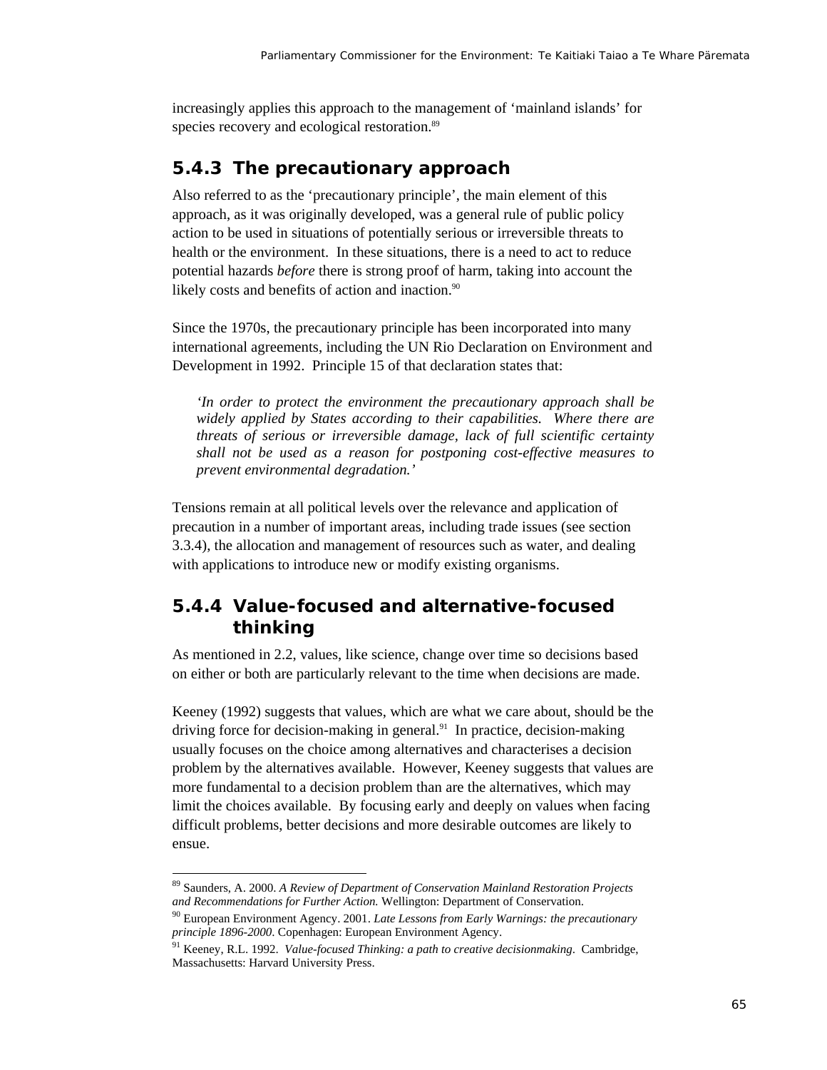increasingly applies this approach to the management of 'mainland islands' for species recovery and ecological restoration.[89]

### 5.4.3 The precautionary approach

Also referred to as the 'precautionary principle', the main element of this approach, as it was originally developed, was a general rule of public policy action to be used in situations of potentially serious or irreversible threats to health or the environment. In these situations, there is a need to act to reduce potential hazards *before* there is strong proof of harm, taking into account the likely costs and benefits of action and inaction.[90]

Since the 1970s, the precautionary principle has been incorporated into many international agreements, including the UN Rio Declaration on Environment and Development in 1992. Principle 15 of that declaration states that:

> *'In order to protect the environment the precautionary approach shall be widely applied by States according to their capabilities. Where there are threats of serious or irreversible damage, lack of full scientific certainty shall not be used as a reason for postponing cost-effective measures to prevent environmental degradation.'*

Tensions remain at all political levels over the relevance and application of precaution in a number of important areas, including trade issues (see section 3.3.4), the allocation and management of resources such as water, and dealing with applications to introduce new or modify existing organisms.

### 5.4.4 Value-focused and alternative-focused thinking

As mentioned in 2.2, values, like science, change over time so decisions based on either or both are particularly relevant to the time when decisions are made.

Keeney (1992) suggests that values, which are what we care about, should be the driving force for decision-making in general.[91] In practice, decision-making usually focuses on the choice among alternatives and characterises a decision problem by the alternatives available. However, Keeney suggests that values are more fundamental to a decision problem than are the alternatives, which may limit the choices available. By focusing early and deeply on values when facing difficult problems, better decisions and more desirable outcomes are likely to ensue.

---

[89] Saunders, A. 2000. *A Review of Department of Conservation Mainland Restoration Projects and Recommendations for Further Action.* Wellington: Department of Conservation.

[90] European Environment Agency. 2001. *Late Lessons from Early Warnings: the precautionary principle 1896-2000.* Copenhagen: European Environment Agency.

[91] Keeney, R.L. 1992. *Value-focused Thinking: a path to creative decisionmaking.* Cambridge, Massachusetts: Harvard University Press.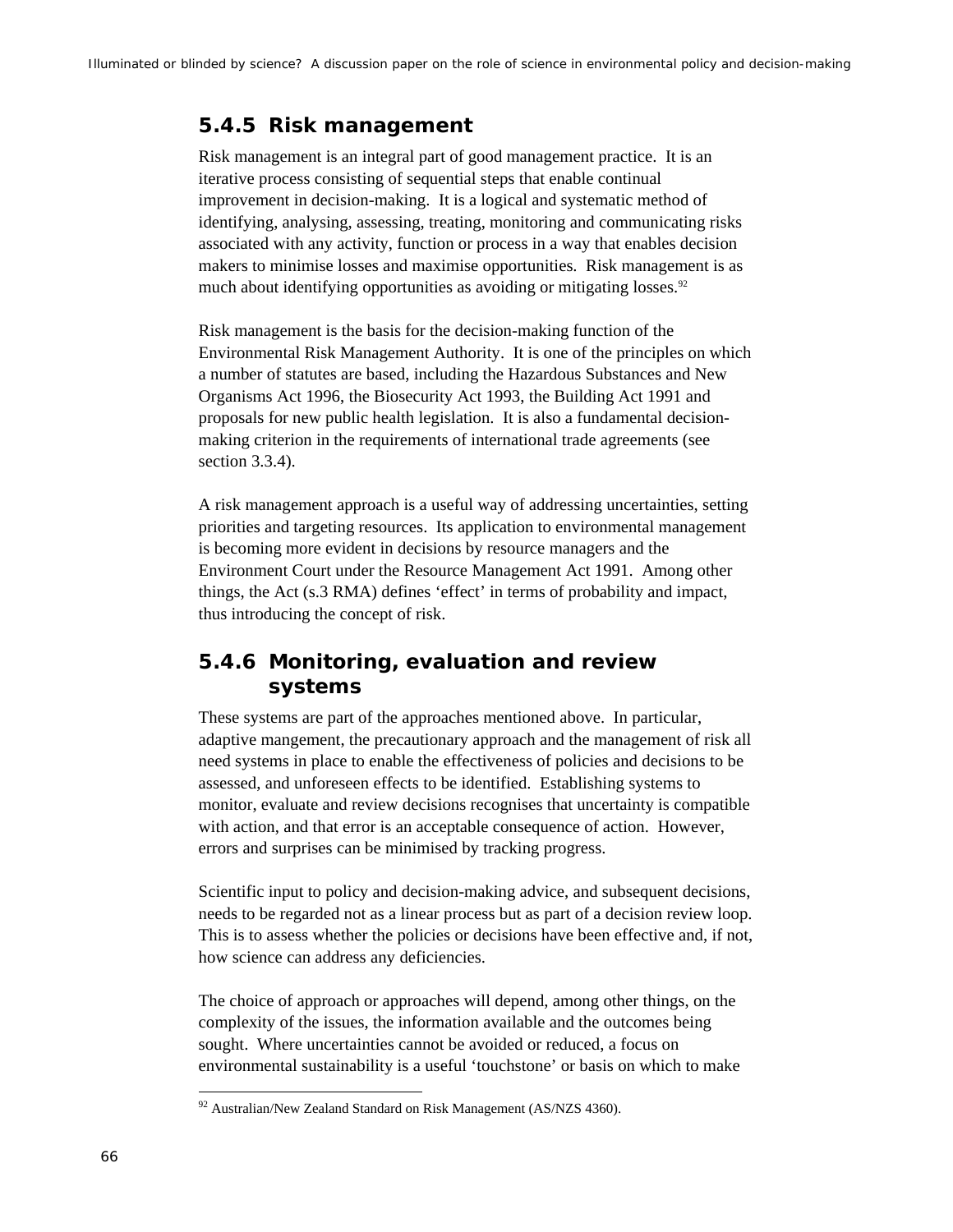### 5.4.5 Risk management

Risk management is an integral part of good management practice. It is an iterative process consisting of sequential steps that enable continual improvement in decision-making. It is a logical and systematic method of identifying, analysing, assessing, treating, monitoring and communicating risks associated with any activity, function or process in a way that enables decision makers to minimise losses and maximise opportunities. Risk management is as much about identifying opportunities as avoiding or mitigating losses.[92]

Risk management is the basis for the decision-making function of the Environmental Risk Management Authority. It is one of the principles on which a number of statutes are based, including the Hazardous Substances and New Organisms Act 1996, the Biosecurity Act 1993, the Building Act 1991 and proposals for new public health legislation. It is also a fundamental decision-making criterion in the requirements of international trade agreements (see section 3.3.4).

A risk management approach is a useful way of addressing uncertainties, setting priorities and targeting resources. Its application to environmental management is becoming more evident in decisions by resource managers and the Environment Court under the Resource Management Act 1991. Among other things, the Act (s.3 RMA) defines 'effect' in terms of probability and impact, thus introducing the concept of risk.

### 5.4.6 Monitoring, evaluation and review systems

These systems are part of the approaches mentioned above. In particular, adaptive mangement, the precautionary approach and the management of risk all need systems in place to enable the effectiveness of policies and decisions to be assessed, and unforeseen effects to be identified. Establishing systems to monitor, evaluate and review decisions recognises that uncertainty is compatible with action, and that error is an acceptable consequence of action. However, errors and surprises can be minimised by tracking progress.

Scientific input to policy and decision-making advice, and subsequent decisions, needs to be regarded not as a linear process but as part of a decision review loop. This is to assess whether the policies or decisions have been effective and, if not, how science can address any deficiencies.

The choice of approach or approaches will depend, among other things, on the complexity of the issues, the information available and the outcomes being sought. Where uncertainties cannot be avoided or reduced, a focus on environmental sustainability is a useful 'touchstone' or basis on which to make

[92] Australian/New Zealand Standard on Risk Management (AS/NZS 4360).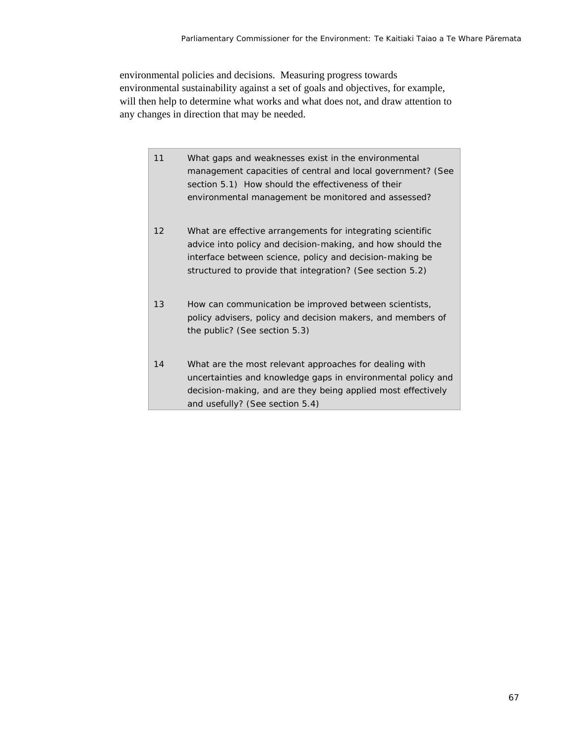environmental policies and decisions. Measuring progress towards environmental sustainability against a set of goals and objectives, for example, will then help to determine what works and what does not, and draw attention to any changes in direction that may be needed.

| | |
|---|---|
| 11 | What gaps and weaknesses exist in the environmental management capacities of central and local government? (See section 5.1) How should the effectiveness of their environmental management be monitored and assessed? |
| 12 | What are effective arrangements for integrating scientific advice into policy and decision-making, and how should the interface between science, policy and decision-making be structured to provide that integration? (See section 5.2) |
| 13 | How can communication be improved between scientists, policy advisers, policy and decision makers, and members of the public? (See section 5.3) |
| 14 | What are the most relevant approaches for dealing with uncertainties and knowledge gaps in environmental policy and decision-making, and are they being applied most effectively and usefully? (See section 5.4) |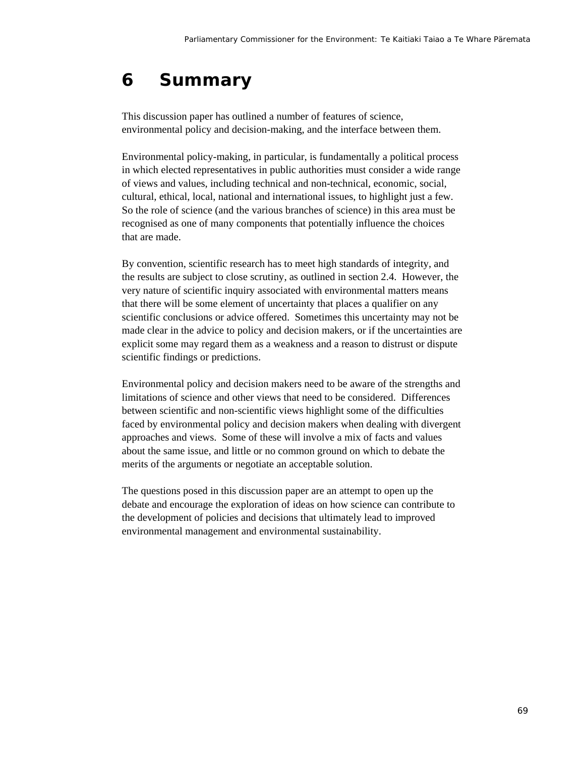# 6 Summary

This discussion paper has outlined a number of features of science, environmental policy and decision-making, and the interface between them.

Environmental policy-making, in particular, is fundamentally a political process in which elected representatives in public authorities must consider a wide range of views and values, including technical and non-technical, economic, social, cultural, ethical, local, national and international issues, to highlight just a few. So the role of science (and the various branches of science) in this area must be recognised as one of many components that potentially influence the choices that are made.

By convention, scientific research has to meet high standards of integrity, and the results are subject to close scrutiny, as outlined in section 2.4. However, the very nature of scientific inquiry associated with environmental matters means that there will be some element of uncertainty that places a qualifier on any scientific conclusions or advice offered. Sometimes this uncertainty may not be made clear in the advice to policy and decision makers, or if the uncertainties are explicit some may regard them as a weakness and a reason to distrust or dispute scientific findings or predictions.

Environmental policy and decision makers need to be aware of the strengths and limitations of science and other views that need to be considered. Differences between scientific and non-scientific views highlight some of the difficulties faced by environmental policy and decision makers when dealing with divergent approaches and views. Some of these will involve a mix of facts and values about the same issue, and little or no common ground on which to debate the merits of the arguments or negotiate an acceptable solution.

The questions posed in this discussion paper are an attempt to open up the debate and encourage the exploration of ideas on how science can contribute to the development of policies and decisions that ultimately lead to improved environmental management and environmental sustainability.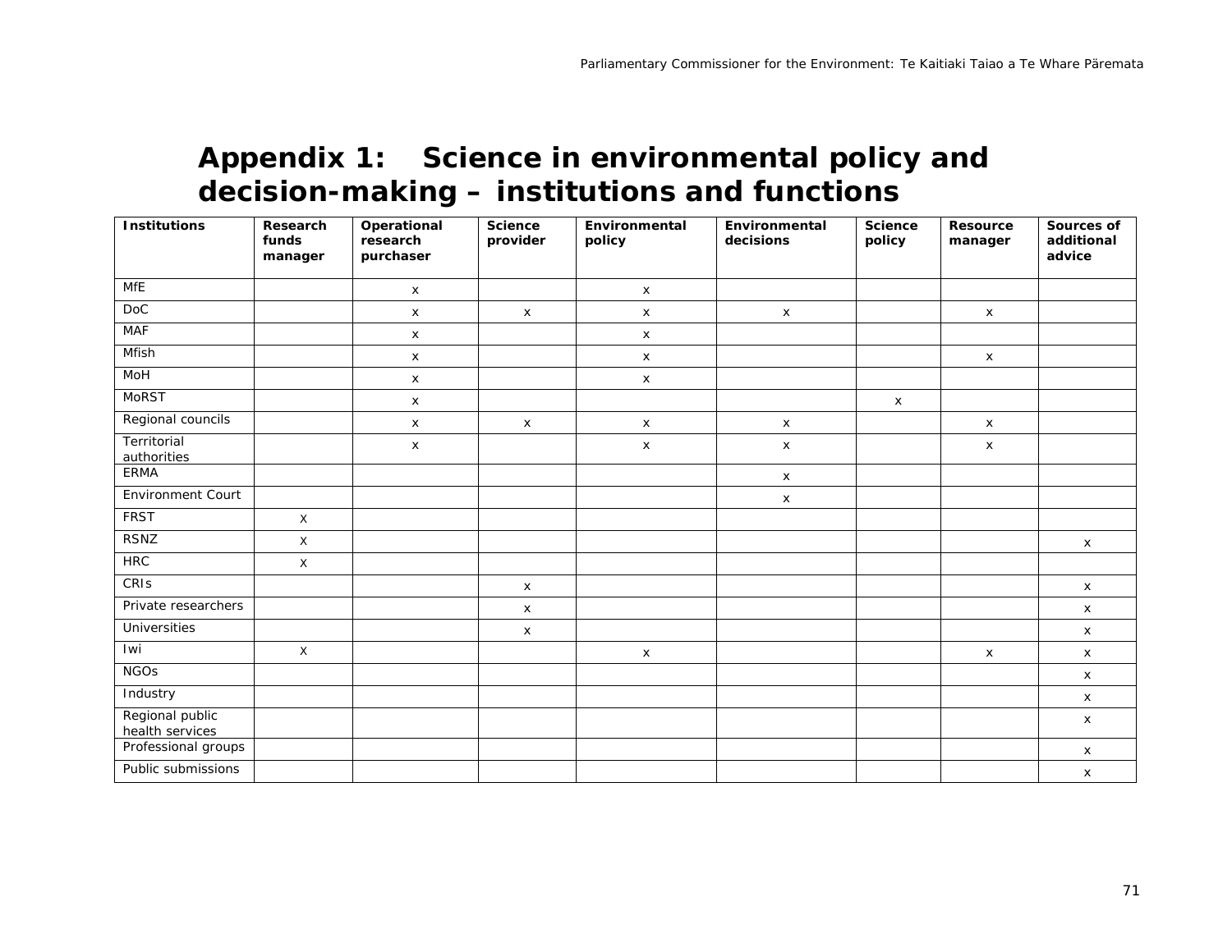# Appendix 1: Science in environmental policy and decision-making – institutions and functions

| Institutions | Research funds manager | Operational research purchaser | Science provider | Environmental policy | Environmental decisions | Science policy | Resource manager | Sources of additional advice |
|---|---|---|---|---|---|---|---|---|
| MfE | | x | | x | | | | |
| DoC | | x | x | x | x | | x | |
| MAF | | x | | x | | | | |
| Mfish | | x | | x | | | x | |
| MoH | | x | | x | | | | |
| MoRST | | x | | | | x | | |
| Regional councils | | x | x | x | x | | x | |
| Territorial authorities | | x | | x | x | | x | |
| ERMA | | | | | x | | | |
| Environment Court | | | | | x | | | |
| FRST | X | | | | | | | |
| RSNZ | X | | | | | | | x |
| HRC | X | | | | | | | |
| CRIs | | | x | | | | | x |
| Private researchers | | | x | | | | | x |
| Universities | | | x | | | | | x |
| Iwi | X | | | x | | | x | x |
| NGOs | | | | | | | | x |
| Industry | | | | | | | | x |
| Regional public health services | | | | | | | | x |
| Professional groups | | | | | | | | x |
| Public submissions | | | | | | | | x |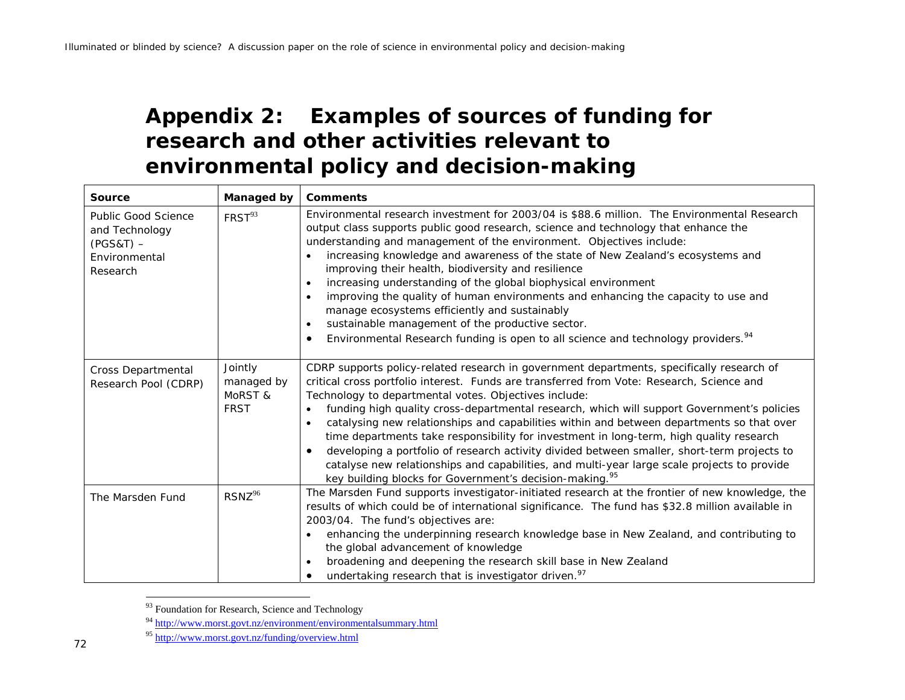# Appendix 2: Examples of sources of funding for research and other activities relevant to environmental policy and decision-making

| Source | Managed by | Comments |
|---|---|---|
| Public Good Science and Technology (PGS&T) – Environmental Research | FRST[93] | Environmental research investment for 2003/04 is $88.6 million. The Environmental Research output class supports public good research, science and technology that enhance the understanding and management of the environment. Objectives include: <br>• increasing knowledge and awareness of the state of New Zealand's ecosystems and improving their health, biodiversity and resilience <br>• increasing understanding of the global biophysical environment <br>• improving the quality of human environments and enhancing the capacity to use and manage ecosystems efficiently and sustainably <br>• sustainable management of the productive sector. <br>• Environmental Research funding is open to all science and technology providers.[94] |
| Cross Departmental Research Pool (CDRP) | Jointly managed by MoRST & FRST | CDRP supports policy-related research in government departments, specifically research of critical cross portfolio interest. Funds are transferred from Vote: Research, Science and Technology to departmental votes. Objectives include: <br>• funding high quality cross-departmental research, which will support Government's policies <br>• catalysing new relationships and capabilities within and between departments so that over time departments take responsibility for investment in long-term, high quality research <br>• developing a portfolio of research activity divided between smaller, short-term projects to catalyse new relationships and capabilities, and multi-year large scale projects to provide key building blocks for Government's decision-making.[95] |
| The Marsden Fund | RSNZ[96] | The Marsden Fund supports investigator-initiated research at the frontier of new knowledge, the results of which could be of international significance. The fund has $32.8 million available in 2003/04. The fund's objectives are: <br>• enhancing the underpinning research knowledge base in New Zealand, and contributing to the global advancement of knowledge <br>• broadening and deepening the research skill base in New Zealand <br>• undertaking research that is investigator driven.[97] |

[93] Foundation for Research, Science and Technology

[94] http://www.morst.govt.nz/environment/environmentalsummary.html

[95] http://www.morst.govt.nz/funding/overview.html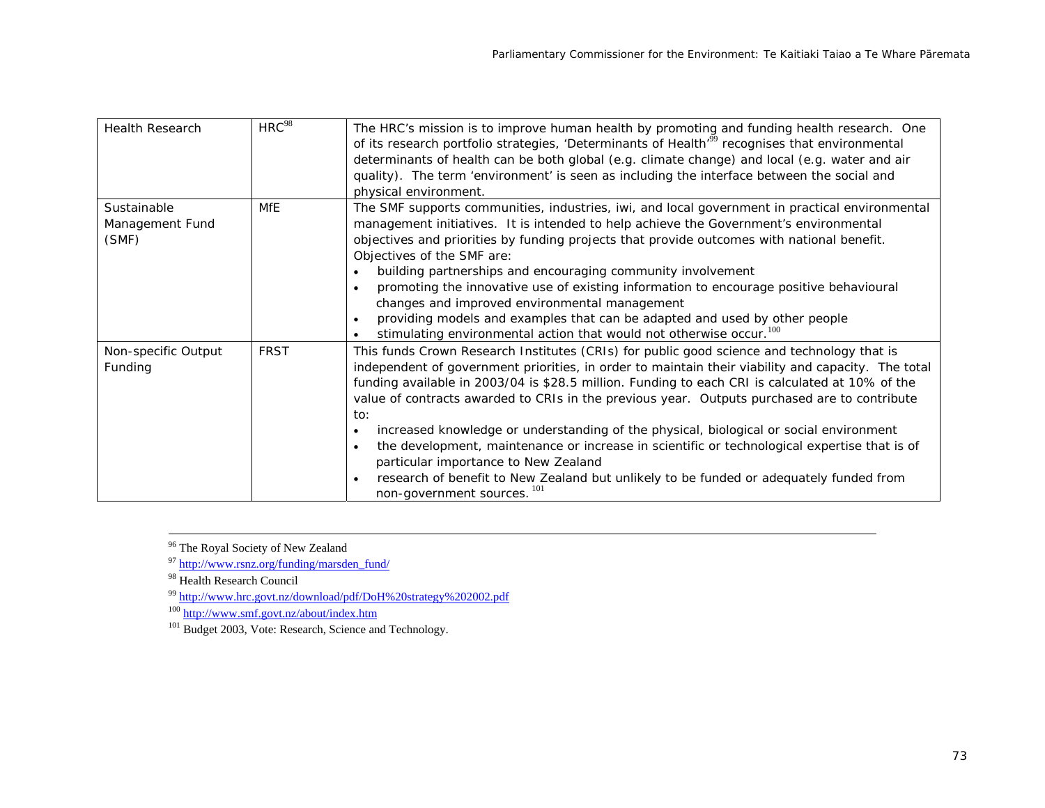| | | |
|---|---|---|
| Health Research | HRC[98] | The HRC's mission is to improve human health by promoting and funding health research. One of its research portfolio strategies, 'Determinants of Health'[99] recognises that environmental determinants of health can be both global (e.g. climate change) and local (e.g. water and air quality). The term 'environment' is seen as including the interface between the social and physical environment. |
| Sustainable Management Fund (SMF) | MfE | The SMF supports communities, industries, iwi, and local government in practical environmental management initiatives. It is intended to help achieve the Government's environmental objectives and priorities by funding projects that provide outcomes with national benefit. Objectives of the SMF are:<br>• building partnerships and encouraging community involvement<br>• promoting the innovative use of existing information to encourage positive behavioural changes and improved environmental management<br>• providing models and examples that can be adapted and used by other people<br>• stimulating environmental action that would not otherwise occur.[100] |
| Non-specific Output Funding | FRST | This funds Crown Research Institutes (CRIs) for public good science and technology that is independent of government priorities, in order to maintain their viability and capacity. The total funding available in 2003/04 is $28.5 million. Funding to each CRI is calculated at 10% of the value of contracts awarded to CRIs in the previous year. Outputs purchased are to contribute to:<br>• increased knowledge or understanding of the physical, biological or social environment<br>• the development, maintenance or increase in scientific or technological expertise that is of particular importance to New Zealand<br>• research of benefit to New Zealand but unlikely to be funded or adequately funded from non-government sources.[101] |

---

[96] The Royal Society of New Zealand

[97] http://www.rsnz.org/funding/marsden_fund/

[98] Health Research Council

[99] http://www.hrc.govt.nz/download/pdf/DoH%20strategy%202002.pdf

[100] http://www.smf.govt.nz/about/index.htm

[101] Budget 2003, Vote: Research, Science and Technology.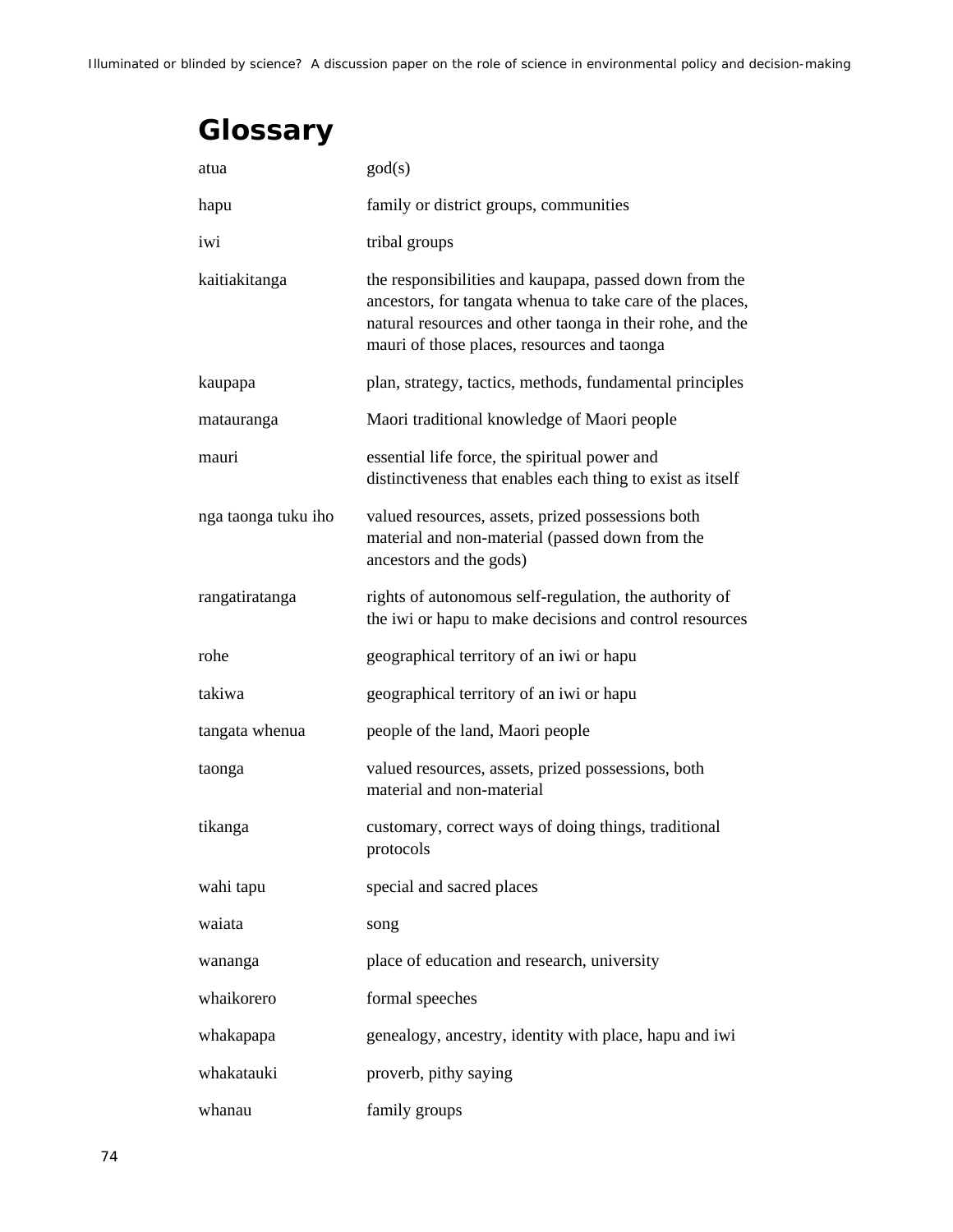# Glossary

| | |
|---|---|
| atua | god(s) |
| hapu | family or district groups, communities |
| iwi | tribal groups |
| kaitiakitanga | the responsibilities and kaupapa, passed down from the ancestors, for tangata whenua to take care of the places, natural resources and other taonga in their rohe, and the mauri of those places, resources and taonga |
| kaupapa | plan, strategy, tactics, methods, fundamental principles |
| matauranga | Maori traditional knowledge of Maori people |
| mauri | essential life force, the spiritual power and distinctiveness that enables each thing to exist as itself |
| nga taonga tuku iho | valued resources, assets, prized possessions both material and non-material (passed down from the ancestors and the gods) |
| rangatiratanga | rights of autonomous self-regulation, the authority of the iwi or hapu to make decisions and control resources |
| rohe | geographical territory of an iwi or hapu |
| takiwa | geographical territory of an iwi or hapu |
| tangata whenua | people of the land, Maori people |
| taonga | valued resources, assets, prized possessions, both material and non-material |
| tikanga | customary, correct ways of doing things, traditional protocols |
| wahi tapu | special and sacred places |
| waiata | song |
| wananga | place of education and research, university |
| whaikorero | formal speeches |
| whakapapa | genealogy, ancestry, identity with place, hapu and iwi |
| whakatauki | proverb, pithy saying |
| whanau | family groups |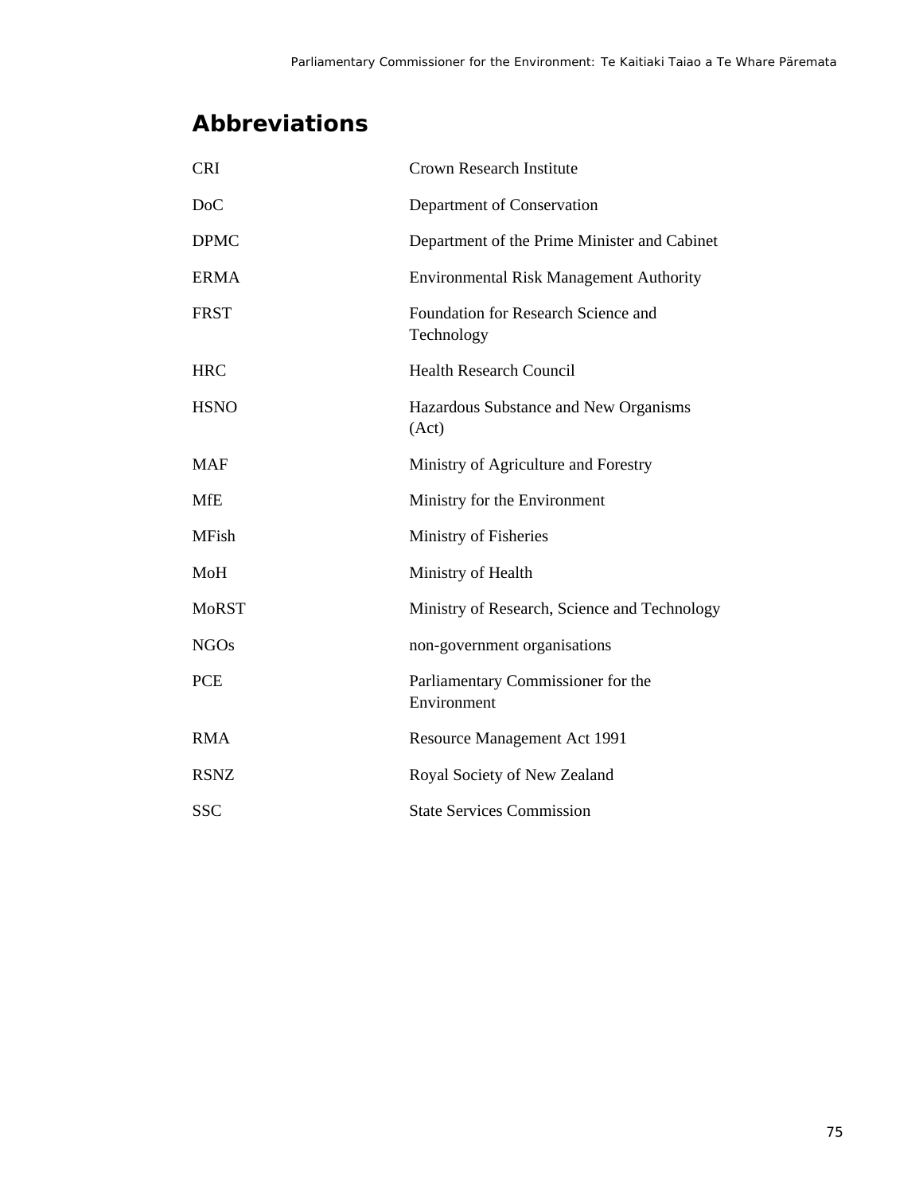## Abbreviations

| | |
|---|---|
| CRI | Crown Research Institute |
| DoC | Department of Conservation |
| DPMC | Department of the Prime Minister and Cabinet |
| ERMA | Environmental Risk Management Authority |
| FRST | Foundation for Research Science and Technology |
| HRC | Health Research Council |
| HSNO | Hazardous Substance and New Organisms (Act) |
| MAF | Ministry of Agriculture and Forestry |
| MfE | Ministry for the Environment |
| MFish | Ministry of Fisheries |
| MoH | Ministry of Health |
| MoRST | Ministry of Research, Science and Technology |
| NGOs | non-government organisations |
| PCE | Parliamentary Commissioner for the Environment |
| RMA | Resource Management Act 1991 |
| RSNZ | Royal Society of New Zealand |
| SSC | State Services Commission |